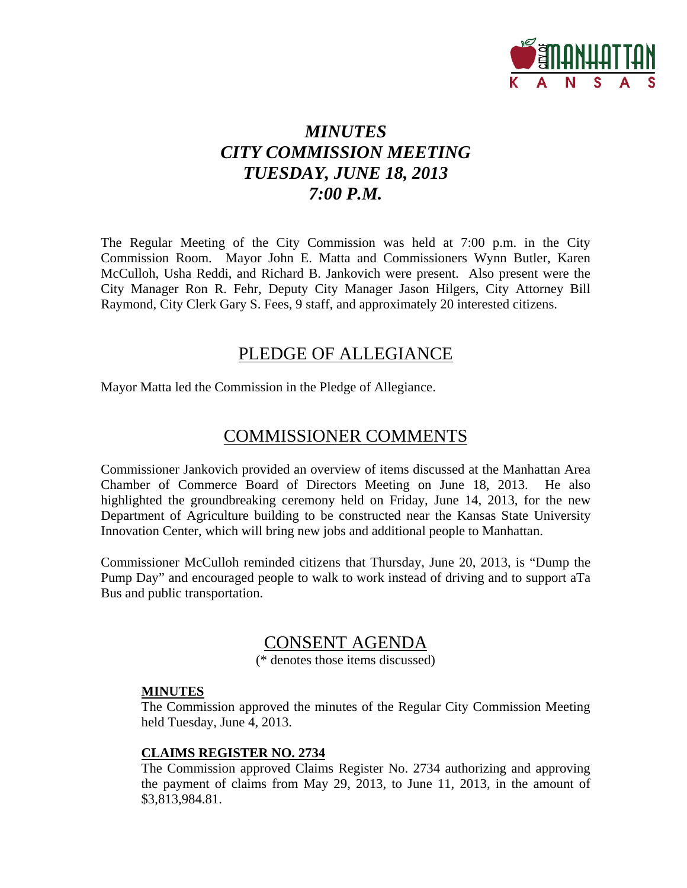# *MINUTES*
# *CITY COMMISSION MEETING*
# *TUESDAY, JUNE 18, 2013*
# *7:00 P.M.*

The Regular Meeting of the City Commission was held at 7:00 p.m. in the City Commission Room. Mayor John E. Matta and Commissioners Wynn Butler, Karen McCulloh, Usha Reddi, and Richard B. Jankovich were present. Also present were the City Manager Ron R. Fehr, Deputy City Manager Jason Hilgers, City Attorney Bill Raymond, City Clerk Gary S. Fees, 9 staff, and approximately 20 interested citizens.

## PLEDGE OF ALLEGIANCE

Mayor Matta led the Commission in the Pledge of Allegiance.

## COMMISSIONER COMMENTS

Commissioner Jankovich provided an overview of items discussed at the Manhattan Area Chamber of Commerce Board of Directors Meeting on June 18, 2013. He also highlighted the groundbreaking ceremony held on Friday, June 14, 2013, for the new Department of Agriculture building to be constructed near the Kansas State University Innovation Center, which will bring new jobs and additional people to Manhattan.

Commissioner McCulloh reminded citizens that Thursday, June 20, 2013, is "Dump the Pump Day" and encouraged people to walk to work instead of driving and to support aTa Bus and public transportation.

## CONSENT AGENDA

(* denotes those items discussed)

**MINUTES**

The Commission approved the minutes of the Regular City Commission Meeting held Tuesday, June 4, 2013.

**CLAIMS REGISTER NO. 2734**

The Commission approved Claims Register No. 2734 authorizing and approving the payment of claims from May 29, 2013, to June 11, 2013, in the amount of $3,813,984.81.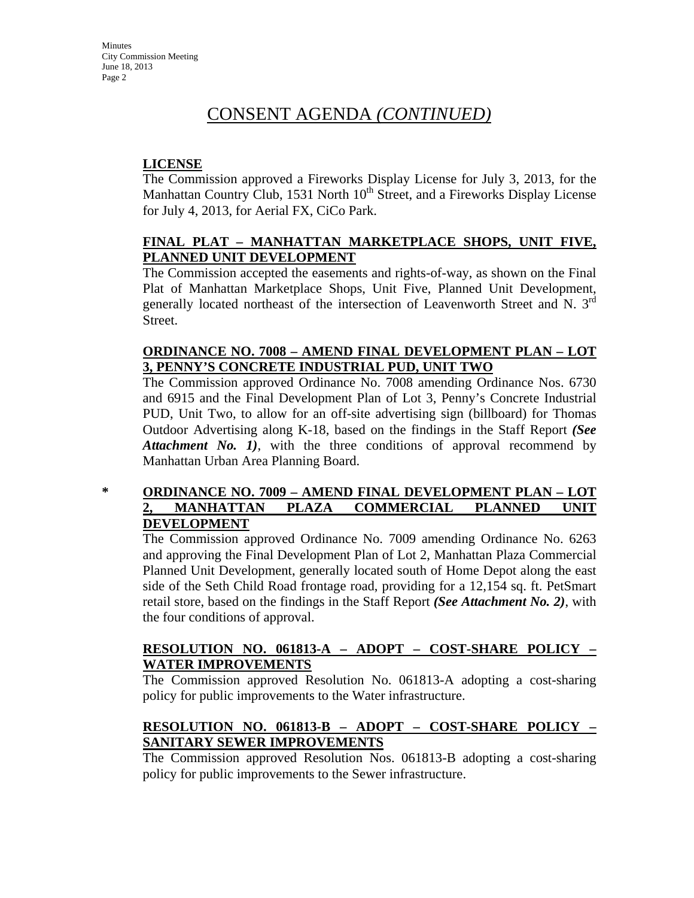# CONSENT AGENDA *(CONTINUED)*

**LICENSE**

The Commission approved a Fireworks Display License for July 3, 2013, for the Manhattan Country Club, 1531 North 10th Street, and a Fireworks Display License for July 4, 2013, for Aerial FX, CiCo Park.

**FINAL PLAT – MANHATTAN MARKETPLACE SHOPS, UNIT FIVE, PLANNED UNIT DEVELOPMENT**

The Commission accepted the easements and rights-of-way, as shown on the Final Plat of Manhattan Marketplace Shops, Unit Five, Planned Unit Development, generally located northeast of the intersection of Leavenworth Street and N. 3rd Street.

**ORDINANCE NO. 7008 – AMEND FINAL DEVELOPMENT PLAN – LOT 3, PENNY'S CONCRETE INDUSTRIAL PUD, UNIT TWO**

The Commission approved Ordinance No. 7008 amending Ordinance Nos. 6730 and 6915 and the Final Development Plan of Lot 3, Penny's Concrete Industrial PUD, Unit Two, to allow for an off-site advertising sign (billboard) for Thomas Outdoor Advertising along K-18, based on the findings in the Staff Report ***(See Attachment No. 1)***, with the three conditions of approval recommend by Manhattan Urban Area Planning Board.

\* **ORDINANCE NO. 7009 – AMEND FINAL DEVELOPMENT PLAN – LOT 2, MANHATTAN PLAZA COMMERCIAL PLANNED UNIT DEVELOPMENT**

The Commission approved Ordinance No. 7009 amending Ordinance No. 6263 and approving the Final Development Plan of Lot 2, Manhattan Plaza Commercial Planned Unit Development, generally located south of Home Depot along the east side of the Seth Child Road frontage road, providing for a 12,154 sq. ft. PetSmart retail store, based on the findings in the Staff Report ***(See Attachment No. 2)***, with the four conditions of approval.

**RESOLUTION NO. 061813-A – ADOPT – COST-SHARE POLICY – WATER IMPROVEMENTS**

The Commission approved Resolution No. 061813-A adopting a cost-sharing policy for public improvements to the Water infrastructure.

**RESOLUTION NO. 061813-B – ADOPT – COST-SHARE POLICY – SANITARY SEWER IMPROVEMENTS**

The Commission approved Resolution Nos. 061813-B adopting a cost-sharing policy for public improvements to the Sewer infrastructure.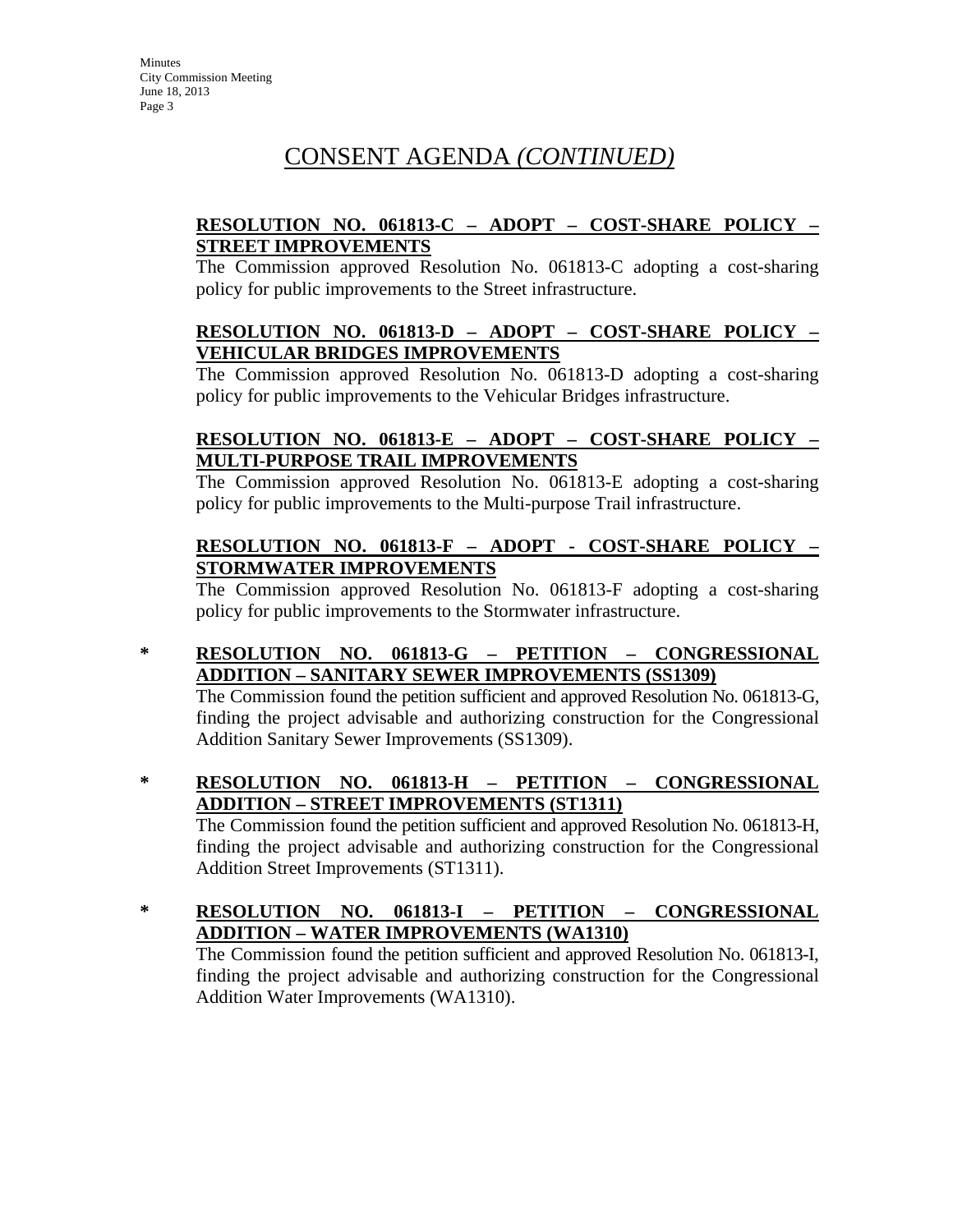# CONSENT AGENDA *(CONTINUED)*

**RESOLUTION NO. 061813-C – ADOPT – COST-SHARE POLICY – STREET IMPROVEMENTS**

The Commission approved Resolution No. 061813-C adopting a cost-sharing policy for public improvements to the Street infrastructure.

**RESOLUTION NO. 061813-D – ADOPT – COST-SHARE POLICY – VEHICULAR BRIDGES IMPROVEMENTS**

The Commission approved Resolution No. 061813-D adopting a cost-sharing policy for public improvements to the Vehicular Bridges infrastructure.

**RESOLUTION NO. 061813-E – ADOPT – COST-SHARE POLICY – MULTI-PURPOSE TRAIL IMPROVEMENTS**

The Commission approved Resolution No. 061813-E adopting a cost-sharing policy for public improvements to the Multi-purpose Trail infrastructure.

**RESOLUTION NO. 061813-F – ADOPT - COST-SHARE POLICY – STORMWATER IMPROVEMENTS**

The Commission approved Resolution No. 061813-F adopting a cost-sharing policy for public improvements to the Stormwater infrastructure.

\* **RESOLUTION NO. 061813-G – PETITION – CONGRESSIONAL ADDITION – SANITARY SEWER IMPROVEMENTS (SS1309)**

The Commission found the petition sufficient and approved Resolution No. 061813-G, finding the project advisable and authorizing construction for the Congressional Addition Sanitary Sewer Improvements (SS1309).

\* **RESOLUTION NO. 061813-H – PETITION – CONGRESSIONAL ADDITION – STREET IMPROVEMENTS (ST1311)**

The Commission found the petition sufficient and approved Resolution No. 061813-H, finding the project advisable and authorizing construction for the Congressional Addition Street Improvements (ST1311).

\* **RESOLUTION NO. 061813-I – PETITION – CONGRESSIONAL ADDITION – WATER IMPROVEMENTS (WA1310)**

The Commission found the petition sufficient and approved Resolution No. 061813-I, finding the project advisable and authorizing construction for the Congressional Addition Water Improvements (WA1310).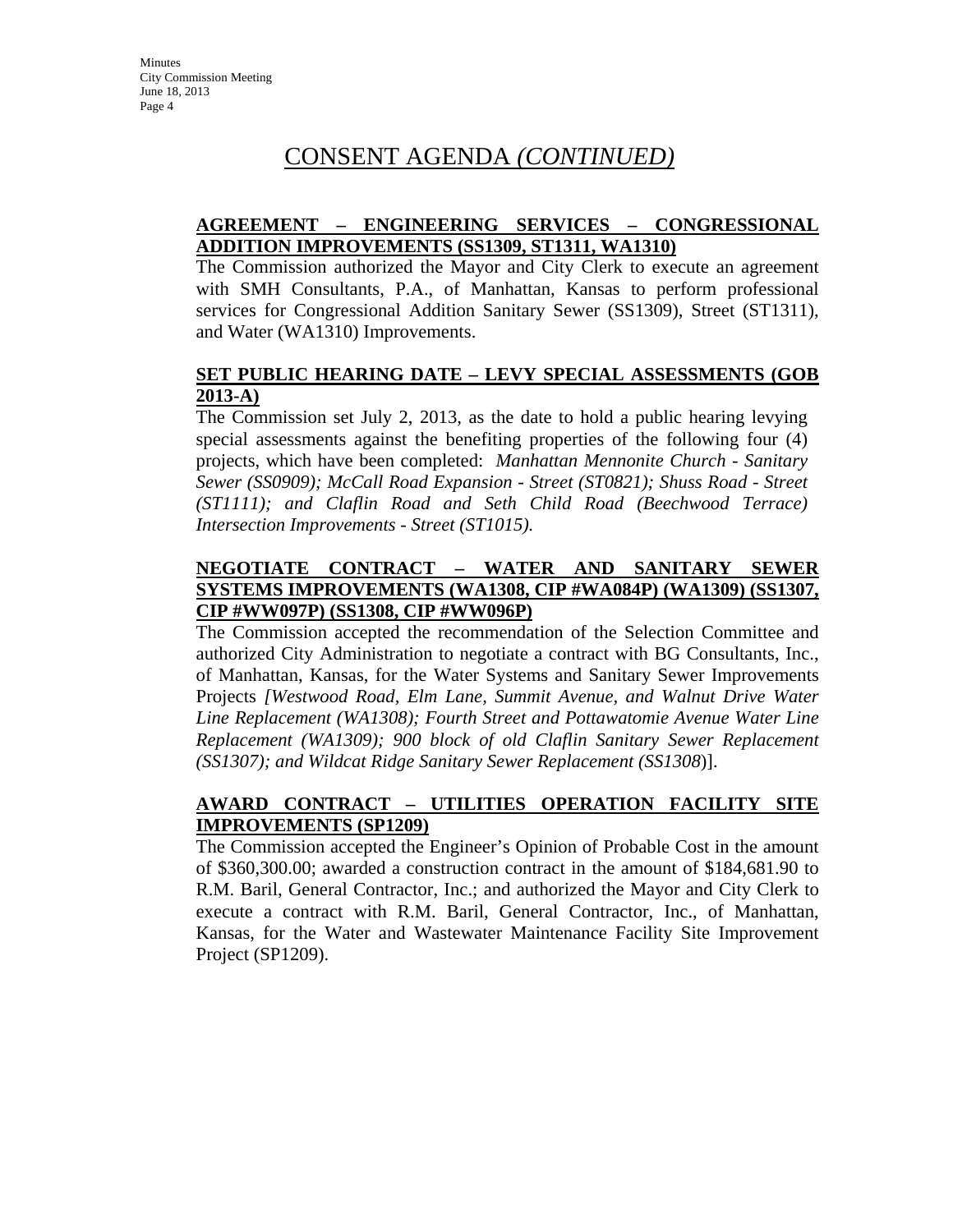# CONSENT AGENDA *(CONTINUED)*

**AGREEMENT – ENGINEERING SERVICES – CONGRESSIONAL ADDITION IMPROVEMENTS (SS1309, ST1311, WA1310)**

The Commission authorized the Mayor and City Clerk to execute an agreement with SMH Consultants, P.A., of Manhattan, Kansas to perform professional services for Congressional Addition Sanitary Sewer (SS1309), Street (ST1311), and Water (WA1310) Improvements.

**SET PUBLIC HEARING DATE – LEVY SPECIAL ASSESSMENTS (GOB 2013-A)**

The Commission set July 2, 2013, as the date to hold a public hearing levying special assessments against the benefiting properties of the following four (4) projects, which have been completed: *Manhattan Mennonite Church - Sanitary Sewer (SS0909); McCall Road Expansion - Street (ST0821); Shuss Road - Street (ST1111); and Claflin Road and Seth Child Road (Beechwood Terrace) Intersection Improvements - Street (ST1015).*

**NEGOTIATE CONTRACT – WATER AND SANITARY SEWER SYSTEMS IMPROVEMENTS (WA1308, CIP #WA084P) (WA1309) (SS1307, CIP #WW097P) (SS1308, CIP #WW096P)**

The Commission accepted the recommendation of the Selection Committee and authorized City Administration to negotiate a contract with BG Consultants, Inc., of Manhattan, Kansas, for the Water Systems and Sanitary Sewer Improvements Projects *[Westwood Road, Elm Lane, Summit Avenue, and Walnut Drive Water Line Replacement (WA1308); Fourth Street and Pottawatomie Avenue Water Line Replacement (WA1309); 900 block of old Claflin Sanitary Sewer Replacement (SS1307); and Wildcat Ridge Sanitary Sewer Replacement (SS1308)*].

**AWARD CONTRACT – UTILITIES OPERATION FACILITY SITE IMPROVEMENTS (SP1209)**

The Commission accepted the Engineer's Opinion of Probable Cost in the amount of $360,300.00; awarded a construction contract in the amount of $184,681.90 to R.M. Baril, General Contractor, Inc.; and authorized the Mayor and City Clerk to execute a contract with R.M. Baril, General Contractor, Inc., of Manhattan, Kansas, for the Water and Wastewater Maintenance Facility Site Improvement Project (SP1209).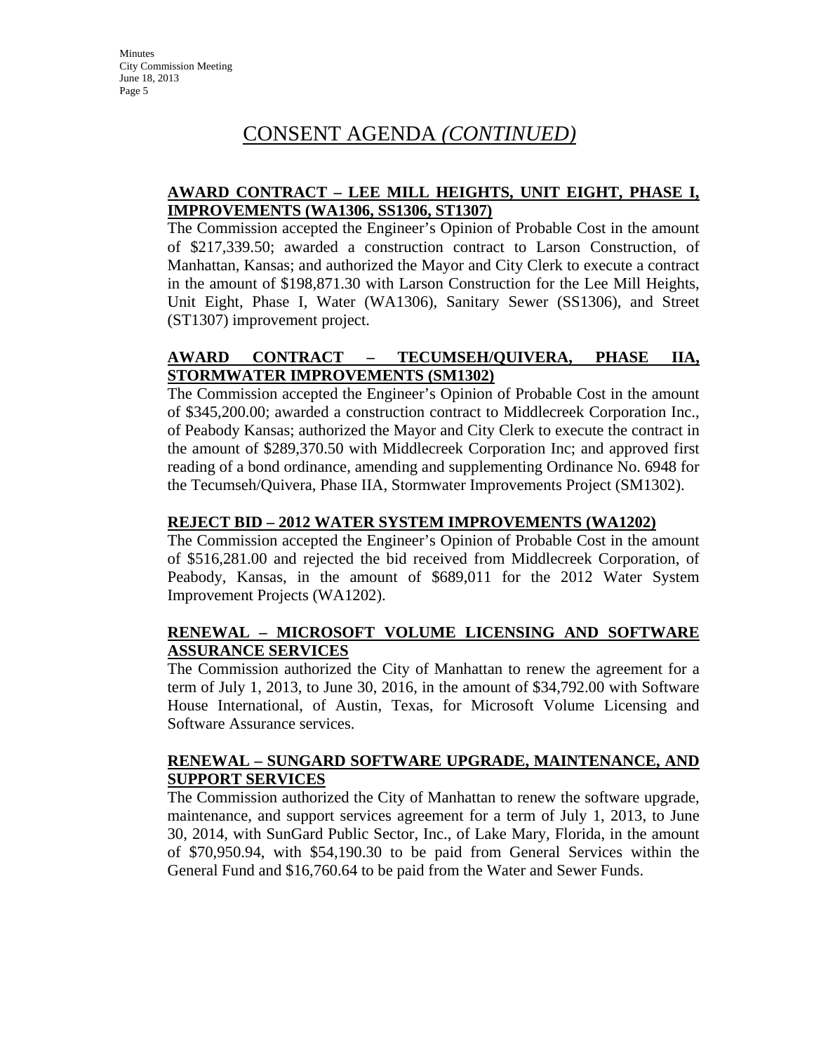# CONSENT AGENDA *(CONTINUED)*

**AWARD CONTRACT – LEE MILL HEIGHTS, UNIT EIGHT, PHASE I, IMPROVEMENTS (WA1306, SS1306, ST1307)**

The Commission accepted the Engineer's Opinion of Probable Cost in the amount of $217,339.50; awarded a construction contract to Larson Construction, of Manhattan, Kansas; and authorized the Mayor and City Clerk to execute a contract in the amount of $198,871.30 with Larson Construction for the Lee Mill Heights, Unit Eight, Phase I, Water (WA1306), Sanitary Sewer (SS1306), and Street (ST1307) improvement project.

**AWARD CONTRACT – TECUMSEH/QUIVERA, PHASE IIA, STORMWATER IMPROVEMENTS (SM1302)**

The Commission accepted the Engineer's Opinion of Probable Cost in the amount of $345,200.00; awarded a construction contract to Middlecreek Corporation Inc., of Peabody Kansas; authorized the Mayor and City Clerk to execute the contract in the amount of $289,370.50 with Middlecreek Corporation Inc; and approved first reading of a bond ordinance, amending and supplementing Ordinance No. 6948 for the Tecumseh/Quivera, Phase IIA, Stormwater Improvements Project (SM1302).

**REJECT BID – 2012 WATER SYSTEM IMPROVEMENTS (WA1202)**

The Commission accepted the Engineer's Opinion of Probable Cost in the amount of $516,281.00 and rejected the bid received from Middlecreek Corporation, of Peabody, Kansas, in the amount of $689,011 for the 2012 Water System Improvement Projects (WA1202).

**RENEWAL – MICROSOFT VOLUME LICENSING AND SOFTWARE ASSURANCE SERVICES**

The Commission authorized the City of Manhattan to renew the agreement for a term of July 1, 2013, to June 30, 2016, in the amount of $34,792.00 with Software House International, of Austin, Texas, for Microsoft Volume Licensing and Software Assurance services.

**RENEWAL – SUNGARD SOFTWARE UPGRADE, MAINTENANCE, AND SUPPORT SERVICES**

The Commission authorized the City of Manhattan to renew the software upgrade, maintenance, and support services agreement for a term of July 1, 2013, to June 30, 2014, with SunGard Public Sector, Inc., of Lake Mary, Florida, in the amount of $70,950.94, with $54,190.30 to be paid from General Services within the General Fund and $16,760.64 to be paid from the Water and Sewer Funds.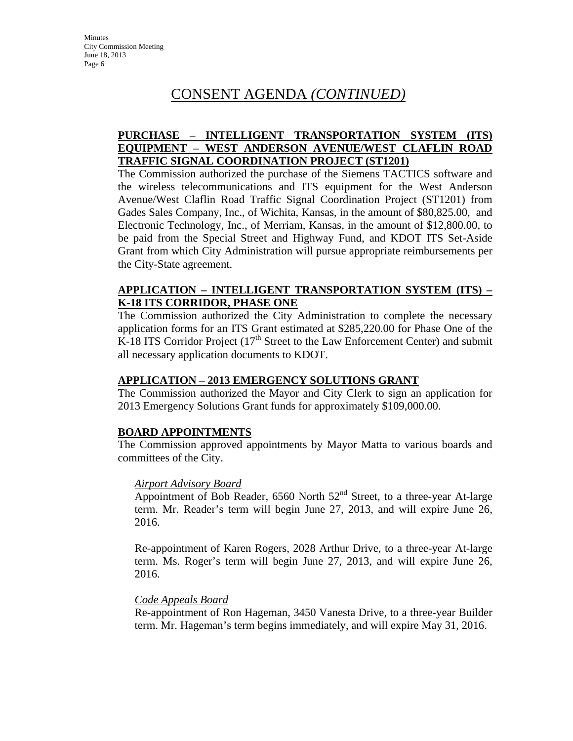# CONSENT AGENDA *(CONTINUED)*

**PURCHASE – INTELLIGENT TRANSPORTATION SYSTEM (ITS) EQUIPMENT – WEST ANDERSON AVENUE/WEST CLAFLIN ROAD TRAFFIC SIGNAL COORDINATION PROJECT (ST1201)**

The Commission authorized the purchase of the Siemens TACTICS software and the wireless telecommunications and ITS equipment for the West Anderson Avenue/West Claflin Road Traffic Signal Coordination Project (ST1201) from Gades Sales Company, Inc., of Wichita, Kansas, in the amount of $80,825.00, and Electronic Technology, Inc., of Merriam, Kansas, in the amount of $12,800.00, to be paid from the Special Street and Highway Fund, and KDOT ITS Set-Aside Grant from which City Administration will pursue appropriate reimbursements per the City-State agreement.

**APPLICATION – INTELLIGENT TRANSPORTATION SYSTEM (ITS) – K-18 ITS CORRIDOR, PHASE ONE**

The Commission authorized the City Administration to complete the necessary application forms for an ITS Grant estimated at $285,220.00 for Phase One of the K-18 ITS Corridor Project (17th Street to the Law Enforcement Center) and submit all necessary application documents to KDOT.

**APPLICATION – 2013 EMERGENCY SOLUTIONS GRANT**

The Commission authorized the Mayor and City Clerk to sign an application for 2013 Emergency Solutions Grant funds for approximately $109,000.00.

**BOARD APPOINTMENTS**

The Commission approved appointments by Mayor Matta to various boards and committees of the City.

*Airport Advisory Board*

Appointment of Bob Reader, 6560 North 52nd Street, to a three-year At-large term. Mr. Reader's term will begin June 27, 2013, and will expire June 26, 2016.

Re-appointment of Karen Rogers, 2028 Arthur Drive, to a three-year At-large term. Ms. Roger's term will begin June 27, 2013, and will expire June 26, 2016.

*Code Appeals Board*

Re-appointment of Ron Hageman, 3450 Vanesta Drive, to a three-year Builder term. Mr. Hageman's term begins immediately, and will expire May 31, 2016.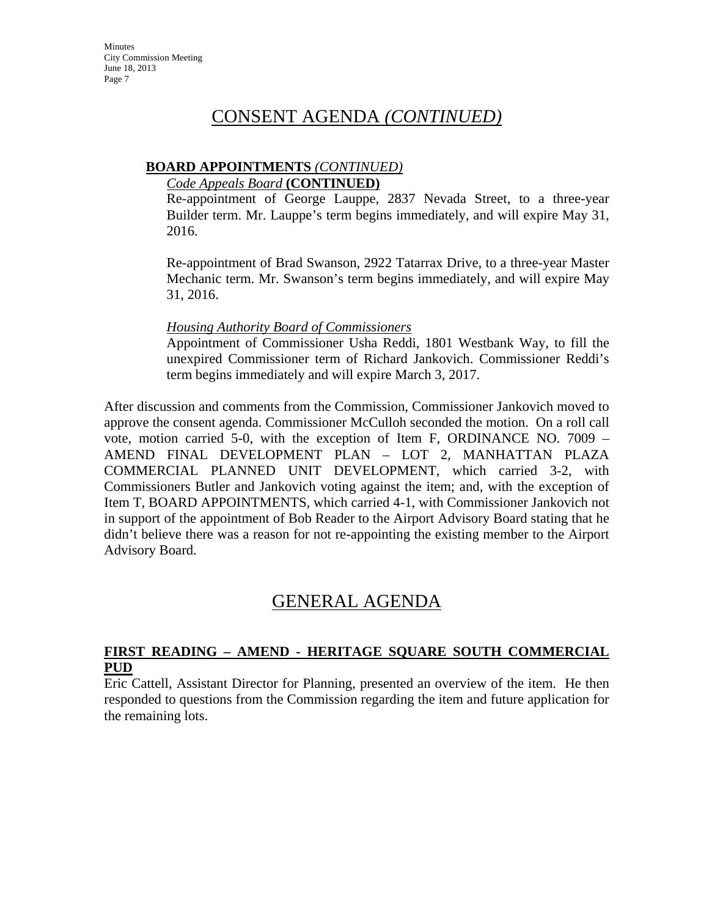# CONSENT AGENDA *(CONTINUED)*

**BOARD APPOINTMENTS** *(CONTINUED)*

*Code Appeals Board* **(CONTINUED)**

Re-appointment of George Lauppe, 2837 Nevada Street, to a three-year Builder term. Mr. Lauppe's term begins immediately, and will expire May 31, 2016.

Re-appointment of Brad Swanson, 2922 Tatarrax Drive, to a three-year Master Mechanic term. Mr. Swanson's term begins immediately, and will expire May 31, 2016.

*Housing Authority Board of Commissioners*

Appointment of Commissioner Usha Reddi, 1801 Westbank Way, to fill the unexpired Commissioner term of Richard Jankovich. Commissioner Reddi's term begins immediately and will expire March 3, 2017.

After discussion and comments from the Commission, Commissioner Jankovich moved to approve the consent agenda. Commissioner McCulloh seconded the motion. On a roll call vote, motion carried 5-0, with the exception of Item F, ORDINANCE NO. 7009 – AMEND FINAL DEVELOPMENT PLAN – LOT 2, MANHATTAN PLAZA COMMERCIAL PLANNED UNIT DEVELOPMENT, which carried 3-2, with Commissioners Butler and Jankovich voting against the item; and, with the exception of Item T, BOARD APPOINTMENTS, which carried 4-1, with Commissioner Jankovich not in support of the appointment of Bob Reader to the Airport Advisory Board stating that he didn't believe there was a reason for not re-appointing the existing member to the Airport Advisory Board.

# GENERAL AGENDA

**FIRST READING – AMEND - HERITAGE SQUARE SOUTH COMMERCIAL PUD**

Eric Cattell, Assistant Director for Planning, presented an overview of the item. He then responded to questions from the Commission regarding the item and future application for the remaining lots.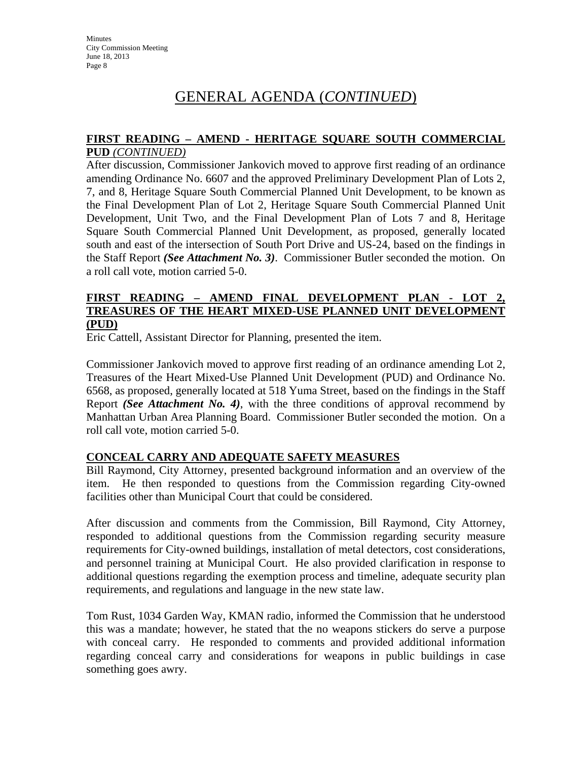# GENERAL AGENDA (*CONTINUED*)

**FIRST READING – AMEND - HERITAGE SQUARE SOUTH COMMERCIAL PUD** *(CONTINUED)*

After discussion, Commissioner Jankovich moved to approve first reading of an ordinance amending Ordinance No. 6607 and the approved Preliminary Development Plan of Lots 2, 7, and 8, Heritage Square South Commercial Planned Unit Development, to be known as the Final Development Plan of Lot 2, Heritage Square South Commercial Planned Unit Development, Unit Two, and the Final Development Plan of Lots 7 and 8, Heritage Square South Commercial Planned Unit Development, as proposed, generally located south and east of the intersection of South Port Drive and US-24, based on the findings in the Staff Report ***(See Attachment No. 3)***. Commissioner Butler seconded the motion. On a roll call vote, motion carried 5-0.

**FIRST READING – AMEND FINAL DEVELOPMENT PLAN - LOT 2, TREASURES OF THE HEART MIXED-USE PLANNED UNIT DEVELOPMENT (PUD)**

Eric Cattell, Assistant Director for Planning, presented the item.

Commissioner Jankovich moved to approve first reading of an ordinance amending Lot 2, Treasures of the Heart Mixed-Use Planned Unit Development (PUD) and Ordinance No. 6568, as proposed, generally located at 518 Yuma Street, based on the findings in the Staff Report ***(See Attachment No. 4)***, with the three conditions of approval recommend by Manhattan Urban Area Planning Board. Commissioner Butler seconded the motion. On a roll call vote, motion carried 5-0.

**CONCEAL CARRY AND ADEQUATE SAFETY MEASURES**

Bill Raymond, City Attorney, presented background information and an overview of the item. He then responded to questions from the Commission regarding City-owned facilities other than Municipal Court that could be considered.

After discussion and comments from the Commission, Bill Raymond, City Attorney, responded to additional questions from the Commission regarding security measure requirements for City-owned buildings, installation of metal detectors, cost considerations, and personnel training at Municipal Court. He also provided clarification in response to additional questions regarding the exemption process and timeline, adequate security plan requirements, and regulations and language in the new state law.

Tom Rust, 1034 Garden Way, KMAN radio, informed the Commission that he understood this was a mandate; however, he stated that the no weapons stickers do serve a purpose with conceal carry. He responded to comments and provided additional information regarding conceal carry and considerations for weapons in public buildings in case something goes awry.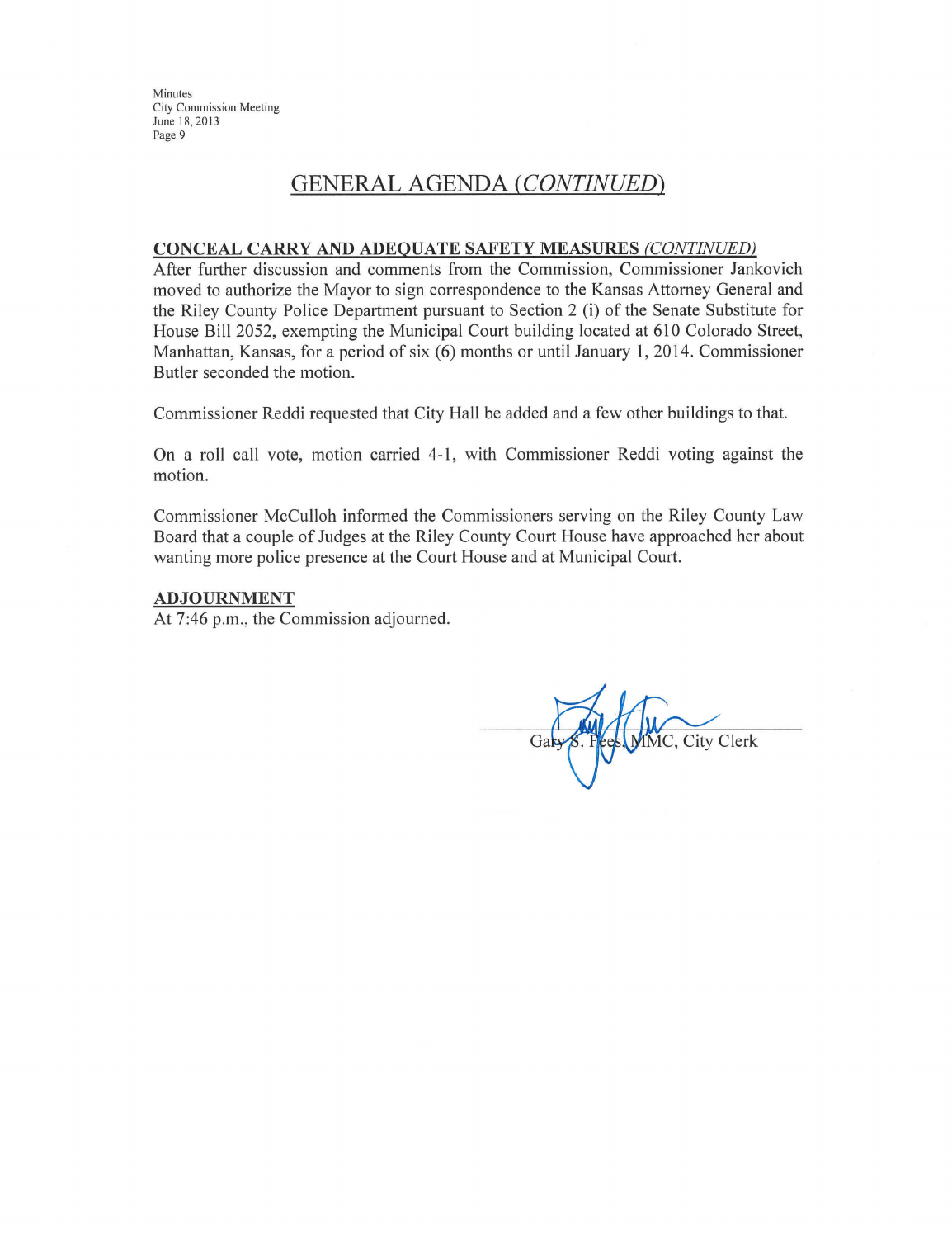## GENERAL AGENDA *(CONTINUED)*

**CONCEAL CARRY AND ADEQUATE SAFETY MEASURES** *(CONTINUED)*

After further discussion and comments from the Commission, Commissioner Jankovich moved to authorize the Mayor to sign correspondence to the Kansas Attorney General and the Riley County Police Department pursuant to Section 2 (i) of the Senate Substitute for House Bill 2052, exempting the Municipal Court building located at 610 Colorado Street, Manhattan, Kansas, for a period of six (6) months or until January 1, 2014. Commissioner Butler seconded the motion.

Commissioner Reddi requested that City Hall be added and a few other buildings to that.

On a roll call vote, motion carried 4-1, with Commissioner Reddi voting against the motion.

Commissioner McCulloh informed the Commissioners serving on the Riley County Law Board that a couple of Judges at the Riley County Court House have approached her about wanting more police presence at the Court House and at Municipal Court.

**ADJOURNMENT**

At 7:46 p.m., the Commission adjourned.

Gary S. Fees, MMC, City Clerk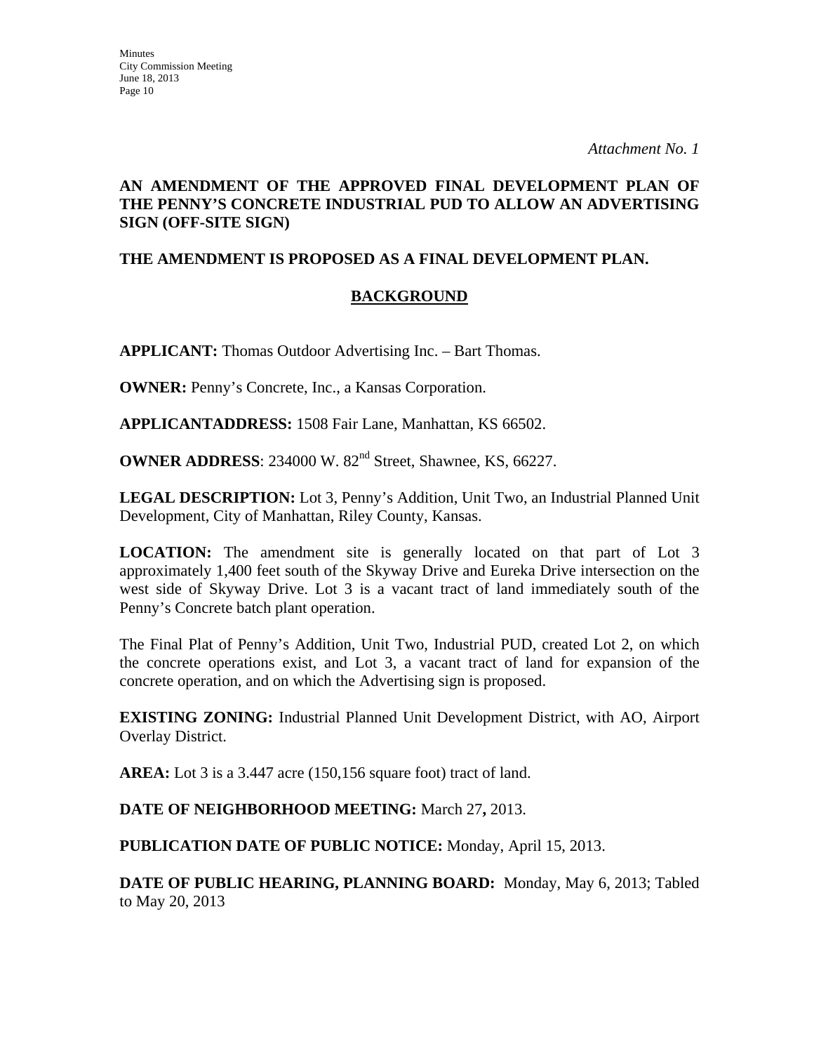*Attachment No. 1*

**AN AMENDMENT OF THE APPROVED FINAL DEVELOPMENT PLAN OF THE PENNY'S CONCRETE INDUSTRIAL PUD TO ALLOW AN ADVERTISING SIGN (OFF-SITE SIGN)**

**THE AMENDMENT IS PROPOSED AS A FINAL DEVELOPMENT PLAN.**

## BACKGROUND

**APPLICANT:** Thomas Outdoor Advertising Inc. – Bart Thomas.

**OWNER:** Penny's Concrete, Inc., a Kansas Corporation.

**APPLICANTADDRESS:** 1508 Fair Lane, Manhattan, KS 66502.

**OWNER ADDRESS**: 234000 W. 82nd Street, Shawnee, KS, 66227.

**LEGAL DESCRIPTION:** Lot 3, Penny's Addition, Unit Two, an Industrial Planned Unit Development, City of Manhattan, Riley County, Kansas.

**LOCATION:** The amendment site is generally located on that part of Lot 3 approximately 1,400 feet south of the Skyway Drive and Eureka Drive intersection on the west side of Skyway Drive. Lot 3 is a vacant tract of land immediately south of the Penny's Concrete batch plant operation.

The Final Plat of Penny's Addition, Unit Two, Industrial PUD, created Lot 2, on which the concrete operations exist, and Lot 3, a vacant tract of land for expansion of the concrete operation, and on which the Advertising sign is proposed.

**EXISTING ZONING:** Industrial Planned Unit Development District, with AO, Airport Overlay District.

**AREA:** Lot 3 is a 3.447 acre (150,156 square foot) tract of land.

**DATE OF NEIGHBORHOOD MEETING:** March 27, 2013.

**PUBLICATION DATE OF PUBLIC NOTICE:** Monday, April 15, 2013.

**DATE OF PUBLIC HEARING, PLANNING BOARD:** Monday, May 6, 2013; Tabled to May 20, 2013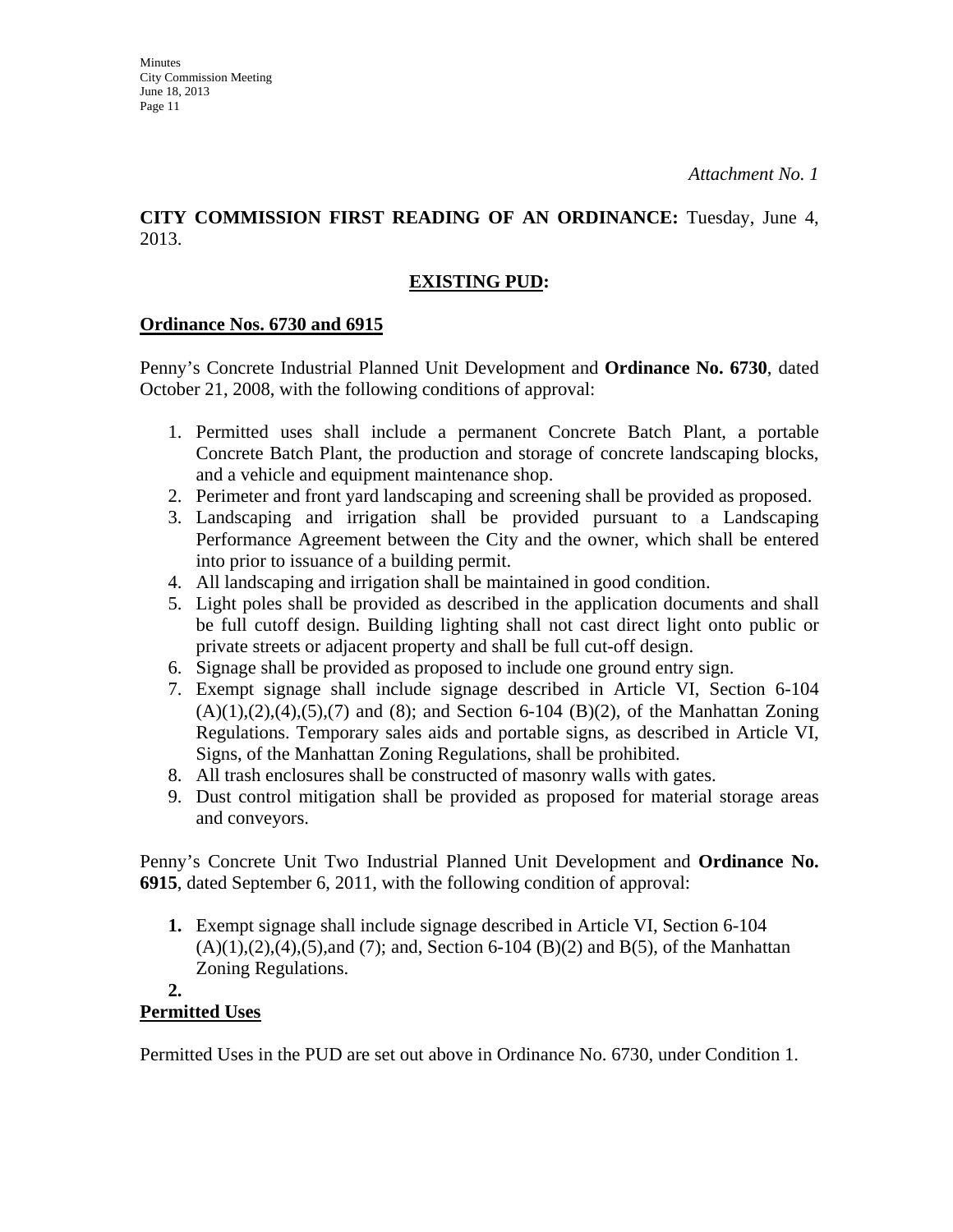*Attachment No. 1*

**CITY COMMISSION FIRST READING OF AN ORDINANCE:** Tuesday, June 4, 2013.

**EXISTING PUD:**

**Ordinance Nos. 6730 and 6915**

Penny's Concrete Industrial Planned Unit Development and **Ordinance No. 6730**, dated October 21, 2008, with the following conditions of approval:

1. Permitted uses shall include a permanent Concrete Batch Plant, a portable Concrete Batch Plant, the production and storage of concrete landscaping blocks, and a vehicle and equipment maintenance shop.
2. Perimeter and front yard landscaping and screening shall be provided as proposed.
3. Landscaping and irrigation shall be provided pursuant to a Landscaping Performance Agreement between the City and the owner, which shall be entered into prior to issuance of a building permit.
4. All landscaping and irrigation shall be maintained in good condition.
5. Light poles shall be provided as described in the application documents and shall be full cutoff design. Building lighting shall not cast direct light onto public or private streets or adjacent property and shall be full cut-off design.
6. Signage shall be provided as proposed to include one ground entry sign.
7. Exempt signage shall include signage described in Article VI, Section 6-104 (A)(1),(2),(4),(5),(7) and (8); and Section 6-104 (B)(2), of the Manhattan Zoning Regulations. Temporary sales aids and portable signs, as described in Article VI, Signs, of the Manhattan Zoning Regulations, shall be prohibited.
8. All trash enclosures shall be constructed of masonry walls with gates.
9. Dust control mitigation shall be provided as proposed for material storage areas and conveyors.

Penny's Concrete Unit Two Industrial Planned Unit Development and **Ordinance No. 6915**, dated September 6, 2011, with the following condition of approval:

1. Exempt signage shall include signage described in Article VI, Section 6-104 (A)(1),(2),(4),(5),and (7); and, Section 6-104 (B)(2) and B(5), of the Manhattan Zoning Regulations.
2. 

**Permitted Uses**

Permitted Uses in the PUD are set out above in Ordinance No. 6730, under Condition 1.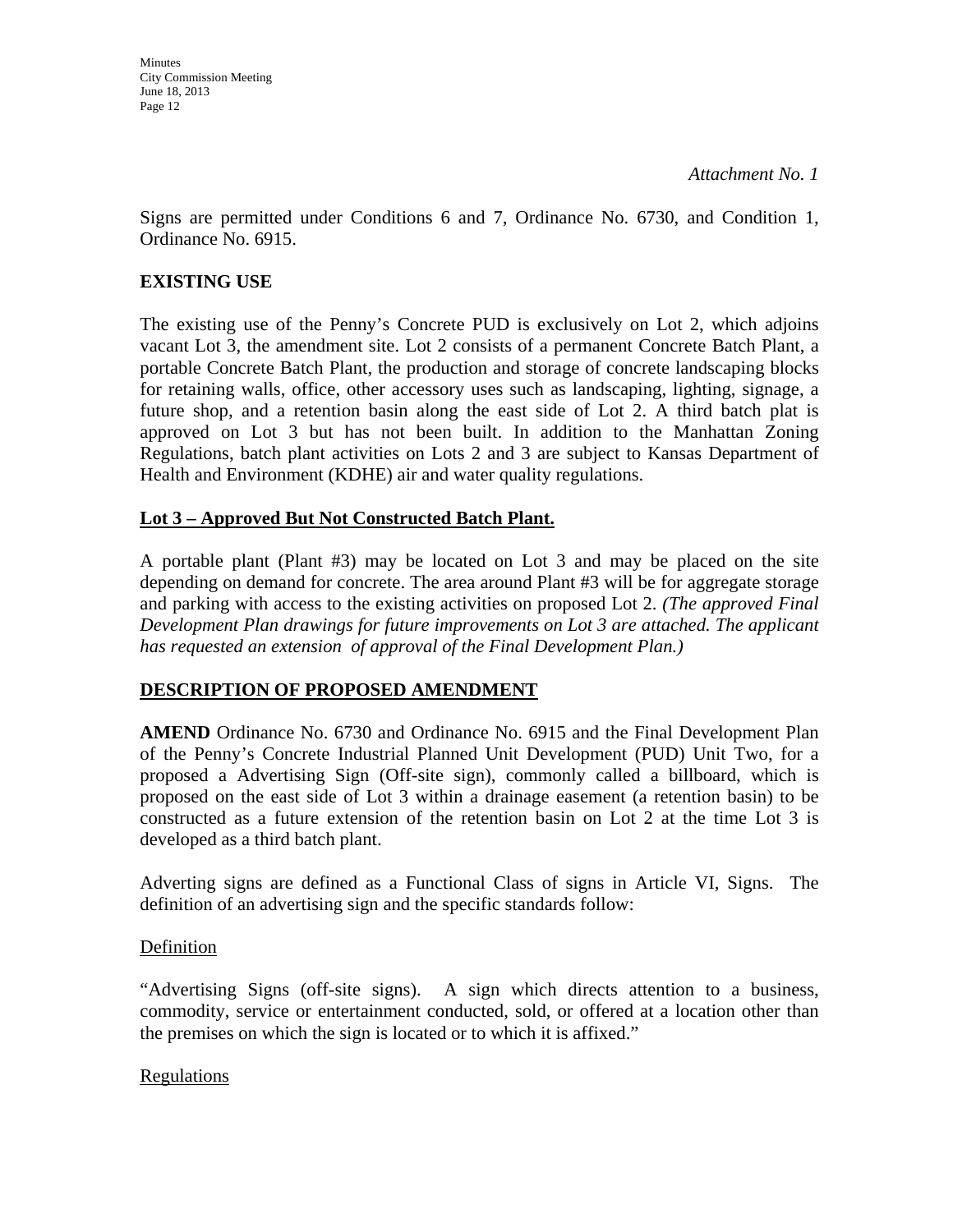*Attachment No. 1*

Signs are permitted under Conditions 6 and 7, Ordinance No. 6730, and Condition 1, Ordinance No. 6915.

**EXISTING USE**

The existing use of the Penny's Concrete PUD is exclusively on Lot 2, which adjoins vacant Lot 3, the amendment site. Lot 2 consists of a permanent Concrete Batch Plant, a portable Concrete Batch Plant, the production and storage of concrete landscaping blocks for retaining walls, office, other accessory uses such as landscaping, lighting, signage, a future shop, and a retention basin along the east side of Lot 2. A third batch plat is approved on Lot 3 but has not been built. In addition to the Manhattan Zoning Regulations, batch plant activities on Lots 2 and 3 are subject to Kansas Department of Health and Environment (KDHE) air and water quality regulations.

**Lot 3 – Approved But Not Constructed Batch Plant.**

A portable plant (Plant #3) may be located on Lot 3 and may be placed on the site depending on demand for concrete. The area around Plant #3 will be for aggregate storage and parking with access to the existing activities on proposed Lot 2. *(The approved Final Development Plan drawings for future improvements on Lot 3 are attached. The applicant has requested an extension of approval of the Final Development Plan.)*

**DESCRIPTION OF PROPOSED AMENDMENT**

**AMEND** Ordinance No. 6730 and Ordinance No. 6915 and the Final Development Plan of the Penny's Concrete Industrial Planned Unit Development (PUD) Unit Two, for a proposed a Advertising Sign (Off-site sign), commonly called a billboard, which is proposed on the east side of Lot 3 within a drainage easement (a retention basin) to be constructed as a future extension of the retention basin on Lot 2 at the time Lot 3 is developed as a third batch plant.

Adverting signs are defined as a Functional Class of signs in Article VI, Signs. The definition of an advertising sign and the specific standards follow:

Definition

"Advertising Signs (off-site signs). A sign which directs attention to a business, commodity, service or entertainment conducted, sold, or offered at a location other than the premises on which the sign is located or to which it is affixed."

Regulations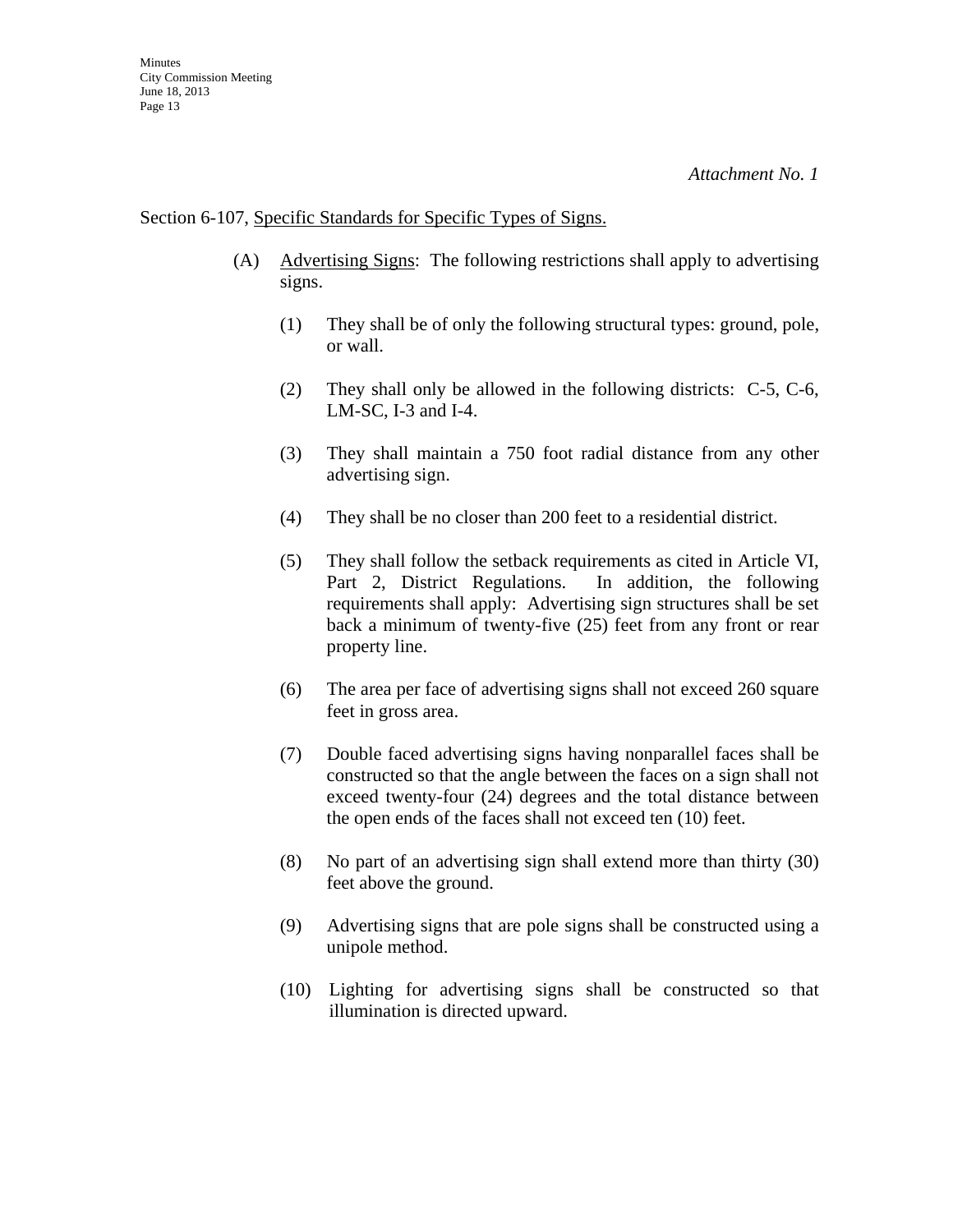*Attachment No. 1*

Section 6-107, Specific Standards for Specific Types of Signs.

(A) Advertising Signs: The following restrictions shall apply to advertising signs.

(1) They shall be of only the following structural types: ground, pole, or wall.

(2) They shall only be allowed in the following districts: C-5, C-6, LM-SC, I-3 and I-4.

(3) They shall maintain a 750 foot radial distance from any other advertising sign.

(4) They shall be no closer than 200 feet to a residential district.

(5) They shall follow the setback requirements as cited in Article VI, Part 2, District Regulations. In addition, the following requirements shall apply: Advertising sign structures shall be set back a minimum of twenty-five (25) feet from any front or rear property line.

(6) The area per face of advertising signs shall not exceed 260 square feet in gross area.

(7) Double faced advertising signs having nonparallel faces shall be constructed so that the angle between the faces on a sign shall not exceed twenty-four (24) degrees and the total distance between the open ends of the faces shall not exceed ten (10) feet.

(8) No part of an advertising sign shall extend more than thirty (30) feet above the ground.

(9) Advertising signs that are pole signs shall be constructed using a unipole method.

(10) Lighting for advertising signs shall be constructed so that illumination is directed upward.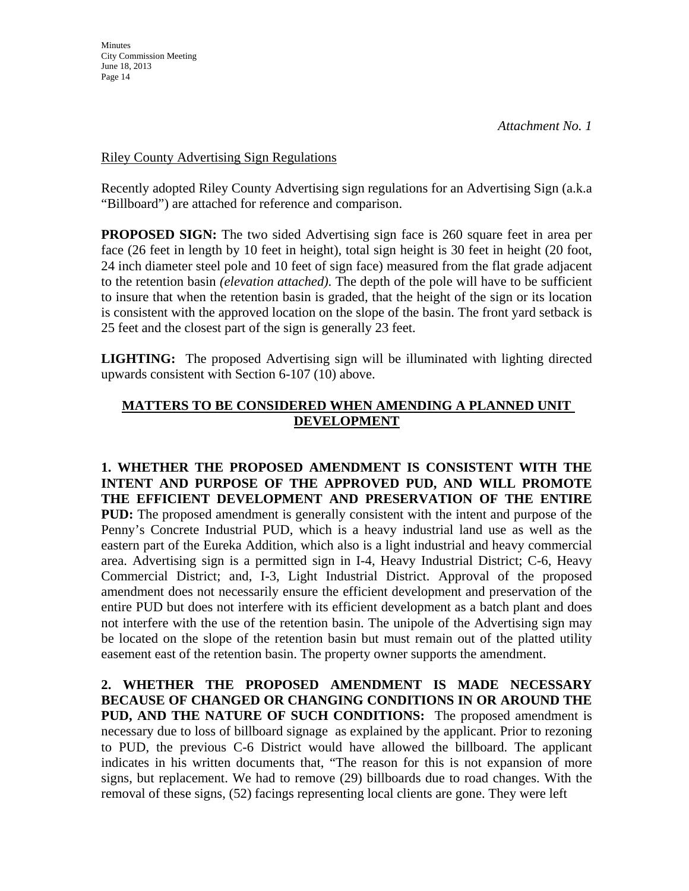*Attachment No. 1*

Riley County Advertising Sign Regulations

Recently adopted Riley County Advertising sign regulations for an Advertising Sign (a.k.a "Billboard") are attached for reference and comparison.

**PROPOSED SIGN:** The two sided Advertising sign face is 260 square feet in area per face (26 feet in length by 10 feet in height), total sign height is 30 feet in height (20 foot, 24 inch diameter steel pole and 10 feet of sign face) measured from the flat grade adjacent to the retention basin *(elevation attached)*. The depth of the pole will have to be sufficient to insure that when the retention basin is graded, that the height of the sign or its location is consistent with the approved location on the slope of the basin. The front yard setback is 25 feet and the closest part of the sign is generally 23 feet.

**LIGHTING:** The proposed Advertising sign will be illuminated with lighting directed upwards consistent with Section 6-107 (10) above.

## MATTERS TO BE CONSIDERED WHEN AMENDING A PLANNED UNIT DEVELOPMENT

**1. WHETHER THE PROPOSED AMENDMENT IS CONSISTENT WITH THE INTENT AND PURPOSE OF THE APPROVED PUD, AND WILL PROMOTE THE EFFICIENT DEVELOPMENT AND PRESERVATION OF THE ENTIRE PUD:** The proposed amendment is generally consistent with the intent and purpose of the Penny's Concrete Industrial PUD, which is a heavy industrial land use as well as the eastern part of the Eureka Addition, which also is a light industrial and heavy commercial area. Advertising sign is a permitted sign in I-4, Heavy Industrial District; C-6, Heavy Commercial District; and, I-3, Light Industrial District. Approval of the proposed amendment does not necessarily ensure the efficient development and preservation of the entire PUD but does not interfere with its efficient development as a batch plant and does not interfere with the use of the retention basin. The unipole of the Advertising sign may be located on the slope of the retention basin but must remain out of the platted utility easement east of the retention basin. The property owner supports the amendment.

**2. WHETHER THE PROPOSED AMENDMENT IS MADE NECESSARY BECAUSE OF CHANGED OR CHANGING CONDITIONS IN OR AROUND THE PUD, AND THE NATURE OF SUCH CONDITIONS:** The proposed amendment is necessary due to loss of billboard signage as explained by the applicant. Prior to rezoning to PUD, the previous C-6 District would have allowed the billboard. The applicant indicates in his written documents that, "The reason for this is not expansion of more signs, but replacement. We had to remove (29) billboards due to road changes. With the removal of these signs, (52) facings representing local clients are gone. They were left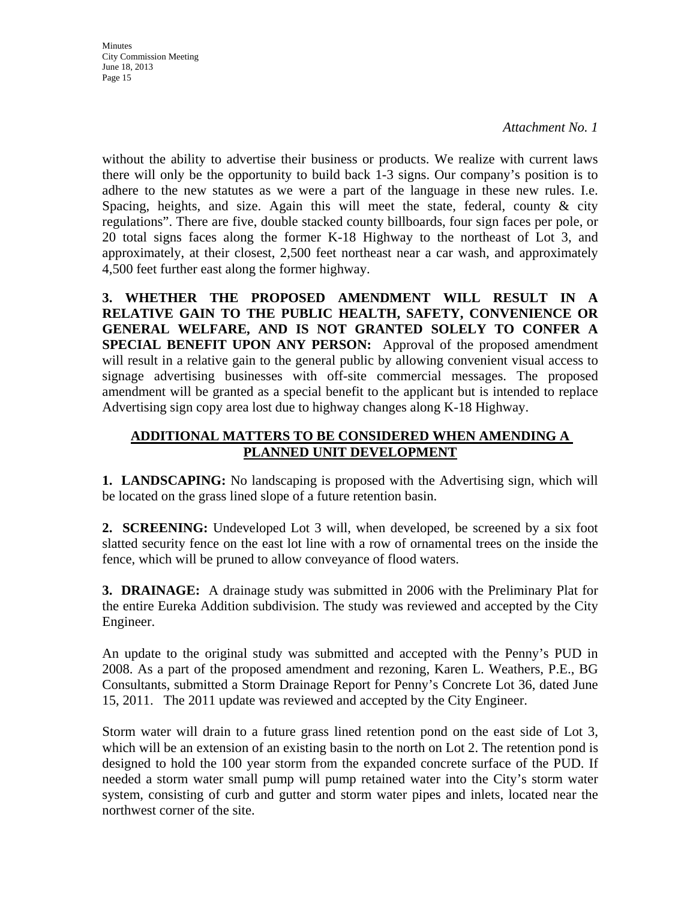*Attachment No. 1*

without the ability to advertise their business or products. We realize with current laws there will only be the opportunity to build back 1-3 signs. Our company's position is to adhere to the new statutes as we were a part of the language in these new rules. I.e. Spacing, heights, and size. Again this will meet the state, federal, county & city regulations". There are five, double stacked county billboards, four sign faces per pole, or 20 total signs faces along the former K-18 Highway to the northeast of Lot 3, and approximately, at their closest, 2,500 feet northeast near a car wash, and approximately 4,500 feet further east along the former highway.

**3. WHETHER THE PROPOSED AMENDMENT WILL RESULT IN A RELATIVE GAIN TO THE PUBLIC HEALTH, SAFETY, CONVENIENCE OR GENERAL WELFARE, AND IS NOT GRANTED SOLELY TO CONFER A SPECIAL BENEFIT UPON ANY PERSON:** Approval of the proposed amendment will result in a relative gain to the general public by allowing convenient visual access to signage advertising businesses with off-site commercial messages. The proposed amendment will be granted as a special benefit to the applicant but is intended to replace Advertising sign copy area lost due to highway changes along K-18 Highway.

**ADDITIONAL MATTERS TO BE CONSIDERED WHEN AMENDING A PLANNED UNIT DEVELOPMENT**

**1. LANDSCAPING:** No landscaping is proposed with the Advertising sign, which will be located on the grass lined slope of a future retention basin.

**2. SCREENING:** Undeveloped Lot 3 will, when developed, be screened by a six foot slatted security fence on the east lot line with a row of ornamental trees on the inside the fence, which will be pruned to allow conveyance of flood waters.

**3. DRAINAGE:** A drainage study was submitted in 2006 with the Preliminary Plat for the entire Eureka Addition subdivision. The study was reviewed and accepted by the City Engineer.

An update to the original study was submitted and accepted with the Penny's PUD in 2008. As a part of the proposed amendment and rezoning, Karen L. Weathers, P.E., BG Consultants, submitted a Storm Drainage Report for Penny's Concrete Lot 36, dated June 15, 2011. The 2011 update was reviewed and accepted by the City Engineer.

Storm water will drain to a future grass lined retention pond on the east side of Lot 3, which will be an extension of an existing basin to the north on Lot 2. The retention pond is designed to hold the 100 year storm from the expanded concrete surface of the PUD. If needed a storm water small pump will pump retained water into the City's storm water system, consisting of curb and gutter and storm water pipes and inlets, located near the northwest corner of the site.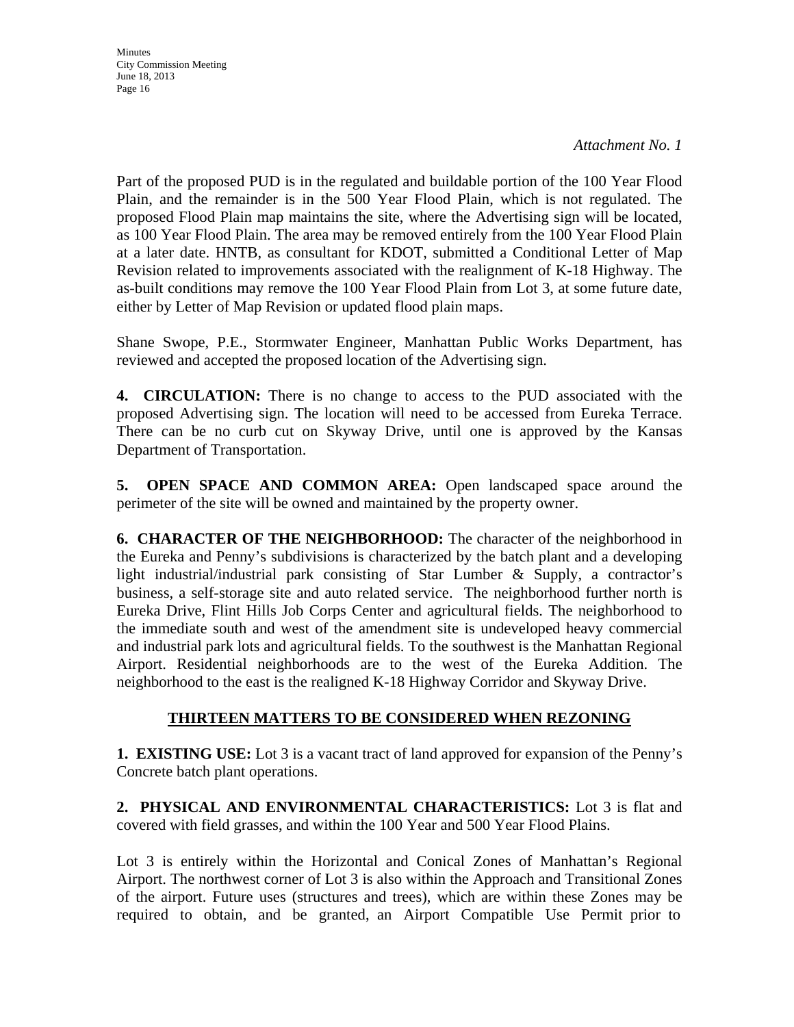*Attachment No. 1*

Part of the proposed PUD is in the regulated and buildable portion of the 100 Year Flood Plain, and the remainder is in the 500 Year Flood Plain, which is not regulated. The proposed Flood Plain map maintains the site, where the Advertising sign will be located, as 100 Year Flood Plain. The area may be removed entirely from the 100 Year Flood Plain at a later date. HNTB, as consultant for KDOT, submitted a Conditional Letter of Map Revision related to improvements associated with the realignment of K-18 Highway. The as-built conditions may remove the 100 Year Flood Plain from Lot 3, at some future date, either by Letter of Map Revision or updated flood plain maps.

Shane Swope, P.E., Stormwater Engineer, Manhattan Public Works Department, has reviewed and accepted the proposed location of the Advertising sign.

**4. CIRCULATION:** There is no change to access to the PUD associated with the proposed Advertising sign. The location will need to be accessed from Eureka Terrace. There can be no curb cut on Skyway Drive, until one is approved by the Kansas Department of Transportation.

**5. OPEN SPACE AND COMMON AREA:** Open landscaped space around the perimeter of the site will be owned and maintained by the property owner.

**6. CHARACTER OF THE NEIGHBORHOOD:** The character of the neighborhood in the Eureka and Penny's subdivisions is characterized by the batch plant and a developing light industrial/industrial park consisting of Star Lumber & Supply, a contractor's business, a self-storage site and auto related service. The neighborhood further north is Eureka Drive, Flint Hills Job Corps Center and agricultural fields. The neighborhood to the immediate south and west of the amendment site is undeveloped heavy commercial and industrial park lots and agricultural fields. To the southwest is the Manhattan Regional Airport. Residential neighborhoods are to the west of the Eureka Addition. The neighborhood to the east is the realigned K-18 Highway Corridor and Skyway Drive.

## THIRTEEN MATTERS TO BE CONSIDERED WHEN REZONING

**1. EXISTING USE:** Lot 3 is a vacant tract of land approved for expansion of the Penny's Concrete batch plant operations.

**2. PHYSICAL AND ENVIRONMENTAL CHARACTERISTICS:** Lot 3 is flat and covered with field grasses, and within the 100 Year and 500 Year Flood Plains.

Lot 3 is entirely within the Horizontal and Conical Zones of Manhattan's Regional Airport. The northwest corner of Lot 3 is also within the Approach and Transitional Zones of the airport. Future uses (structures and trees), which are within these Zones may be required to obtain, and be granted, an Airport Compatible Use Permit prior to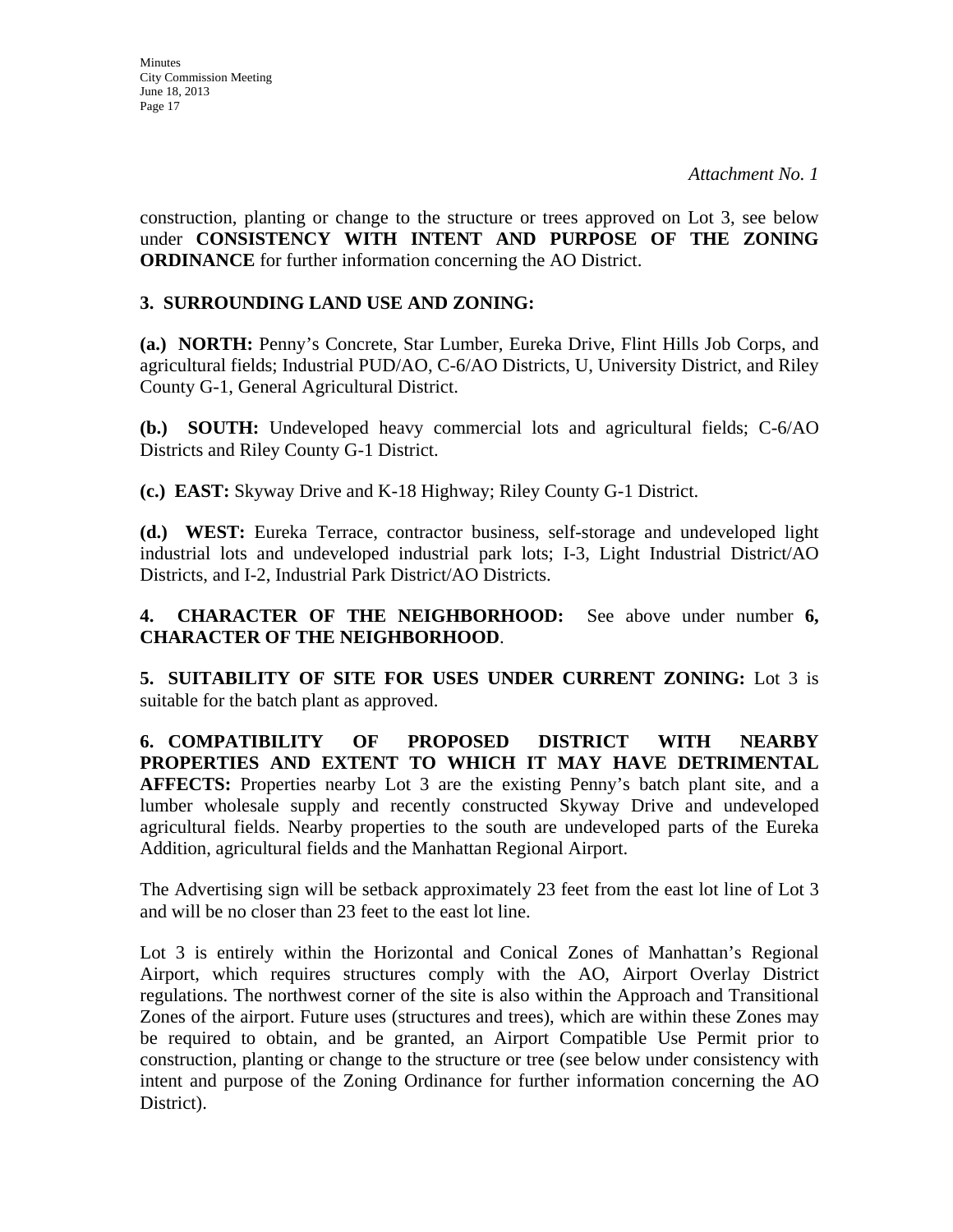*Attachment No. 1*

construction, planting or change to the structure or trees approved on Lot 3, see below under **CONSISTENCY WITH INTENT AND PURPOSE OF THE ZONING ORDINANCE** for further information concerning the AO District.

**3. SURROUNDING LAND USE AND ZONING:**

**(a.) NORTH:** Penny's Concrete, Star Lumber, Eureka Drive, Flint Hills Job Corps, and agricultural fields; Industrial PUD/AO, C-6/AO Districts, U, University District, and Riley County G-1, General Agricultural District.

**(b.) SOUTH:** Undeveloped heavy commercial lots and agricultural fields; C-6/AO Districts and Riley County G-1 District.

**(c.) EAST:** Skyway Drive and K-18 Highway; Riley County G-1 District.

**(d.) WEST:** Eureka Terrace, contractor business, self-storage and undeveloped light industrial lots and undeveloped industrial park lots; I-3, Light Industrial District/AO Districts, and I-2, Industrial Park District/AO Districts.

**4. CHARACTER OF THE NEIGHBORHOOD:** See above under number **6, CHARACTER OF THE NEIGHBORHOOD**.

**5. SUITABILITY OF SITE FOR USES UNDER CURRENT ZONING:** Lot 3 is suitable for the batch plant as approved.

**6. COMPATIBILITY OF PROPOSED DISTRICT WITH NEARBY PROPERTIES AND EXTENT TO WHICH IT MAY HAVE DETRIMENTAL AFFECTS:** Properties nearby Lot 3 are the existing Penny's batch plant site, and a lumber wholesale supply and recently constructed Skyway Drive and undeveloped agricultural fields. Nearby properties to the south are undeveloped parts of the Eureka Addition, agricultural fields and the Manhattan Regional Airport.

The Advertising sign will be setback approximately 23 feet from the east lot line of Lot 3 and will be no closer than 23 feet to the east lot line.

Lot 3 is entirely within the Horizontal and Conical Zones of Manhattan's Regional Airport, which requires structures comply with the AO, Airport Overlay District regulations. The northwest corner of the site is also within the Approach and Transitional Zones of the airport. Future uses (structures and trees), which are within these Zones may be required to obtain, and be granted, an Airport Compatible Use Permit prior to construction, planting or change to the structure or tree (see below under consistency with intent and purpose of the Zoning Ordinance for further information concerning the AO District).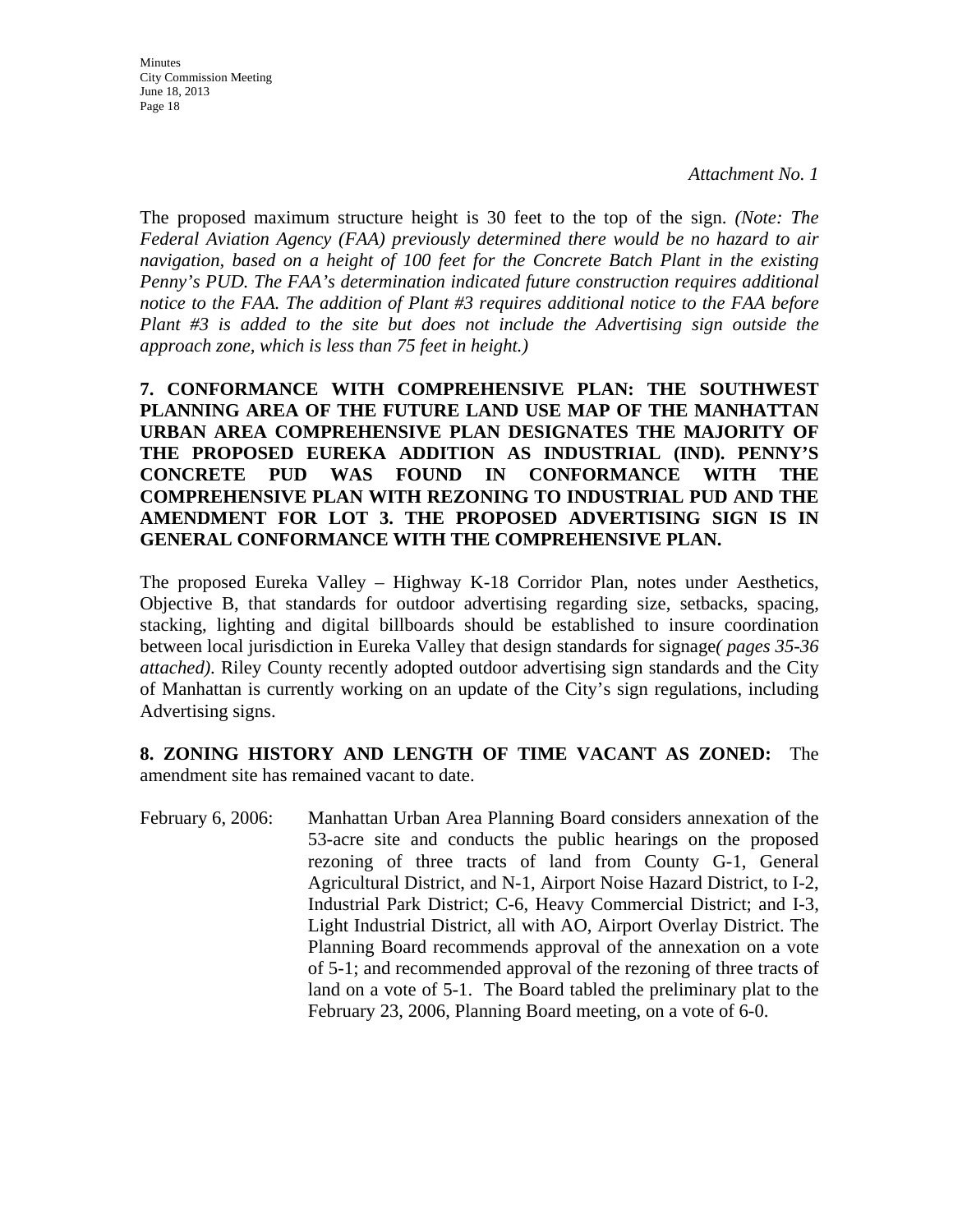*Attachment No. 1*

The proposed maximum structure height is 30 feet to the top of the sign. *(Note: The Federal Aviation Agency (FAA) previously determined there would be no hazard to air navigation, based on a height of 100 feet for the Concrete Batch Plant in the existing Penny's PUD. The FAA's determination indicated future construction requires additional notice to the FAA. The addition of Plant #3 requires additional notice to the FAA before Plant #3 is added to the site but does not include the Advertising sign outside the approach zone, which is less than 75 feet in height.)*

**7. CONFORMANCE WITH COMPREHENSIVE PLAN: THE SOUTHWEST PLANNING AREA OF THE FUTURE LAND USE MAP OF THE MANHATTAN URBAN AREA COMPREHENSIVE PLAN DESIGNATES THE MAJORITY OF THE PROPOSED EUREKA ADDITION AS INDUSTRIAL (IND). PENNY'S CONCRETE PUD WAS FOUND IN CONFORMANCE WITH THE COMPREHENSIVE PLAN WITH REZONING TO INDUSTRIAL PUD AND THE AMENDMENT FOR LOT 3. THE PROPOSED ADVERTISING SIGN IS IN GENERAL CONFORMANCE WITH THE COMPREHENSIVE PLAN.**

The proposed Eureka Valley – Highway K-18 Corridor Plan, notes under Aesthetics, Objective B, that standards for outdoor advertising regarding size, setbacks, spacing, stacking, lighting and digital billboards should be established to insure coordination between local jurisdiction in Eureka Valley that design standards for signage*( pages 35-36 attached)*. Riley County recently adopted outdoor advertising sign standards and the City of Manhattan is currently working on an update of the City's sign regulations, including Advertising signs.

**8. ZONING HISTORY AND LENGTH OF TIME VACANT AS ZONED:** The amendment site has remained vacant to date.

February 6, 2006: Manhattan Urban Area Planning Board considers annexation of the 53-acre site and conducts the public hearings on the proposed rezoning of three tracts of land from County G-1, General Agricultural District, and N-1, Airport Noise Hazard District, to I-2, Industrial Park District; C-6, Heavy Commercial District; and I-3, Light Industrial District, all with AO, Airport Overlay District. The Planning Board recommends approval of the annexation on a vote of 5-1; and recommended approval of the rezoning of three tracts of land on a vote of 5-1. The Board tabled the preliminary plat to the February 23, 2006, Planning Board meeting, on a vote of 6-0.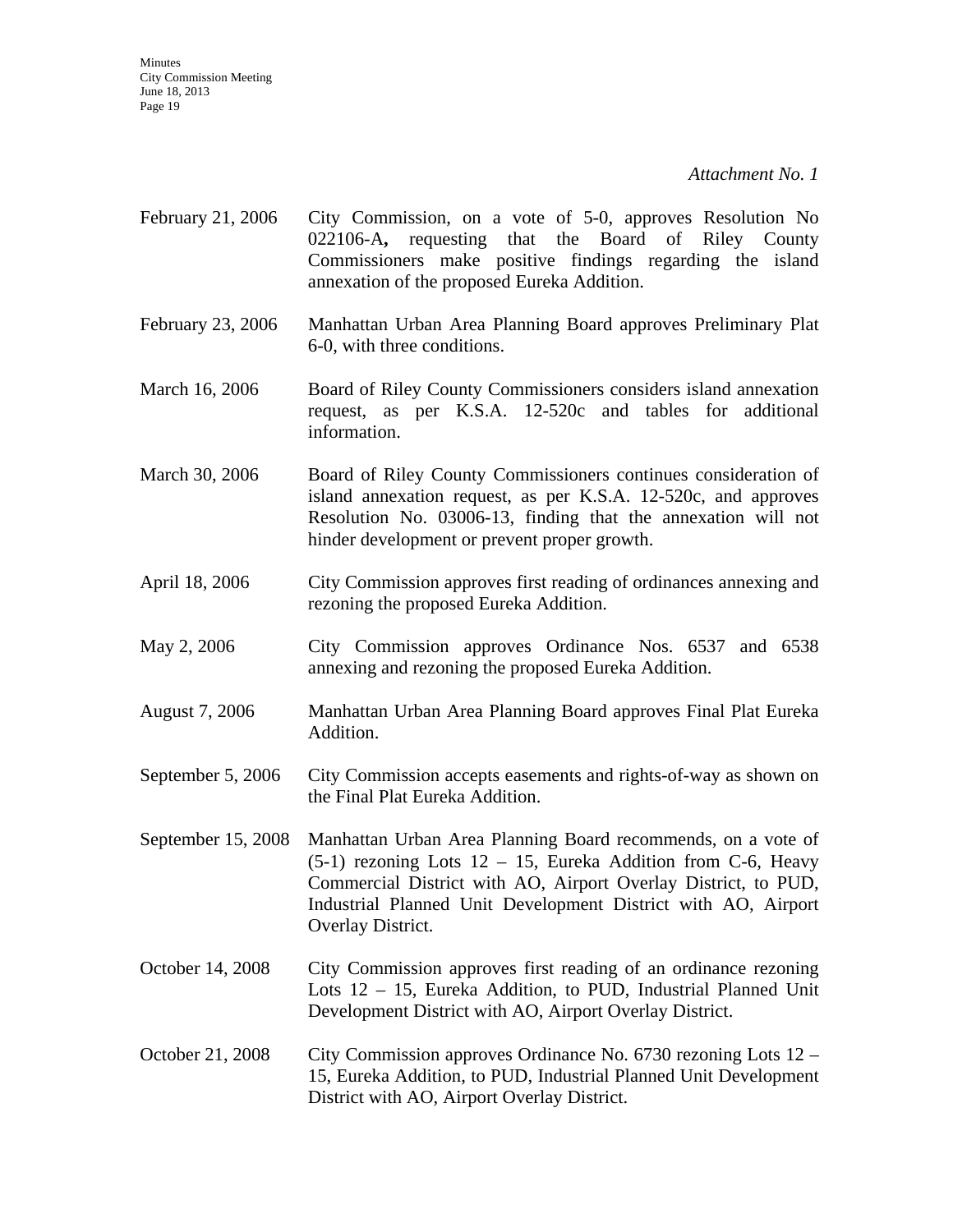*Attachment No. 1*

| | |
|---|---|
| February 21, 2006 | City Commission, on a vote of 5-0, approves Resolution No 022106-A**,** requesting that the Board of Riley County Commissioners make positive findings regarding the island annexation of the proposed Eureka Addition. |
| February 23, 2006 | Manhattan Urban Area Planning Board approves Preliminary Plat 6-0, with three conditions. |
| March 16, 2006 | Board of Riley County Commissioners considers island annexation request, as per K.S.A. 12-520c and tables for additional information. |
| March 30, 2006 | Board of Riley County Commissioners continues consideration of island annexation request, as per K.S.A. 12-520c, and approves Resolution No. 03006-13, finding that the annexation will not hinder development or prevent proper growth. |
| April 18, 2006 | City Commission approves first reading of ordinances annexing and rezoning the proposed Eureka Addition. |
| May 2, 2006 | City Commission approves Ordinance Nos. 6537 and 6538 annexing and rezoning the proposed Eureka Addition. |
| August 7, 2006 | Manhattan Urban Area Planning Board approves Final Plat Eureka Addition. |
| September 5, 2006 | City Commission accepts easements and rights-of-way as shown on the Final Plat Eureka Addition. |
| September 15, 2008 | Manhattan Urban Area Planning Board recommends, on a vote of (5-1) rezoning Lots 12 – 15, Eureka Addition from C-6, Heavy Commercial District with AO, Airport Overlay District, to PUD, Industrial Planned Unit Development District with AO, Airport Overlay District. |
| October 14, 2008 | City Commission approves first reading of an ordinance rezoning Lots 12 – 15, Eureka Addition, to PUD, Industrial Planned Unit Development District with AO, Airport Overlay District. |
| October 21, 2008 | City Commission approves Ordinance No. 6730 rezoning Lots 12 – 15, Eureka Addition, to PUD, Industrial Planned Unit Development District with AO, Airport Overlay District. |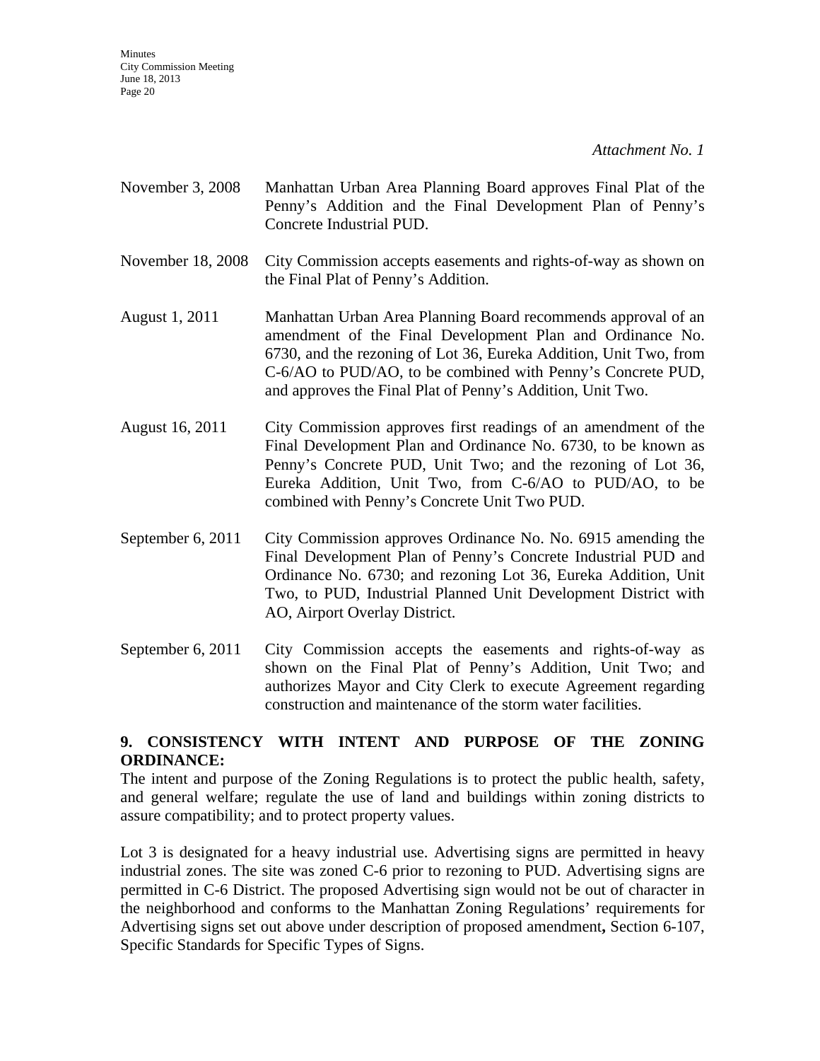*Attachment No. 1*

| | |
|---|---|
| November 3, 2008 | Manhattan Urban Area Planning Board approves Final Plat of the Penny's Addition and the Final Development Plan of Penny's Concrete Industrial PUD. |
| November 18, 2008 | City Commission accepts easements and rights-of-way as shown on the Final Plat of Penny's Addition. |
| August 1, 2011 | Manhattan Urban Area Planning Board recommends approval of an amendment of the Final Development Plan and Ordinance No. 6730, and the rezoning of Lot 36, Eureka Addition, Unit Two, from C-6/AO to PUD/AO, to be combined with Penny's Concrete PUD, and approves the Final Plat of Penny's Addition, Unit Two. |
| August 16, 2011 | City Commission approves first readings of an amendment of the Final Development Plan and Ordinance No. 6730, to be known as Penny's Concrete PUD, Unit Two; and the rezoning of Lot 36, Eureka Addition, Unit Two, from C-6/AO to PUD/AO, to be combined with Penny's Concrete Unit Two PUD. |
| September 6, 2011 | City Commission approves Ordinance No. No. 6915 amending the Final Development Plan of Penny's Concrete Industrial PUD and Ordinance No. 6730; and rezoning Lot 36, Eureka Addition, Unit Two, to PUD, Industrial Planned Unit Development District with AO, Airport Overlay District. |
| September 6, 2011 | City Commission accepts the easements and rights-of-way as shown on the Final Plat of Penny's Addition, Unit Two; and authorizes Mayor and City Clerk to execute Agreement regarding construction and maintenance of the storm water facilities. |

**9. CONSISTENCY WITH INTENT AND PURPOSE OF THE ZONING ORDINANCE:**

The intent and purpose of the Zoning Regulations is to protect the public health, safety, and general welfare; regulate the use of land and buildings within zoning districts to assure compatibility; and to protect property values.

Lot 3 is designated for a heavy industrial use. Advertising signs are permitted in heavy industrial zones. The site was zoned C-6 prior to rezoning to PUD. Advertising signs are permitted in C-6 District. The proposed Advertising sign would not be out of character in the neighborhood and conforms to the Manhattan Zoning Regulations' requirements for Advertising signs set out above under description of proposed amendment**,** Section 6-107, Specific Standards for Specific Types of Signs.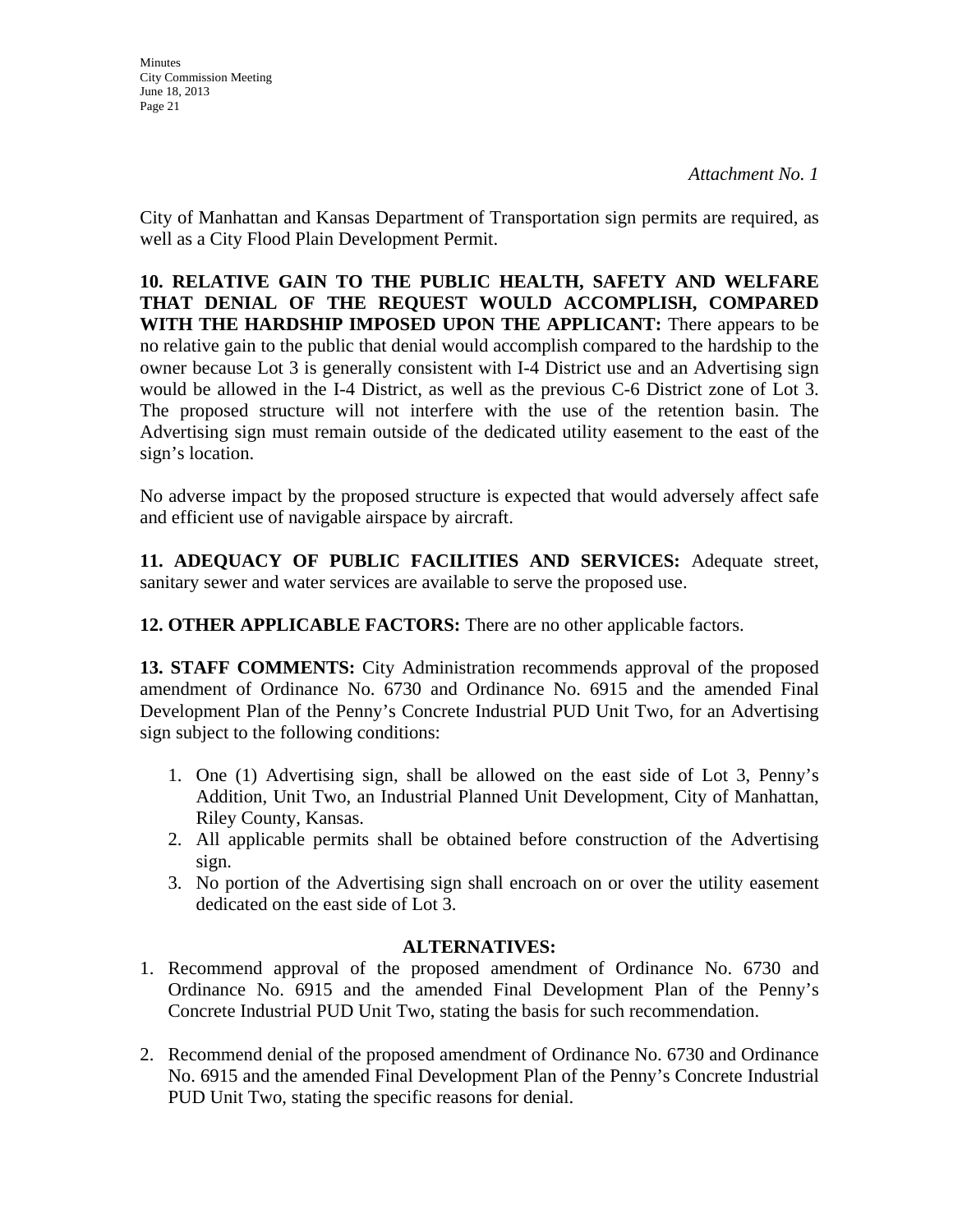*Attachment No. 1*

City of Manhattan and Kansas Department of Transportation sign permits are required, as well as a City Flood Plain Development Permit.

**10. RELATIVE GAIN TO THE PUBLIC HEALTH, SAFETY AND WELFARE THAT DENIAL OF THE REQUEST WOULD ACCOMPLISH, COMPARED WITH THE HARDSHIP IMPOSED UPON THE APPLICANT:** There appears to be no relative gain to the public that denial would accomplish compared to the hardship to the owner because Lot 3 is generally consistent with I-4 District use and an Advertising sign would be allowed in the I-4 District, as well as the previous C-6 District zone of Lot 3. The proposed structure will not interfere with the use of the retention basin. The Advertising sign must remain outside of the dedicated utility easement to the east of the sign's location.

No adverse impact by the proposed structure is expected that would adversely affect safe and efficient use of navigable airspace by aircraft.

**11. ADEQUACY OF PUBLIC FACILITIES AND SERVICES:** Adequate street, sanitary sewer and water services are available to serve the proposed use.

**12. OTHER APPLICABLE FACTORS:** There are no other applicable factors.

**13. STAFF COMMENTS:** City Administration recommends approval of the proposed amendment of Ordinance No. 6730 and Ordinance No. 6915 and the amended Final Development Plan of the Penny's Concrete Industrial PUD Unit Two, for an Advertising sign subject to the following conditions:

1. One (1) Advertising sign, shall be allowed on the east side of Lot 3, Penny's Addition, Unit Two, an Industrial Planned Unit Development, City of Manhattan, Riley County, Kansas.
2. All applicable permits shall be obtained before construction of the Advertising sign.
3. No portion of the Advertising sign shall encroach on or over the utility easement dedicated on the east side of Lot 3.

**ALTERNATIVES:**

1. Recommend approval of the proposed amendment of Ordinance No. 6730 and Ordinance No. 6915 and the amended Final Development Plan of the Penny's Concrete Industrial PUD Unit Two, stating the basis for such recommendation.

2. Recommend denial of the proposed amendment of Ordinance No. 6730 and Ordinance No. 6915 and the amended Final Development Plan of the Penny's Concrete Industrial PUD Unit Two, stating the specific reasons for denial.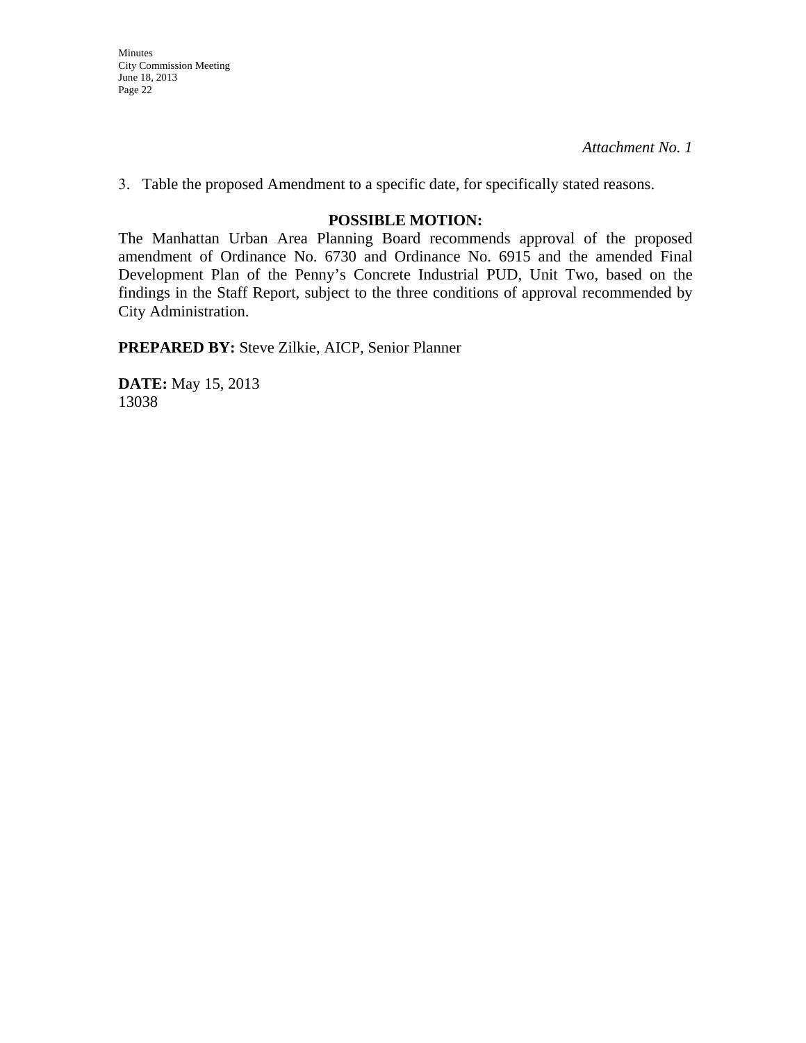*Attachment No. 1*

3. Table the proposed Amendment to a specific date, for specifically stated reasons.

**POSSIBLE MOTION:**

The Manhattan Urban Area Planning Board recommends approval of the proposed amendment of Ordinance No. 6730 and Ordinance No. 6915 and the amended Final Development Plan of the Penny's Concrete Industrial PUD, Unit Two, based on the findings in the Staff Report, subject to the three conditions of approval recommended by City Administration.

**PREPARED BY:** Steve Zilkie, AICP, Senior Planner

**DATE:** May 15, 2013
13038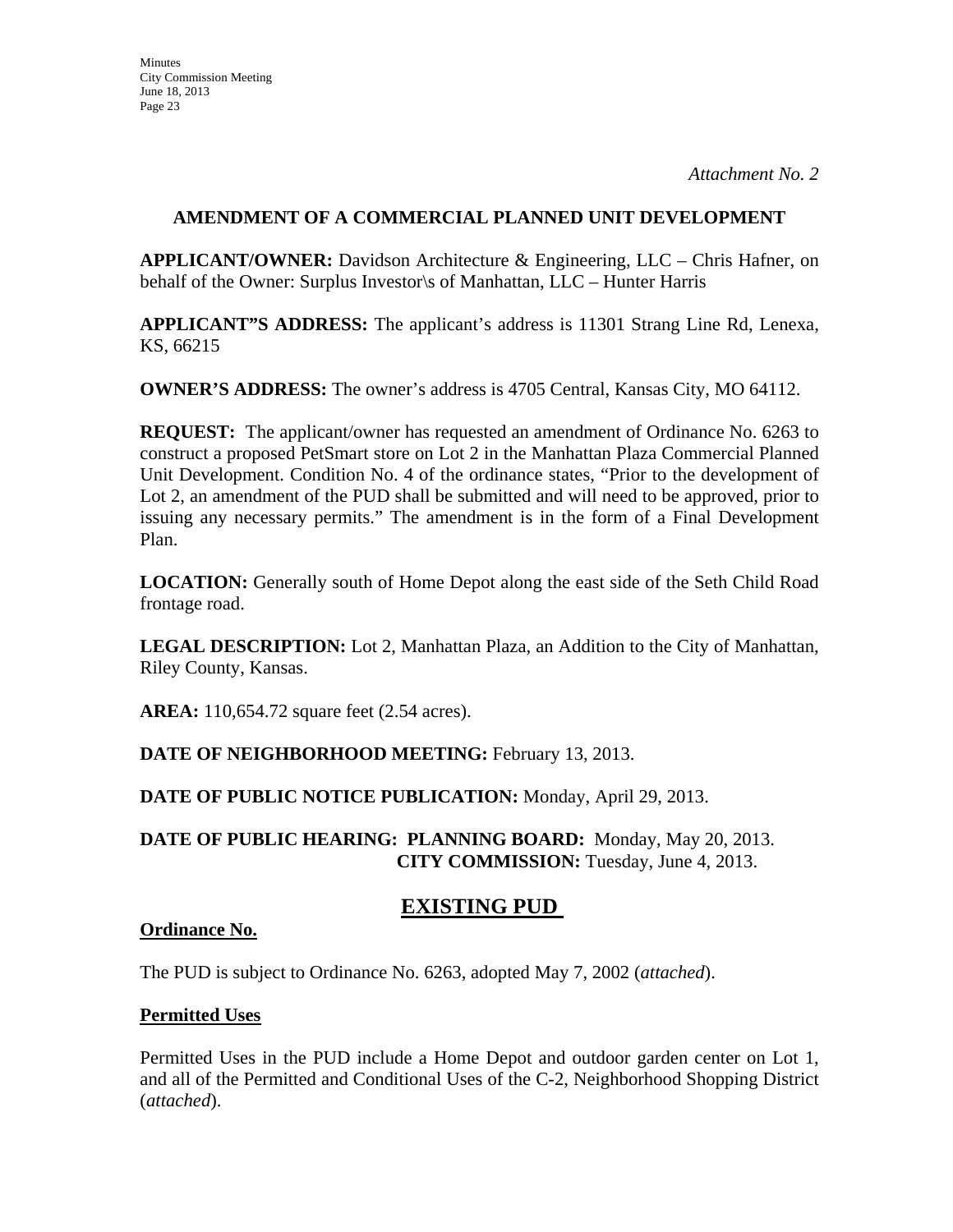*Attachment No. 2*

## AMENDMENT OF A COMMERCIAL PLANNED UNIT DEVELOPMENT

**APPLICANT/OWNER:** Davidson Architecture & Engineering, LLC – Chris Hafner, on behalf of the Owner: Surplus Investor\s of Manhattan, LLC – Hunter Harris

**APPLICANT"S ADDRESS:** The applicant's address is 11301 Strang Line Rd, Lenexa, KS, 66215

**OWNER'S ADDRESS:** The owner's address is 4705 Central, Kansas City, MO 64112.

**REQUEST:** The applicant/owner has requested an amendment of Ordinance No. 6263 to construct a proposed PetSmart store on Lot 2 in the Manhattan Plaza Commercial Planned Unit Development. Condition No. 4 of the ordinance states, "Prior to the development of Lot 2, an amendment of the PUD shall be submitted and will need to be approved, prior to issuing any necessary permits." The amendment is in the form of a Final Development Plan.

**LOCATION:** Generally south of Home Depot along the east side of the Seth Child Road frontage road.

**LEGAL DESCRIPTION:** Lot 2, Manhattan Plaza, an Addition to the City of Manhattan, Riley County, Kansas.

**AREA:** 110,654.72 square feet (2.54 acres).

**DATE OF NEIGHBORHOOD MEETING:** February 13, 2013.

**DATE OF PUBLIC NOTICE PUBLICATION:** Monday, April 29, 2013.

**DATE OF PUBLIC HEARING: PLANNING BOARD:** Monday, May 20, 2013.
**CITY COMMISSION:** Tuesday, June 4, 2013.

## EXISTING PUD

**Ordinance No.**

The PUD is subject to Ordinance No. 6263, adopted May 7, 2002 (*attached*).

**Permitted Uses**

Permitted Uses in the PUD include a Home Depot and outdoor garden center on Lot 1, and all of the Permitted and Conditional Uses of the C-2, Neighborhood Shopping District (*attached*).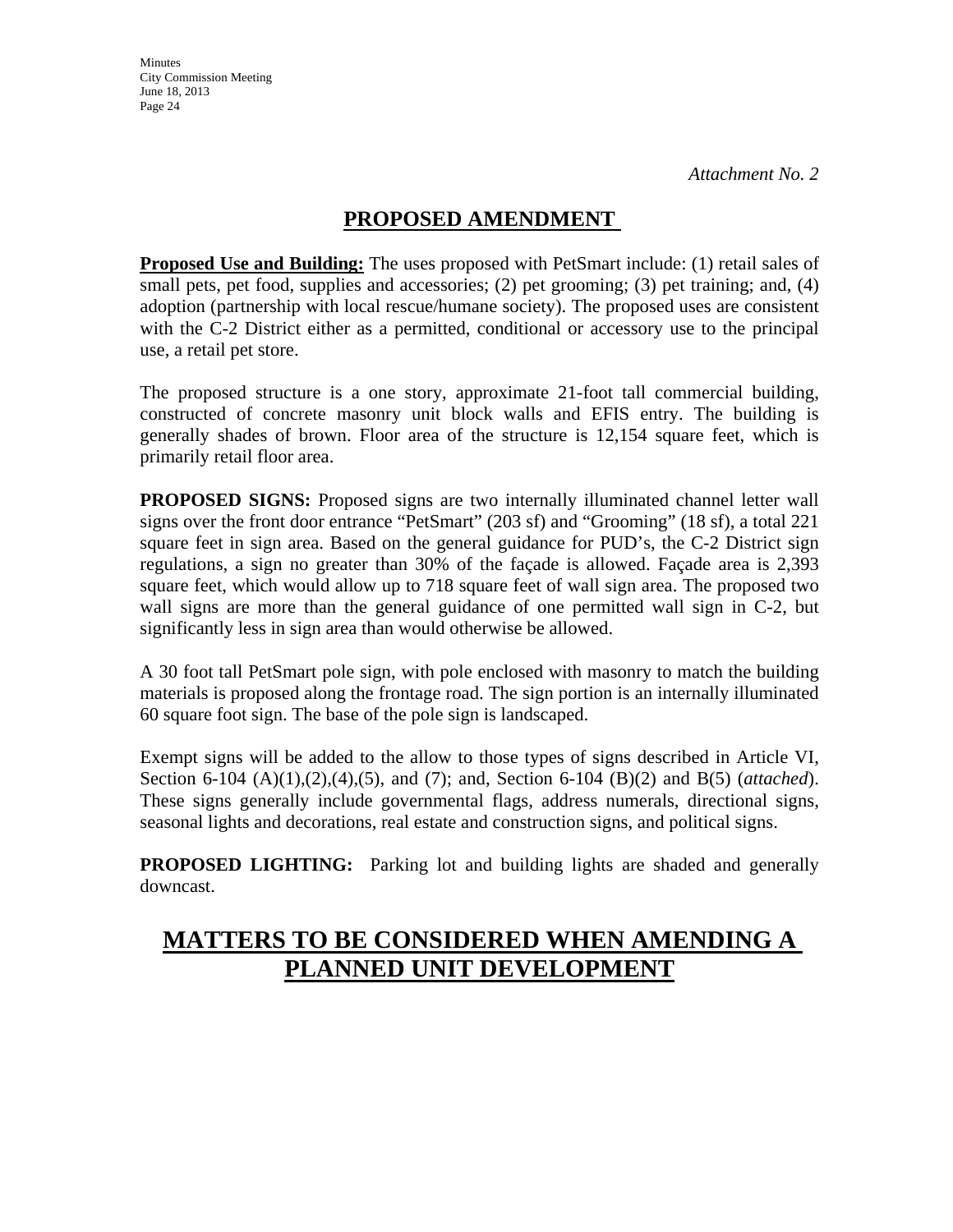*Attachment No. 2*

# PROPOSED AMENDMENT

**Proposed Use and Building:** The uses proposed with PetSmart include: (1) retail sales of small pets, pet food, supplies and accessories; (2) pet grooming; (3) pet training; and, (4) adoption (partnership with local rescue/humane society). The proposed uses are consistent with the C-2 District either as a permitted, conditional or accessory use to the principal use, a retail pet store.

The proposed structure is a one story, approximate 21-foot tall commercial building, constructed of concrete masonry unit block walls and EFIS entry. The building is generally shades of brown. Floor area of the structure is 12,154 square feet, which is primarily retail floor area.

**PROPOSED SIGNS:** Proposed signs are two internally illuminated channel letter wall signs over the front door entrance "PetSmart" (203 sf) and "Grooming" (18 sf), a total 221 square feet in sign area. Based on the general guidance for PUD's, the C-2 District sign regulations, a sign no greater than 30% of the façade is allowed. Façade area is 2,393 square feet, which would allow up to 718 square feet of wall sign area. The proposed two wall signs are more than the general guidance of one permitted wall sign in C-2, but significantly less in sign area than would otherwise be allowed.

A 30 foot tall PetSmart pole sign, with pole enclosed with masonry to match the building materials is proposed along the frontage road. The sign portion is an internally illuminated 60 square foot sign. The base of the pole sign is landscaped.

Exempt signs will be added to the allow to those types of signs described in Article VI, Section 6-104 (A)(1),(2),(4),(5), and (7); and, Section 6-104 (B)(2) and B(5) (*attached*). These signs generally include governmental flags, address numerals, directional signs, seasonal lights and decorations, real estate and construction signs, and political signs.

**PROPOSED LIGHTING:** Parking lot and building lights are shaded and generally downcast.

# MATTERS TO BE CONSIDERED WHEN AMENDING A PLANNED UNIT DEVELOPMENT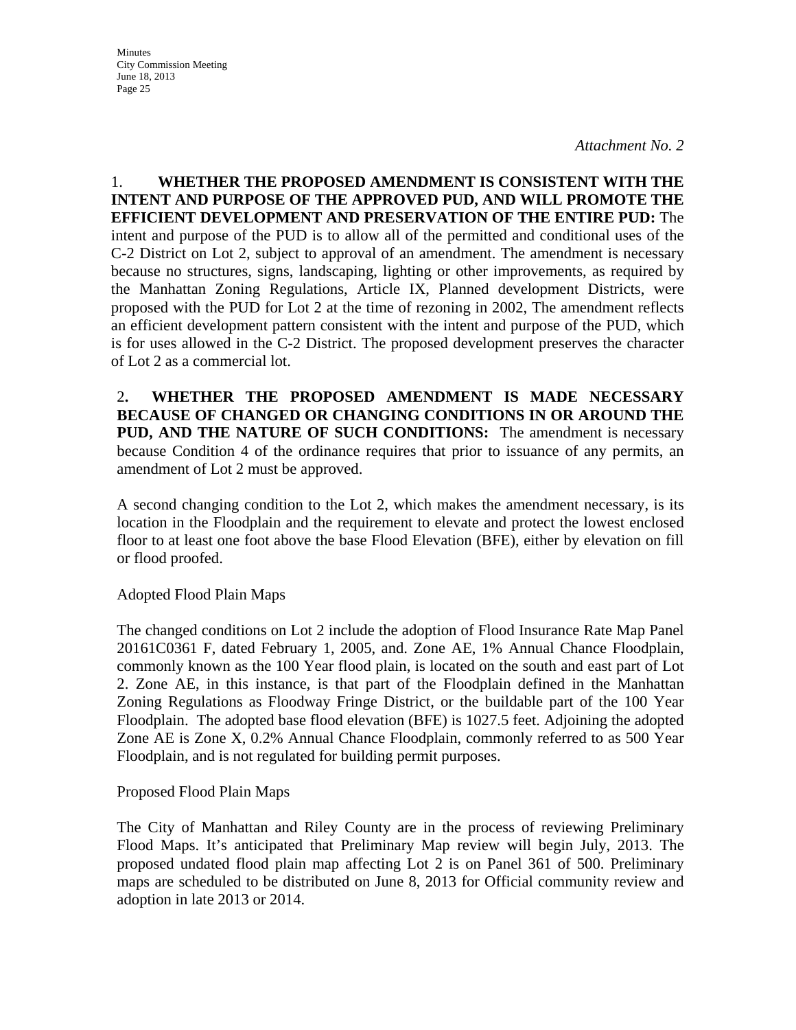*Attachment No. 2*

1. **WHETHER THE PROPOSED AMENDMENT IS CONSISTENT WITH THE INTENT AND PURPOSE OF THE APPROVED PUD, AND WILL PROMOTE THE EFFICIENT DEVELOPMENT AND PRESERVATION OF THE ENTIRE PUD:** The intent and purpose of the PUD is to allow all of the permitted and conditional uses of the C-2 District on Lot 2, subject to approval of an amendment. The amendment is necessary because no structures, signs, landscaping, lighting or other improvements, as required by the Manhattan Zoning Regulations, Article IX, Planned development Districts, were proposed with the PUD for Lot 2 at the time of rezoning in 2002, The amendment reflects an efficient development pattern consistent with the intent and purpose of the PUD, which is for uses allowed in the C-2 District. The proposed development preserves the character of Lot 2 as a commercial lot.

2**. WHETHER THE PROPOSED AMENDMENT IS MADE NECESSARY BECAUSE OF CHANGED OR CHANGING CONDITIONS IN OR AROUND THE PUD, AND THE NATURE OF SUCH CONDITIONS:** The amendment is necessary because Condition 4 of the ordinance requires that prior to issuance of any permits, an amendment of Lot 2 must be approved.

A second changing condition to the Lot 2, which makes the amendment necessary, is its location in the Floodplain and the requirement to elevate and protect the lowest enclosed floor to at least one foot above the base Flood Elevation (BFE), either by elevation on fill or flood proofed.

Adopted Flood Plain Maps

The changed conditions on Lot 2 include the adoption of Flood Insurance Rate Map Panel 20161C0361 F, dated February 1, 2005, and. Zone AE, 1% Annual Chance Floodplain, commonly known as the 100 Year flood plain, is located on the south and east part of Lot 2. Zone AE, in this instance, is that part of the Floodplain defined in the Manhattan Zoning Regulations as Floodway Fringe District, or the buildable part of the 100 Year Floodplain. The adopted base flood elevation (BFE) is 1027.5 feet. Adjoining the adopted Zone AE is Zone X, 0.2% Annual Chance Floodplain, commonly referred to as 500 Year Floodplain, and is not regulated for building permit purposes.

Proposed Flood Plain Maps

The City of Manhattan and Riley County are in the process of reviewing Preliminary Flood Maps. It's anticipated that Preliminary Map review will begin July, 2013. The proposed undated flood plain map affecting Lot 2 is on Panel 361 of 500. Preliminary maps are scheduled to be distributed on June 8, 2013 for Official community review and adoption in late 2013 or 2014.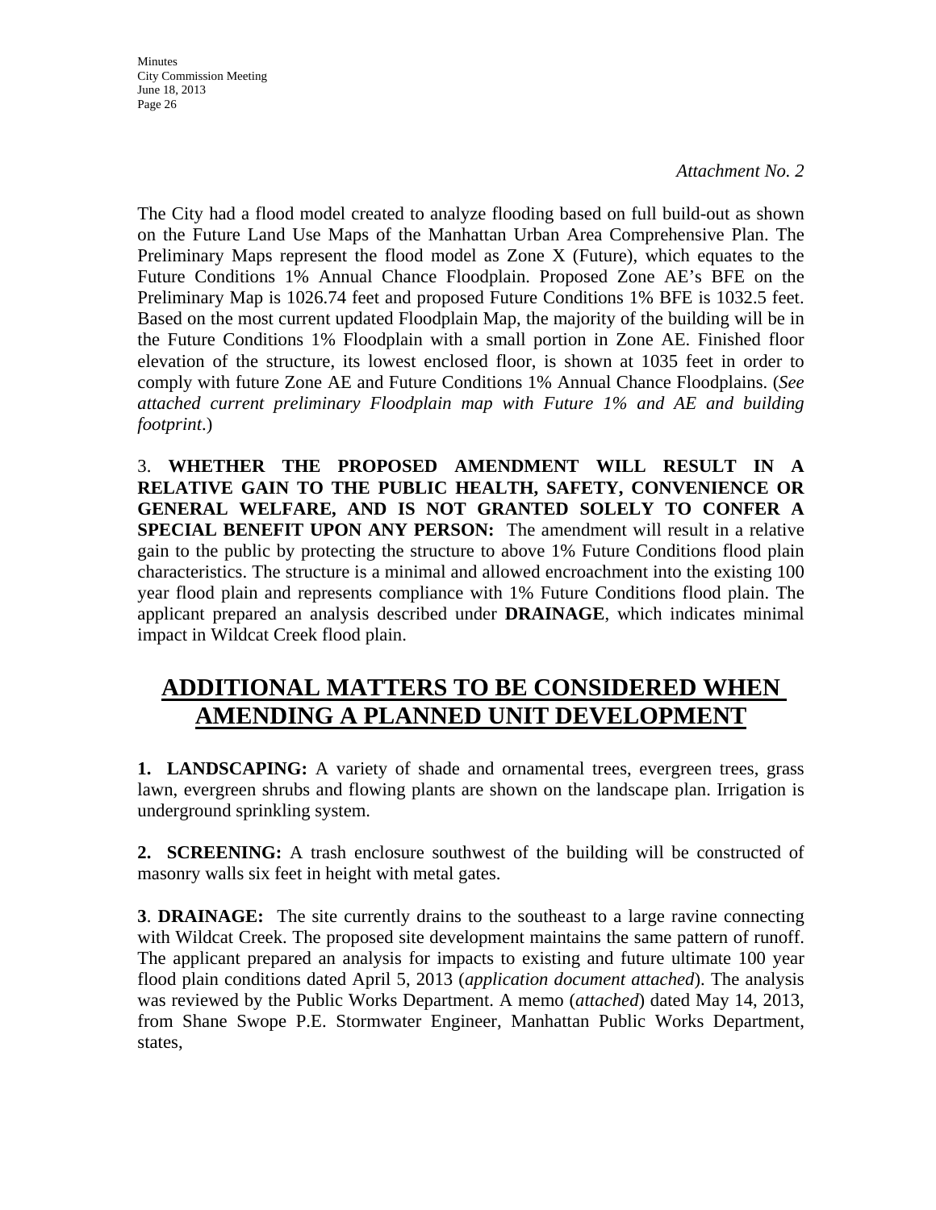*Attachment No. 2*

The City had a flood model created to analyze flooding based on full build-out as shown on the Future Land Use Maps of the Manhattan Urban Area Comprehensive Plan. The Preliminary Maps represent the flood model as Zone X (Future), which equates to the Future Conditions 1% Annual Chance Floodplain. Proposed Zone AE's BFE on the Preliminary Map is 1026.74 feet and proposed Future Conditions 1% BFE is 1032.5 feet. Based on the most current updated Floodplain Map, the majority of the building will be in the Future Conditions 1% Floodplain with a small portion in Zone AE. Finished floor elevation of the structure, its lowest enclosed floor, is shown at 1035 feet in order to comply with future Zone AE and Future Conditions 1% Annual Chance Floodplains. (*See attached current preliminary Floodplain map with Future 1% and AE and building footprint*.)

3. **WHETHER THE PROPOSED AMENDMENT WILL RESULT IN A RELATIVE GAIN TO THE PUBLIC HEALTH, SAFETY, CONVENIENCE OR GENERAL WELFARE, AND IS NOT GRANTED SOLELY TO CONFER A SPECIAL BENEFIT UPON ANY PERSON:** The amendment will result in a relative gain to the public by protecting the structure to above 1% Future Conditions flood plain characteristics. The structure is a minimal and allowed encroachment into the existing 100 year flood plain and represents compliance with 1% Future Conditions flood plain. The applicant prepared an analysis described under **DRAINAGE**, which indicates minimal impact in Wildcat Creek flood plain.

## ADDITIONAL MATTERS TO BE CONSIDERED WHEN AMENDING A PLANNED UNIT DEVELOPMENT

**1. LANDSCAPING:** A variety of shade and ornamental trees, evergreen trees, grass lawn, evergreen shrubs and flowing plants are shown on the landscape plan. Irrigation is underground sprinkling system.

**2. SCREENING:** A trash enclosure southwest of the building will be constructed of masonry walls six feet in height with metal gates.

**3**. **DRAINAGE:** The site currently drains to the southeast to a large ravine connecting with Wildcat Creek. The proposed site development maintains the same pattern of runoff. The applicant prepared an analysis for impacts to existing and future ultimate 100 year flood plain conditions dated April 5, 2013 (*application document attached*). The analysis was reviewed by the Public Works Department. A memo (*attached*) dated May 14, 2013, from Shane Swope P.E. Stormwater Engineer, Manhattan Public Works Department, states,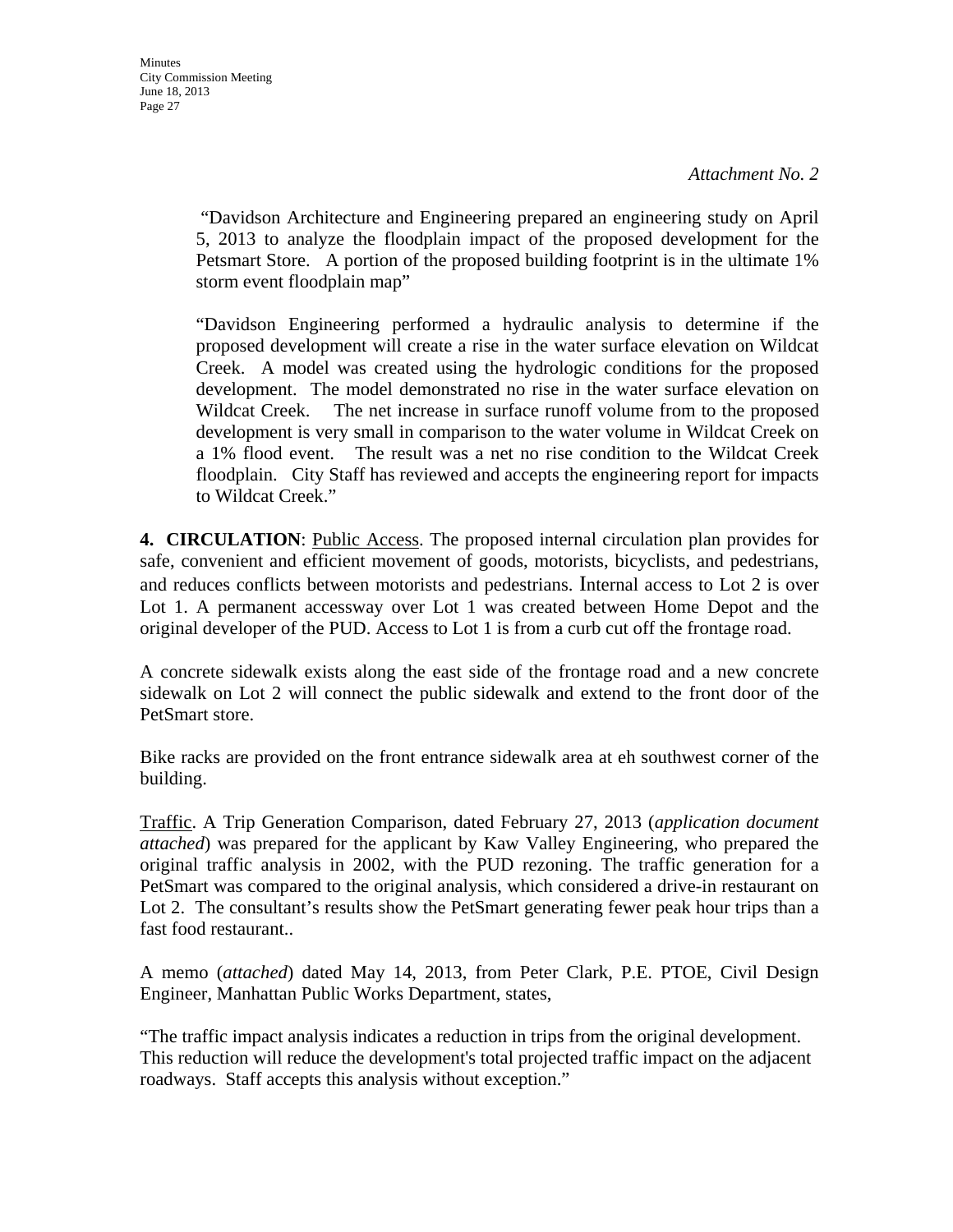*Attachment No. 2*

> "Davidson Architecture and Engineering prepared an engineering study on April 5, 2013 to analyze the floodplain impact of the proposed development for the Petsmart Store. A portion of the proposed building footprint is in the ultimate 1% storm event floodplain map"
>
> "Davidson Engineering performed a hydraulic analysis to determine if the proposed development will create a rise in the water surface elevation on Wildcat Creek. A model was created using the hydrologic conditions for the proposed development. The model demonstrated no rise in the water surface elevation on Wildcat Creek. The net increase in surface runoff volume from to the proposed development is very small in comparison to the water volume in Wildcat Creek on a 1% flood event. The result was a net no rise condition to the Wildcat Creek floodplain. City Staff has reviewed and accepts the engineering report for impacts to Wildcat Creek."

**4. CIRCULATION**: Public Access. The proposed internal circulation plan provides for safe, convenient and efficient movement of goods, motorists, bicyclists, and pedestrians, and reduces conflicts between motorists and pedestrians. Internal access to Lot 2 is over Lot 1. A permanent accessway over Lot 1 was created between Home Depot and the original developer of the PUD. Access to Lot 1 is from a curb cut off the frontage road.

A concrete sidewalk exists along the east side of the frontage road and a new concrete sidewalk on Lot 2 will connect the public sidewalk and extend to the front door of the PetSmart store.

Bike racks are provided on the front entrance sidewalk area at eh southwest corner of the building.

Traffic. A Trip Generation Comparison, dated February 27, 2013 (*application document attached*) was prepared for the applicant by Kaw Valley Engineering, who prepared the original traffic analysis in 2002, with the PUD rezoning. The traffic generation for a PetSmart was compared to the original analysis, which considered a drive-in restaurant on Lot 2. The consultant's results show the PetSmart generating fewer peak hour trips than a fast food restaurant..

A memo (*attached*) dated May 14, 2013, from Peter Clark, P.E. PTOE, Civil Design Engineer, Manhattan Public Works Department, states,

"The traffic impact analysis indicates a reduction in trips from the original development. This reduction will reduce the development's total projected traffic impact on the adjacent roadways. Staff accepts this analysis without exception."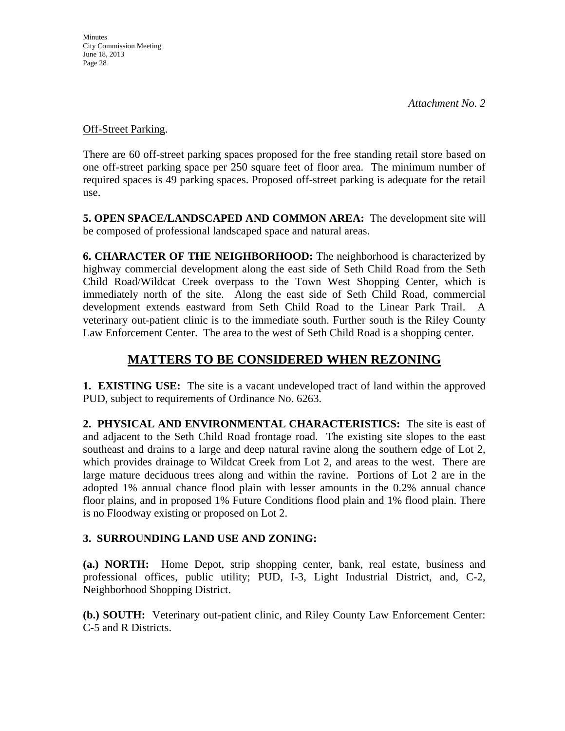*Attachment No. 2*

Off-Street Parking.

There are 60 off-street parking spaces proposed for the free standing retail store based on one off-street parking space per 250 square feet of floor area. The minimum number of required spaces is 49 parking spaces. Proposed off-street parking is adequate for the retail use.

**5. OPEN SPACE/LANDSCAPED AND COMMON AREA:** The development site will be composed of professional landscaped space and natural areas.

**6. CHARACTER OF THE NEIGHBORHOOD:** The neighborhood is characterized by highway commercial development along the east side of Seth Child Road from the Seth Child Road/Wildcat Creek overpass to the Town West Shopping Center, which is immediately north of the site. Along the east side of Seth Child Road, commercial development extends eastward from Seth Child Road to the Linear Park Trail. A veterinary out-patient clinic is to the immediate south. Further south is the Riley County Law Enforcement Center. The area to the west of Seth Child Road is a shopping center.

## MATTERS TO BE CONSIDERED WHEN REZONING

**1. EXISTING USE:** The site is a vacant undeveloped tract of land within the approved PUD, subject to requirements of Ordinance No. 6263.

**2. PHYSICAL AND ENVIRONMENTAL CHARACTERISTICS:** The site is east of and adjacent to the Seth Child Road frontage road. The existing site slopes to the east southeast and drains to a large and deep natural ravine along the southern edge of Lot 2, which provides drainage to Wildcat Creek from Lot 2, and areas to the west. There are large mature deciduous trees along and within the ravine. Portions of Lot 2 are in the adopted 1% annual chance flood plain with lesser amounts in the 0.2% annual chance floor plains, and in proposed 1% Future Conditions flood plain and 1% flood plain. There is no Floodway existing or proposed on Lot 2.

**3. SURROUNDING LAND USE AND ZONING:**

**(a.) NORTH:** Home Depot, strip shopping center, bank, real estate, business and professional offices, public utility; PUD, I-3, Light Industrial District, and, C-2, Neighborhood Shopping District.

**(b.) SOUTH:** Veterinary out-patient clinic, and Riley County Law Enforcement Center: C-5 and R Districts.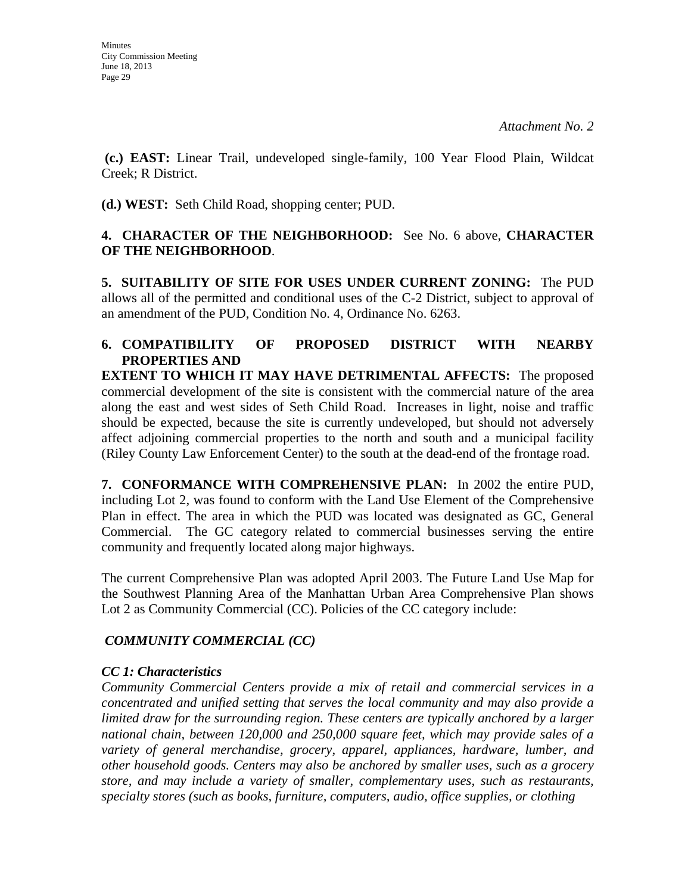*Attachment No. 2*

**(c.) EAST:** Linear Trail, undeveloped single-family, 100 Year Flood Plain, Wildcat Creek; R District.

**(d.) WEST:** Seth Child Road, shopping center; PUD.

**4. CHARACTER OF THE NEIGHBORHOOD:** See No. 6 above, **CHARACTER OF THE NEIGHBORHOOD**.

**5. SUITABILITY OF SITE FOR USES UNDER CURRENT ZONING:** The PUD allows all of the permitted and conditional uses of the C-2 District, subject to approval of an amendment of the PUD, Condition No. 4, Ordinance No. 6263.

**6. COMPATIBILITY OF PROPOSED DISTRICT WITH NEARBY PROPERTIES AND EXTENT TO WHICH IT MAY HAVE DETRIMENTAL AFFECTS:** The proposed commercial development of the site is consistent with the commercial nature of the area along the east and west sides of Seth Child Road. Increases in light, noise and traffic should be expected, because the site is currently undeveloped, but should not adversely affect adjoining commercial properties to the north and south and a municipal facility (Riley County Law Enforcement Center) to the south at the dead-end of the frontage road.

**7. CONFORMANCE WITH COMPREHENSIVE PLAN:** In 2002 the entire PUD, including Lot 2, was found to conform with the Land Use Element of the Comprehensive Plan in effect. The area in which the PUD was located was designated as GC, General Commercial. The GC category related to commercial businesses serving the entire community and frequently located along major highways.

The current Comprehensive Plan was adopted April 2003. The Future Land Use Map for the Southwest Planning Area of the Manhattan Urban Area Comprehensive Plan shows Lot 2 as Community Commercial (CC). Policies of the CC category include:

***COMMUNITY COMMERCIAL (CC)***

***CC 1: Characteristics***

*Community Commercial Centers provide a mix of retail and commercial services in a concentrated and unified setting that serves the local community and may also provide a limited draw for the surrounding region. These centers are typically anchored by a larger national chain, between 120,000 and 250,000 square feet, which may provide sales of a variety of general merchandise, grocery, apparel, appliances, hardware, lumber, and other household goods. Centers may also be anchored by smaller uses, such as a grocery store, and may include a variety of smaller, complementary uses, such as restaurants, specialty stores (such as books, furniture, computers, audio, office supplies, or clothing*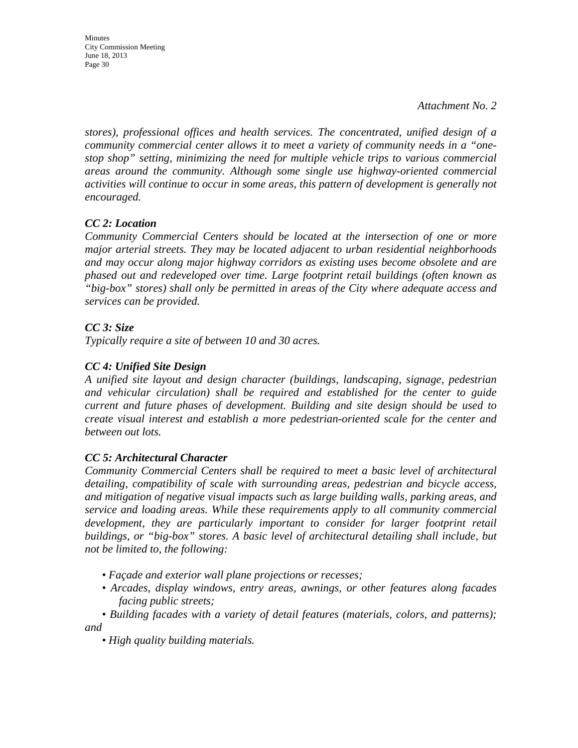*Attachment No. 2*

*stores), professional offices and health services. The concentrated, unified design of a community commercial center allows it to meet a variety of community needs in a "one-stop shop" setting, minimizing the need for multiple vehicle trips to various commercial areas around the community. Although some single use highway-oriented commercial activities will continue to occur in some areas, this pattern of development is generally not encouraged.*

***CC 2: Location***
*Community Commercial Centers should be located at the intersection of one or more major arterial streets. They may be located adjacent to urban residential neighborhoods and may occur along major highway corridors as existing uses become obsolete and are phased out and redeveloped over time. Large footprint retail buildings (often known as "big-box" stores) shall only be permitted in areas of the City where adequate access and services can be provided.*

***CC 3: Size***
*Typically require a site of between 10 and 30 acres.*

***CC 4: Unified Site Design***
*A unified site layout and design character (buildings, landscaping, signage, pedestrian and vehicular circulation) shall be required and established for the center to guide current and future phases of development. Building and site design should be used to create visual interest and establish a more pedestrian-oriented scale for the center and between out lots.*

***CC 5: Architectural Character***
*Community Commercial Centers shall be required to meet a basic level of architectural detailing, compatibility of scale with surrounding areas, pedestrian and bicycle access, and mitigation of negative visual impacts such as large building walls, parking areas, and service and loading areas. While these requirements apply to all community commercial development, they are particularly important to consider for larger footprint retail buildings, or "big-box" stores. A basic level of architectural detailing shall include, but not be limited to, the following:*

- *Façade and exterior wall plane projections or recesses;*
- *Arcades, display windows, entry areas, awnings, or other features along facades facing public streets;*
- *Building facades with a variety of detail features (materials, colors, and patterns); and*
- *High quality building materials.*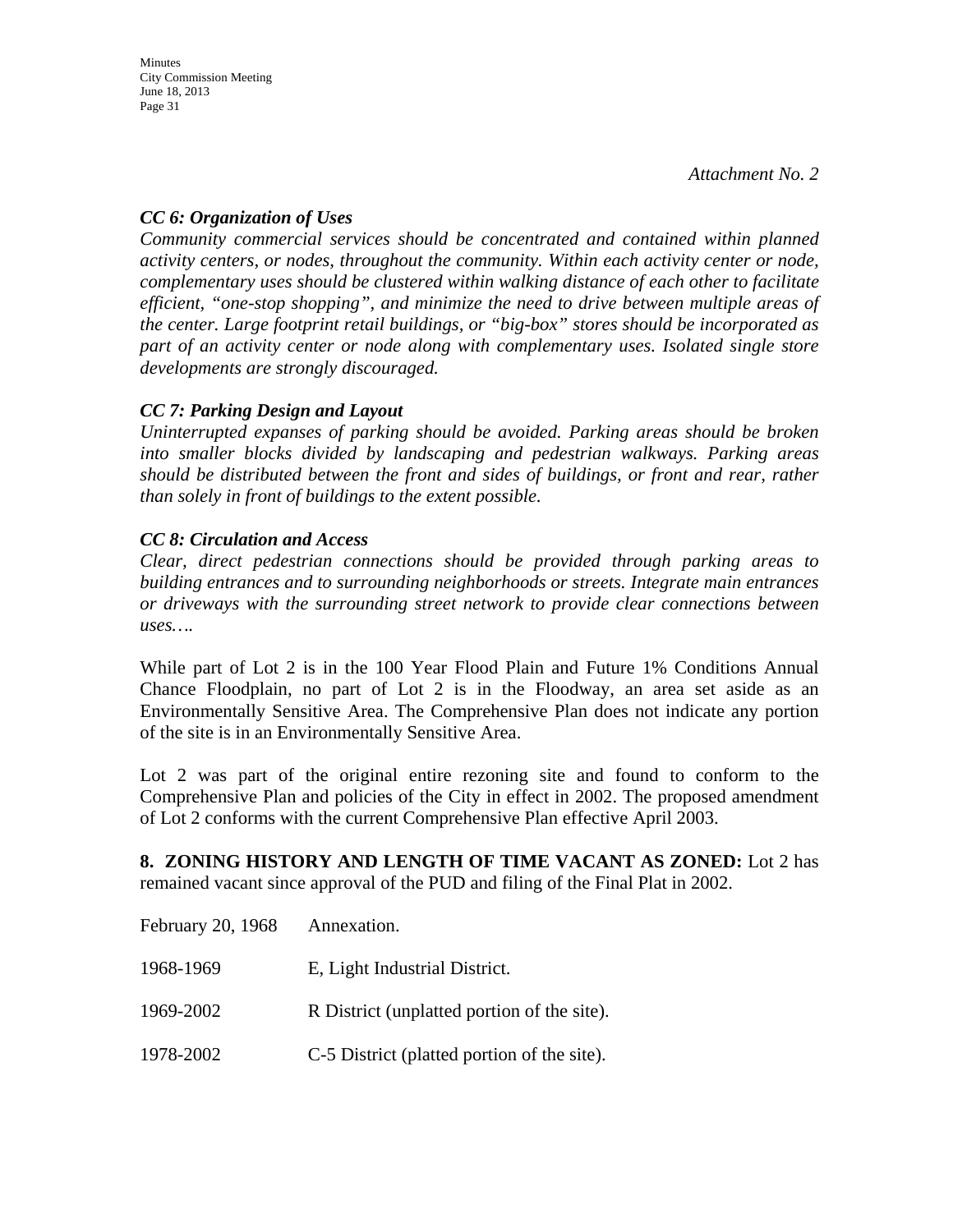*Attachment No. 2*

***CC 6: Organization of Uses***

*Community commercial services should be concentrated and contained within planned activity centers, or nodes, throughout the community. Within each activity center or node, complementary uses should be clustered within walking distance of each other to facilitate efficient, "one-stop shopping", and minimize the need to drive between multiple areas of the center. Large footprint retail buildings, or "big-box" stores should be incorporated as part of an activity center or node along with complementary uses. Isolated single store developments are strongly discouraged.*

***CC 7: Parking Design and Layout***

*Uninterrupted expanses of parking should be avoided. Parking areas should be broken into smaller blocks divided by landscaping and pedestrian walkways. Parking areas should be distributed between the front and sides of buildings, or front and rear, rather than solely in front of buildings to the extent possible.*

***CC 8: Circulation and Access***

*Clear, direct pedestrian connections should be provided through parking areas to building entrances and to surrounding neighborhoods or streets. Integrate main entrances or driveways with the surrounding street network to provide clear connections between uses….*

While part of Lot 2 is in the 100 Year Flood Plain and Future 1% Conditions Annual Chance Floodplain, no part of Lot 2 is in the Floodway, an area set aside as an Environmentally Sensitive Area. The Comprehensive Plan does not indicate any portion of the site is in an Environmentally Sensitive Area.

Lot 2 was part of the original entire rezoning site and found to conform to the Comprehensive Plan and policies of the City in effect in 2002. The proposed amendment of Lot 2 conforms with the current Comprehensive Plan effective April 2003.

**8. ZONING HISTORY AND LENGTH OF TIME VACANT AS ZONED:** Lot 2 has remained vacant since approval of the PUD and filing of the Final Plat in 2002.

| | |
|---|---|
| February 20, 1968 | Annexation. |
| 1968-1969 | E, Light Industrial District. |
| 1969-2002 | R District (unplatted portion of the site). |
| 1978-2002 | C-5 District (platted portion of the site). |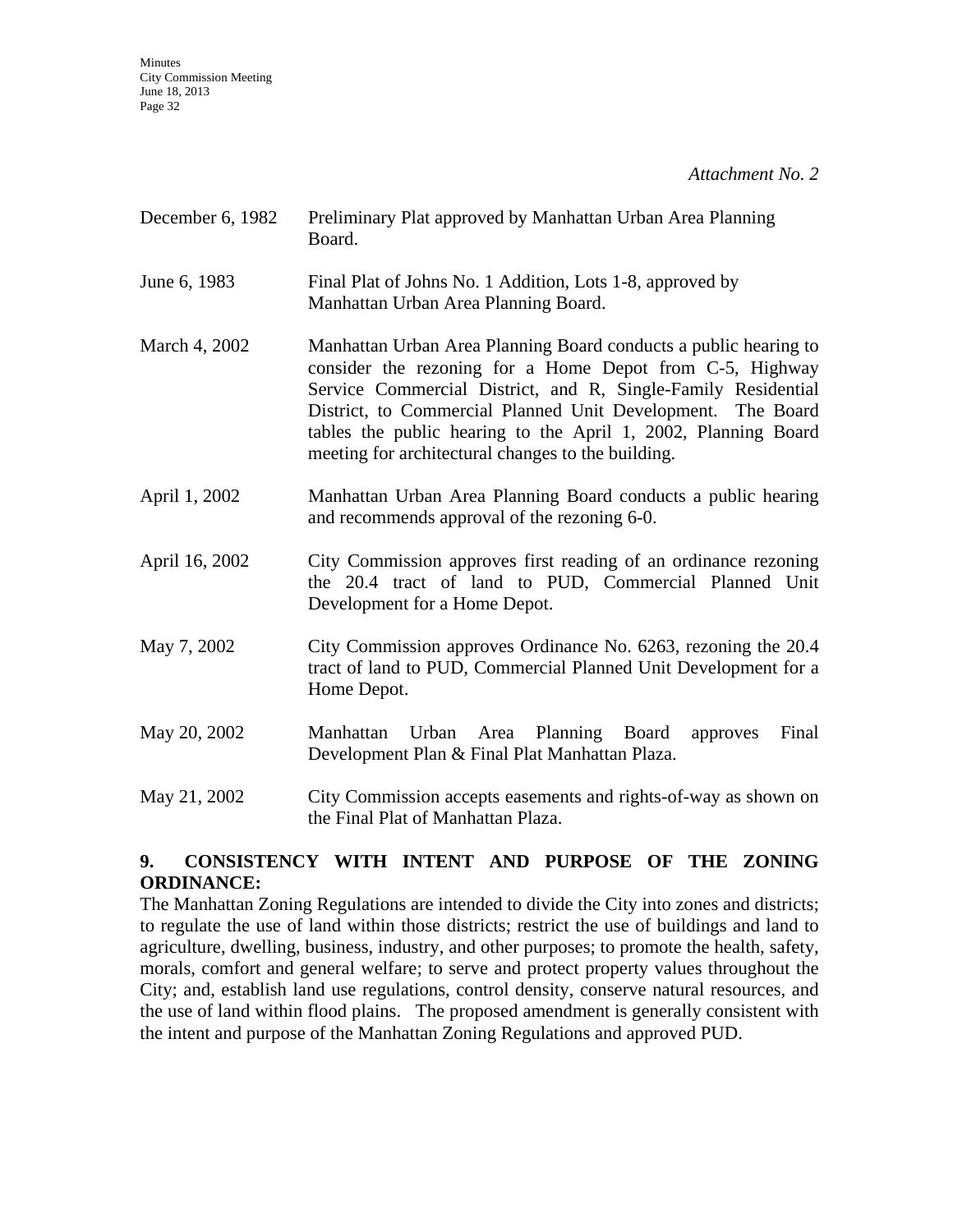*Attachment No. 2*

| | |
|---|---|
| December 6, 1982 | Preliminary Plat approved by Manhattan Urban Area Planning Board. |
| June 6, 1983 | Final Plat of Johns No. 1 Addition, Lots 1-8, approved by Manhattan Urban Area Planning Board. |
| March 4, 2002 | Manhattan Urban Area Planning Board conducts a public hearing to consider the rezoning for a Home Depot from C-5, Highway Service Commercial District, and R, Single-Family Residential District, to Commercial Planned Unit Development. The Board tables the public hearing to the April 1, 2002, Planning Board meeting for architectural changes to the building. |
| April 1, 2002 | Manhattan Urban Area Planning Board conducts a public hearing and recommends approval of the rezoning 6-0. |
| April 16, 2002 | City Commission approves first reading of an ordinance rezoning the 20.4 tract of land to PUD, Commercial Planned Unit Development for a Home Depot. |
| May 7, 2002 | City Commission approves Ordinance No. 6263, rezoning the 20.4 tract of land to PUD, Commercial Planned Unit Development for a Home Depot. |
| May 20, 2002 | Manhattan Urban Area Planning Board approves Final Development Plan & Final Plat Manhattan Plaza. |
| May 21, 2002 | City Commission accepts easements and rights-of-way as shown on the Final Plat of Manhattan Plaza. |

**9. CONSISTENCY WITH INTENT AND PURPOSE OF THE ZONING ORDINANCE:**

The Manhattan Zoning Regulations are intended to divide the City into zones and districts; to regulate the use of land within those districts; restrict the use of buildings and land to agriculture, dwelling, business, industry, and other purposes; to promote the health, safety, morals, comfort and general welfare; to serve and protect property values throughout the City; and, establish land use regulations, control density, conserve natural resources, and the use of land within flood plains. The proposed amendment is generally consistent with the intent and purpose of the Manhattan Zoning Regulations and approved PUD.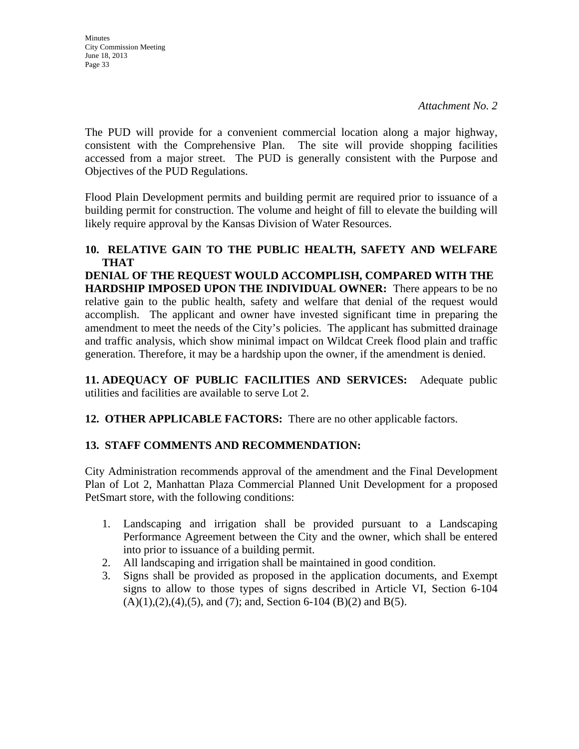*Attachment No. 2*

The PUD will provide for a convenient commercial location along a major highway, consistent with the Comprehensive Plan. The site will provide shopping facilities accessed from a major street. The PUD is generally consistent with the Purpose and Objectives of the PUD Regulations.

Flood Plain Development permits and building permit are required prior to issuance of a building permit for construction. The volume and height of fill to elevate the building will likely require approval by the Kansas Division of Water Resources.

**10. RELATIVE GAIN TO THE PUBLIC HEALTH, SAFETY AND WELFARE THAT DENIAL OF THE REQUEST WOULD ACCOMPLISH, COMPARED WITH THE HARDSHIP IMPOSED UPON THE INDIVIDUAL OWNER:** There appears to be no relative gain to the public health, safety and welfare that denial of the request would accomplish. The applicant and owner have invested significant time in preparing the amendment to meet the needs of the City's policies. The applicant has submitted drainage and traffic analysis, which show minimal impact on Wildcat Creek flood plain and traffic generation. Therefore, it may be a hardship upon the owner, if the amendment is denied.

**11. ADEQUACY OF PUBLIC FACILITIES AND SERVICES:** Adequate public utilities and facilities are available to serve Lot 2.

**12. OTHER APPLICABLE FACTORS:** There are no other applicable factors.

**13. STAFF COMMENTS AND RECOMMENDATION:**

City Administration recommends approval of the amendment and the Final Development Plan of Lot 2, Manhattan Plaza Commercial Planned Unit Development for a proposed PetSmart store, with the following conditions:

1. Landscaping and irrigation shall be provided pursuant to a Landscaping Performance Agreement between the City and the owner, which shall be entered into prior to issuance of a building permit.
2. All landscaping and irrigation shall be maintained in good condition.
3. Signs shall be provided as proposed in the application documents, and Exempt signs to allow to those types of signs described in Article VI, Section 6-104 (A)(1),(2),(4),(5), and (7); and, Section 6-104 (B)(2) and B(5).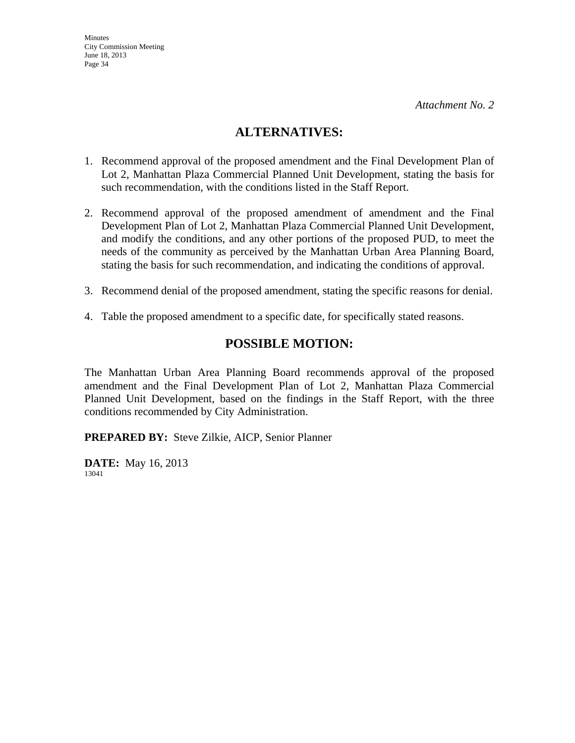*Attachment No. 2*

## ALTERNATIVES:

1. Recommend approval of the proposed amendment and the Final Development Plan of Lot 2, Manhattan Plaza Commercial Planned Unit Development, stating the basis for such recommendation, with the conditions listed in the Staff Report.

2. Recommend approval of the proposed amendment of amendment and the Final Development Plan of Lot 2, Manhattan Plaza Commercial Planned Unit Development, and modify the conditions, and any other portions of the proposed PUD, to meet the needs of the community as perceived by the Manhattan Urban Area Planning Board, stating the basis for such recommendation, and indicating the conditions of approval.

3. Recommend denial of the proposed amendment, stating the specific reasons for denial.

4. Table the proposed amendment to a specific date, for specifically stated reasons.

## POSSIBLE MOTION:

The Manhattan Urban Area Planning Board recommends approval of the proposed amendment and the Final Development Plan of Lot 2, Manhattan Plaza Commercial Planned Unit Development, based on the findings in the Staff Report, with the three conditions recommended by City Administration.

**PREPARED BY:** Steve Zilkie, AICP, Senior Planner

**DATE:** May 16, 2013

13041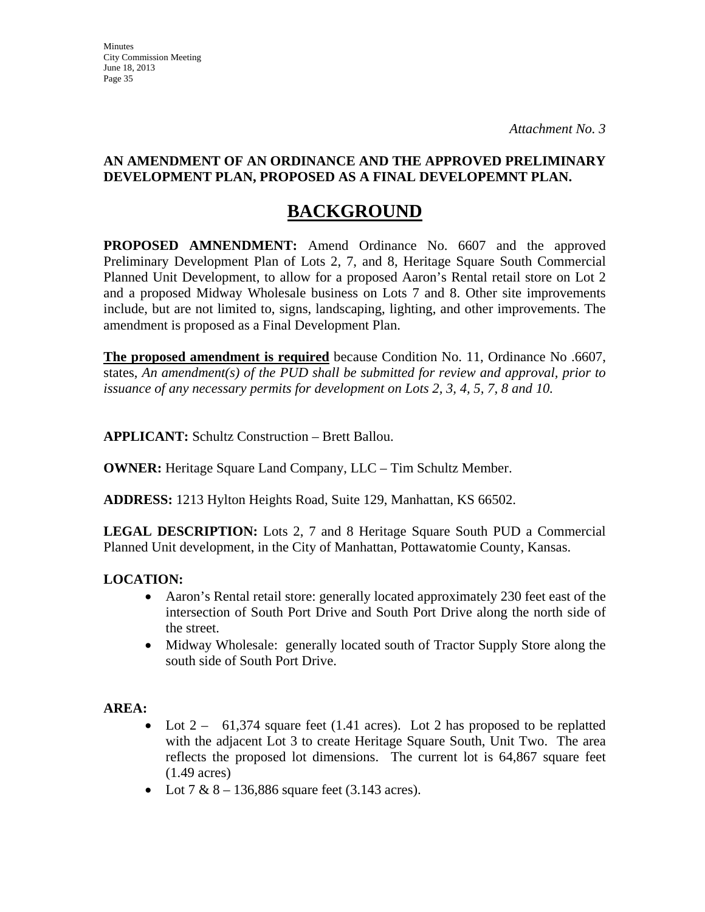*Attachment No. 3*

**AN AMENDMENT OF AN ORDINANCE AND THE APPROVED PRELIMINARY DEVELOPMENT PLAN, PROPOSED AS A FINAL DEVELOPEMNT PLAN.**

# BACKGROUND

**PROPOSED AMNENDMENT:** Amend Ordinance No. 6607 and the approved Preliminary Development Plan of Lots 2, 7, and 8, Heritage Square South Commercial Planned Unit Development, to allow for a proposed Aaron's Rental retail store on Lot 2 and a proposed Midway Wholesale business on Lots 7 and 8. Other site improvements include, but are not limited to, signs, landscaping, lighting, and other improvements. The amendment is proposed as a Final Development Plan.

**The proposed amendment is required** because Condition No. 11, Ordinance No .6607, states, *An amendment(s) of the PUD shall be submitted for review and approval, prior to issuance of any necessary permits for development on Lots 2, 3, 4, 5, 7, 8 and 10.*

**APPLICANT:** Schultz Construction – Brett Ballou.

**OWNER:** Heritage Square Land Company, LLC – Tim Schultz Member.

**ADDRESS:** 1213 Hylton Heights Road, Suite 129, Manhattan, KS 66502.

**LEGAL DESCRIPTION:** Lots 2, 7 and 8 Heritage Square South PUD a Commercial Planned Unit development, in the City of Manhattan, Pottawatomie County, Kansas.

**LOCATION:**

- Aaron's Rental retail store: generally located approximately 230 feet east of the intersection of South Port Drive and South Port Drive along the north side of the street.
- Midway Wholesale: generally located south of Tractor Supply Store along the south side of South Port Drive.

**AREA:**

- Lot 2 – 61,374 square feet (1.41 acres). Lot 2 has proposed to be replatted with the adjacent Lot 3 to create Heritage Square South, Unit Two. The area reflects the proposed lot dimensions. The current lot is 64,867 square feet (1.49 acres)
- Lot 7 & 8 – 136,886 square feet (3.143 acres).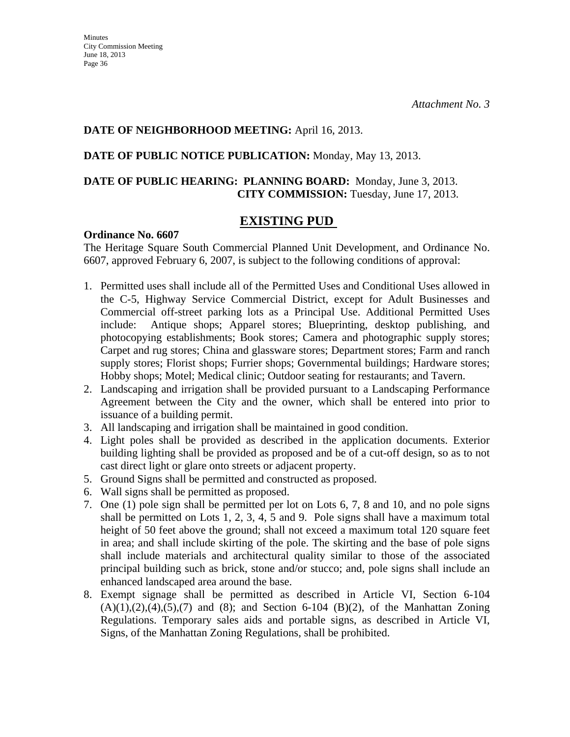*Attachment No. 3*

**DATE OF NEIGHBORHOOD MEETING:** April 16, 2013.

**DATE OF PUBLIC NOTICE PUBLICATION:** Monday, May 13, 2013.

**DATE OF PUBLIC HEARING: PLANNING BOARD:** Monday, June 3, 2013.
**CITY COMMISSION:** Tuesday, June 17, 2013.

## EXISTING PUD

**Ordinance No. 6607**

The Heritage Square South Commercial Planned Unit Development, and Ordinance No. 6607, approved February 6, 2007, is subject to the following conditions of approval:

1. Permitted uses shall include all of the Permitted Uses and Conditional Uses allowed in the C-5, Highway Service Commercial District, except for Adult Businesses and Commercial off-street parking lots as a Principal Use. Additional Permitted Uses include: Antique shops; Apparel stores; Blueprinting, desktop publishing, and photocopying establishments; Book stores; Camera and photographic supply stores; Carpet and rug stores; China and glassware stores; Department stores; Farm and ranch supply stores; Florist shops; Furrier shops; Governmental buildings; Hardware stores; Hobby shops; Motel; Medical clinic; Outdoor seating for restaurants; and Tavern.
2. Landscaping and irrigation shall be provided pursuant to a Landscaping Performance Agreement between the City and the owner, which shall be entered into prior to issuance of a building permit.
3. All landscaping and irrigation shall be maintained in good condition.
4. Light poles shall be provided as described in the application documents. Exterior building lighting shall be provided as proposed and be of a cut-off design, so as to not cast direct light or glare onto streets or adjacent property.
5. Ground Signs shall be permitted and constructed as proposed.
6. Wall signs shall be permitted as proposed.
7. One (1) pole sign shall be permitted per lot on Lots 6, 7, 8 and 10, and no pole signs shall be permitted on Lots 1, 2, 3, 4, 5 and 9. Pole signs shall have a maximum total height of 50 feet above the ground; shall not exceed a maximum total 120 square feet in area; and shall include skirting of the pole. The skirting and the base of pole signs shall include materials and architectural quality similar to those of the associated principal building such as brick, stone and/or stucco; and, pole signs shall include an enhanced landscaped area around the base.
8. Exempt signage shall be permitted as described in Article VI, Section 6-104 (A)(1),(2),(4),(5),(7) and (8); and Section 6-104 (B)(2), of the Manhattan Zoning Regulations. Temporary sales aids and portable signs, as described in Article VI, Signs, of the Manhattan Zoning Regulations, shall be prohibited.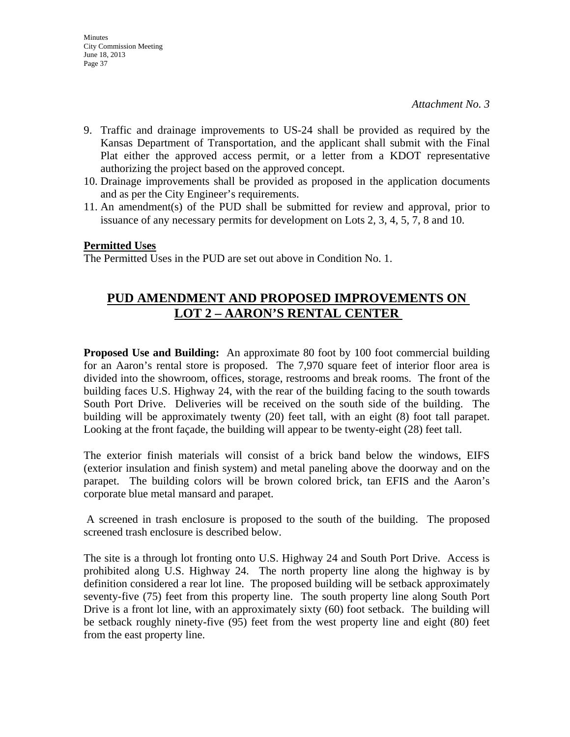*Attachment No. 3*

9. Traffic and drainage improvements to US-24 shall be provided as required by the Kansas Department of Transportation, and the applicant shall submit with the Final Plat either the approved access permit, or a letter from a KDOT representative authorizing the project based on the approved concept.
10. Drainage improvements shall be provided as proposed in the application documents and as per the City Engineer's requirements.
11. An amendment(s) of the PUD shall be submitted for review and approval, prior to issuance of any necessary permits for development on Lots 2, 3, 4, 5, 7, 8 and 10.

**Permitted Uses**

The Permitted Uses in the PUD are set out above in Condition No. 1.

## PUD AMENDMENT AND PROPOSED IMPROVEMENTS ON LOT 2 – AARON'S RENTAL CENTER

**Proposed Use and Building:** An approximate 80 foot by 100 foot commercial building for an Aaron's rental store is proposed. The 7,970 square feet of interior floor area is divided into the showroom, offices, storage, restrooms and break rooms. The front of the building faces U.S. Highway 24, with the rear of the building facing to the south towards South Port Drive. Deliveries will be received on the south side of the building. The building will be approximately twenty (20) feet tall, with an eight (8) foot tall parapet. Looking at the front façade, the building will appear to be twenty-eight (28) feet tall.

The exterior finish materials will consist of a brick band below the windows, EIFS (exterior insulation and finish system) and metal paneling above the doorway and on the parapet. The building colors will be brown colored brick, tan EFIS and the Aaron's corporate blue metal mansard and parapet.

A screened in trash enclosure is proposed to the south of the building. The proposed screened trash enclosure is described below.

The site is a through lot fronting onto U.S. Highway 24 and South Port Drive. Access is prohibited along U.S. Highway 24. The north property line along the highway is by definition considered a rear lot line. The proposed building will be setback approximately seventy-five (75) feet from this property line. The south property line along South Port Drive is a front lot line, with an approximately sixty (60) foot setback. The building will be setback roughly ninety-five (95) feet from the west property line and eight (80) feet from the east property line.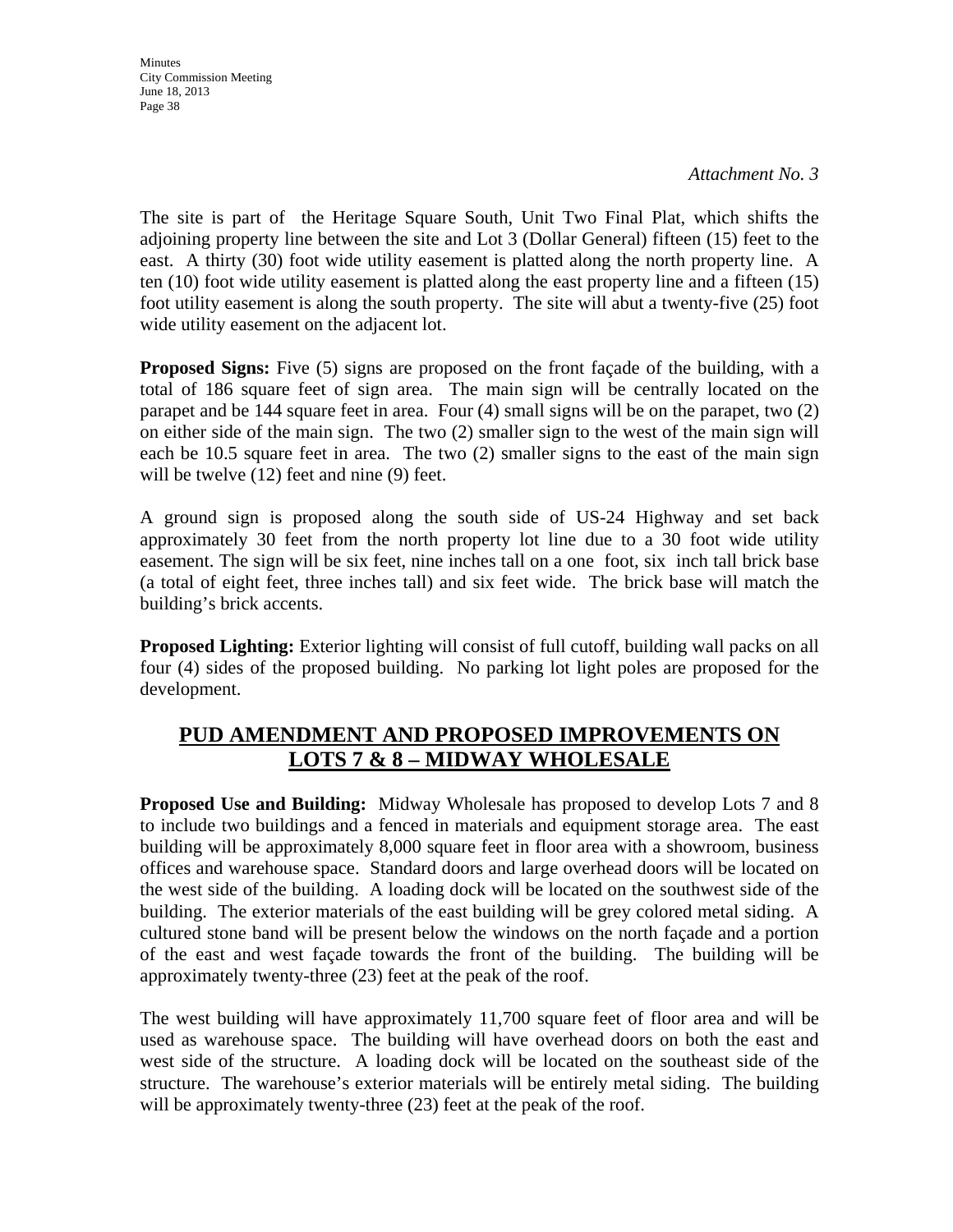*Attachment No. 3*

The site is part of  the Heritage Square South, Unit Two Final Plat, which shifts the adjoining property line between the site and Lot 3 (Dollar General) fifteen (15) feet to the east.  A thirty (30) foot wide utility easement is platted along the north property line.  A ten (10) foot wide utility easement is platted along the east property line and a fifteen (15) foot utility easement is along the south property.  The site will abut a twenty-five (25) foot wide utility easement on the adjacent lot.

**Proposed Signs:** Five (5) signs are proposed on the front façade of the building, with a total of 186 square feet of sign area.  The main sign will be centrally located on the parapet and be 144 square feet in area.  Four (4) small signs will be on the parapet, two (2) on either side of the main sign.  The two (2) smaller sign to the west of the main sign will each be 10.5 square feet in area.  The two (2) smaller signs to the east of the main sign will be twelve (12) feet and nine (9) feet.

A ground sign is proposed along the south side of US-24 Highway and set back approximately 30 feet from the north property lot line due to a 30 foot wide utility easement. The sign will be six feet, nine inches tall on a one  foot, six  inch tall brick base (a total of eight feet, three inches tall) and six feet wide.  The brick base will match the building's brick accents.

**Proposed Lighting:** Exterior lighting will consist of full cutoff, building wall packs on all four (4) sides of the proposed building.  No parking lot light poles are proposed for the development.

## PUD AMENDMENT AND PROPOSED IMPROVEMENTS ON LOTS 7 & 8 – MIDWAY WHOLESALE

**Proposed Use and Building:**  Midway Wholesale has proposed to develop Lots 7 and 8 to include two buildings and a fenced in materials and equipment storage area.  The east building will be approximately 8,000 square feet in floor area with a showroom, business offices and warehouse space.  Standard doors and large overhead doors will be located on the west side of the building.  A loading dock will be located on the southwest side of the building.  The exterior materials of the east building will be grey colored metal siding.  A cultured stone band will be present below the windows on the north façade and a portion of the east and west façade towards the front of the building.  The building will be approximately twenty-three (23) feet at the peak of the roof.

The west building will have approximately 11,700 square feet of floor area and will be used as warehouse space.  The building will have overhead doors on both the east and west side of the structure.  A loading dock will be located on the southeast side of the structure.  The warehouse's exterior materials will be entirely metal siding.  The building will be approximately twenty-three (23) feet at the peak of the roof.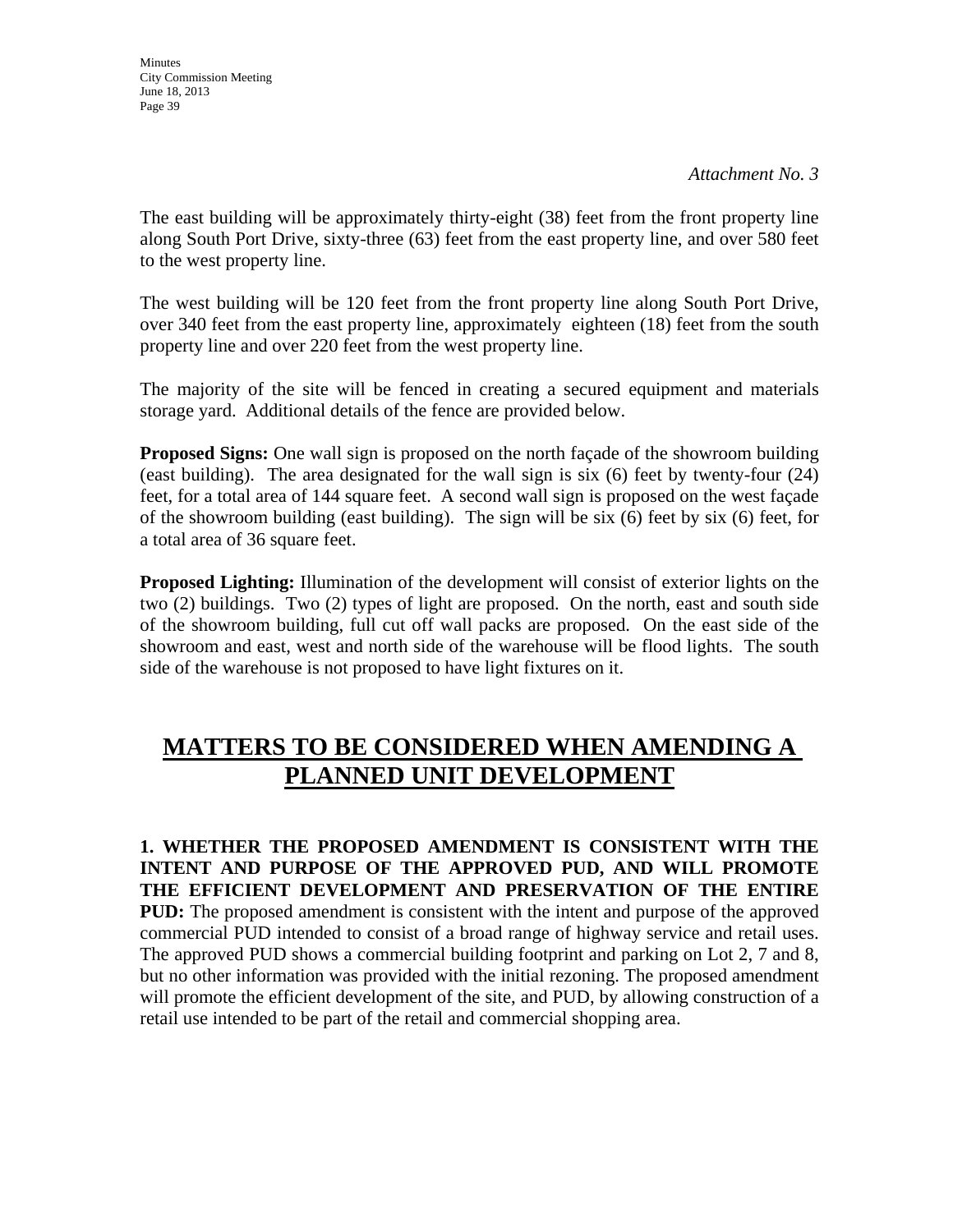*Attachment No. 3*

The east building will be approximately thirty-eight (38) feet from the front property line along South Port Drive, sixty-three (63) feet from the east property line, and over 580 feet to the west property line.

The west building will be 120 feet from the front property line along South Port Drive, over 340 feet from the east property line, approximately eighteen (18) feet from the south property line and over 220 feet from the west property line.

The majority of the site will be fenced in creating a secured equipment and materials storage yard. Additional details of the fence are provided below.

**Proposed Signs:** One wall sign is proposed on the north façade of the showroom building (east building). The area designated for the wall sign is six (6) feet by twenty-four (24) feet, for a total area of 144 square feet. A second wall sign is proposed on the west façade of the showroom building (east building). The sign will be six (6) feet by six (6) feet, for a total area of 36 square feet.

**Proposed Lighting:** Illumination of the development will consist of exterior lights on the two (2) buildings. Two (2) types of light are proposed. On the north, east and south side of the showroom building, full cut off wall packs are proposed. On the east side of the showroom and east, west and north side of the warehouse will be flood lights. The south side of the warehouse is not proposed to have light fixtures on it.

## MATTERS TO BE CONSIDERED WHEN AMENDING A PLANNED UNIT DEVELOPMENT

**1. WHETHER THE PROPOSED AMENDMENT IS CONSISTENT WITH THE INTENT AND PURPOSE OF THE APPROVED PUD, AND WILL PROMOTE THE EFFICIENT DEVELOPMENT AND PRESERVATION OF THE ENTIRE PUD:** The proposed amendment is consistent with the intent and purpose of the approved commercial PUD intended to consist of a broad range of highway service and retail uses. The approved PUD shows a commercial building footprint and parking on Lot 2, 7 and 8, but no other information was provided with the initial rezoning. The proposed amendment will promote the efficient development of the site, and PUD, by allowing construction of a retail use intended to be part of the retail and commercial shopping area.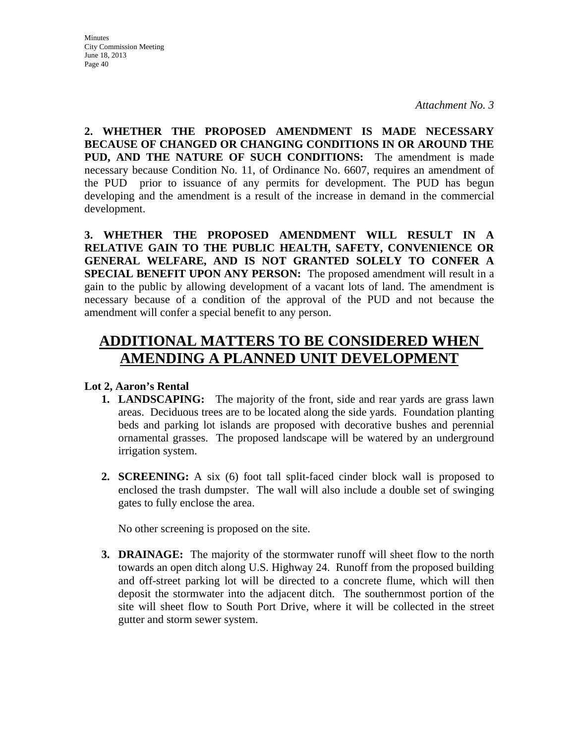*Attachment No. 3*

**2. WHETHER THE PROPOSED AMENDMENT IS MADE NECESSARY BECAUSE OF CHANGED OR CHANGING CONDITIONS IN OR AROUND THE PUD, AND THE NATURE OF SUCH CONDITIONS:** The amendment is made necessary because Condition No. 11, of Ordinance No. 6607, requires an amendment of the PUD prior to issuance of any permits for development. The PUD has begun developing and the amendment is a result of the increase in demand in the commercial development.

**3. WHETHER THE PROPOSED AMENDMENT WILL RESULT IN A RELATIVE GAIN TO THE PUBLIC HEALTH, SAFETY, CONVENIENCE OR GENERAL WELFARE, AND IS NOT GRANTED SOLELY TO CONFER A SPECIAL BENEFIT UPON ANY PERSON:** The proposed amendment will result in a gain to the public by allowing development of a vacant lots of land. The amendment is necessary because of a condition of the approval of the PUD and not because the amendment will confer a special benefit to any person.

## ADDITIONAL MATTERS TO BE CONSIDERED WHEN AMENDING A PLANNED UNIT DEVELOPMENT

**Lot 2, Aaron's Rental**

1. **LANDSCAPING:** The majority of the front, side and rear yards are grass lawn areas. Deciduous trees are to be located along the side yards. Foundation planting beds and parking lot islands are proposed with decorative bushes and perennial ornamental grasses. The proposed landscape will be watered by an underground irrigation system.

2. **SCREENING:** A six (6) foot tall split-faced cinder block wall is proposed to enclosed the trash dumpster. The wall will also include a double set of swinging gates to fully enclose the area.

   No other screening is proposed on the site.

3. **DRAINAGE:** The majority of the stormwater runoff will sheet flow to the north towards an open ditch along U.S. Highway 24. Runoff from the proposed building and off-street parking lot will be directed to a concrete flume, which will then deposit the stormwater into the adjacent ditch. The southernmost portion of the site will sheet flow to South Port Drive, where it will be collected in the street gutter and storm sewer system.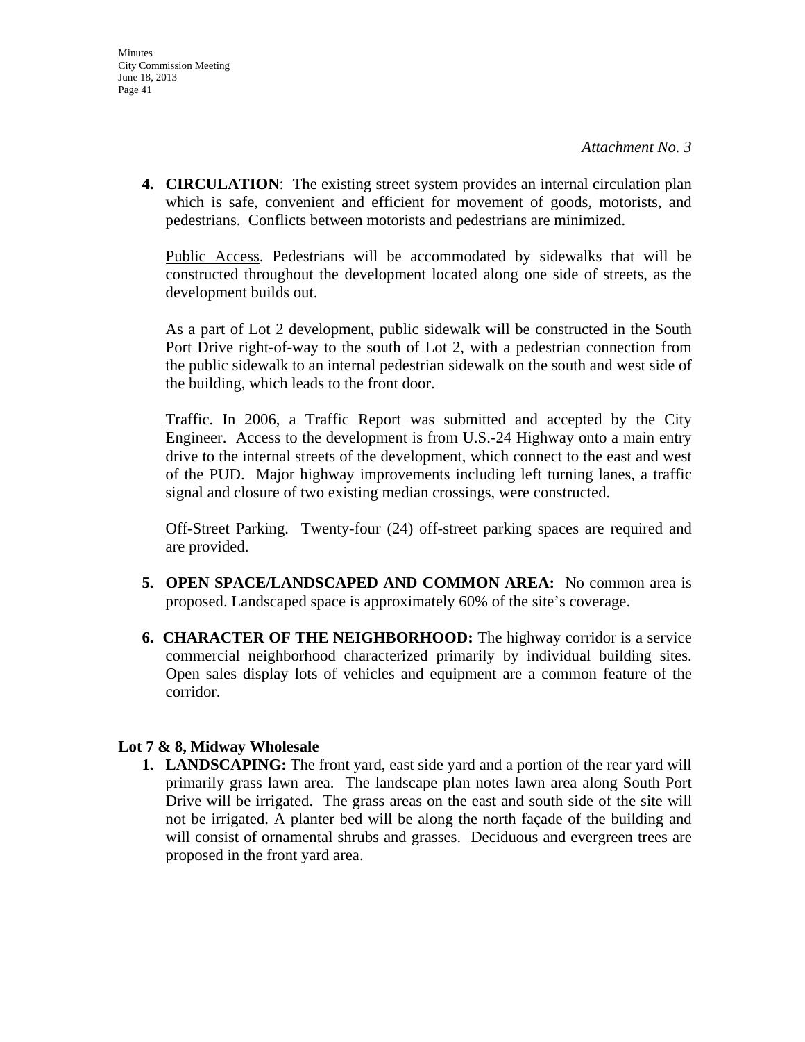*Attachment No. 3*

4. **CIRCULATION**: The existing street system provides an internal circulation plan which is safe, convenient and efficient for movement of goods, motorists, and pedestrians. Conflicts between motorists and pedestrians are minimized.

   Public Access. Pedestrians will be accommodated by sidewalks that will be constructed throughout the development located along one side of streets, as the development builds out.

   As a part of Lot 2 development, public sidewalk will be constructed in the South Port Drive right-of-way to the south of Lot 2, with a pedestrian connection from the public sidewalk to an internal pedestrian sidewalk on the south and west side of the building, which leads to the front door.

   Traffic. In 2006, a Traffic Report was submitted and accepted by the City Engineer. Access to the development is from U.S.-24 Highway onto a main entry drive to the internal streets of the development, which connect to the east and west of the PUD. Major highway improvements including left turning lanes, a traffic signal and closure of two existing median crossings, were constructed.

   Off-Street Parking. Twenty-four (24) off-street parking spaces are required and are provided.

5. **OPEN SPACE/LANDSCAPED AND COMMON AREA:** No common area is proposed. Landscaped space is approximately 60% of the site's coverage.

6. **CHARACTER OF THE NEIGHBORHOOD:** The highway corridor is a service commercial neighborhood characterized primarily by individual building sites. Open sales display lots of vehicles and equipment are a common feature of the corridor.

**Lot 7 & 8, Midway Wholesale**

1. **LANDSCAPING:** The front yard, east side yard and a portion of the rear yard will primarily grass lawn area. The landscape plan notes lawn area along South Port Drive will be irrigated. The grass areas on the east and south side of the site will not be irrigated. A planter bed will be along the north façade of the building and will consist of ornamental shrubs and grasses. Deciduous and evergreen trees are proposed in the front yard area.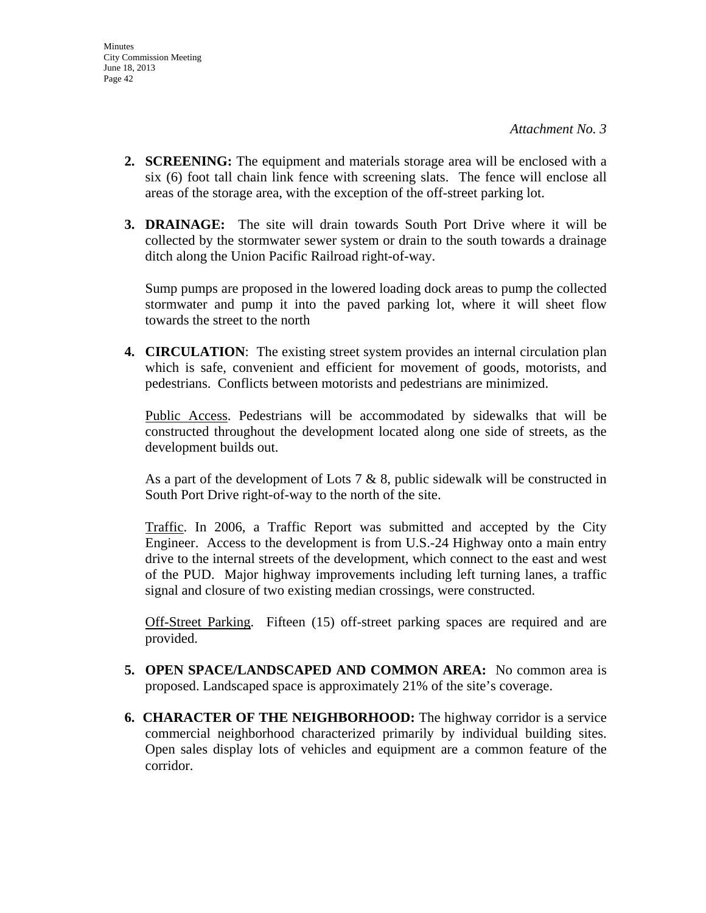*Attachment No. 3*

2. **SCREENING:** The equipment and materials storage area will be enclosed with a six (6) foot tall chain link fence with screening slats. The fence will enclose all areas of the storage area, with the exception of the off-street parking lot.

3. **DRAINAGE:** The site will drain towards South Port Drive where it will be collected by the stormwater sewer system or drain to the south towards a drainage ditch along the Union Pacific Railroad right-of-way.

   Sump pumps are proposed in the lowered loading dock areas to pump the collected stormwater and pump it into the paved parking lot, where it will sheet flow towards the street to the north

4. **CIRCULATION**: The existing street system provides an internal circulation plan which is safe, convenient and efficient for movement of goods, motorists, and pedestrians. Conflicts between motorists and pedestrians are minimized.

   Public Access. Pedestrians will be accommodated by sidewalks that will be constructed throughout the development located along one side of streets, as the development builds out.

   As a part of the development of Lots 7 & 8, public sidewalk will be constructed in South Port Drive right-of-way to the north of the site.

   Traffic. In 2006, a Traffic Report was submitted and accepted by the City Engineer. Access to the development is from U.S.-24 Highway onto a main entry drive to the internal streets of the development, which connect to the east and west of the PUD. Major highway improvements including left turning lanes, a traffic signal and closure of two existing median crossings, were constructed.

   Off-Street Parking. Fifteen (15) off-street parking spaces are required and are provided.

5. **OPEN SPACE/LANDSCAPED AND COMMON AREA:** No common area is proposed. Landscaped space is approximately 21% of the site's coverage.

6. **CHARACTER OF THE NEIGHBORHOOD:** The highway corridor is a service commercial neighborhood characterized primarily by individual building sites. Open sales display lots of vehicles and equipment are a common feature of the corridor.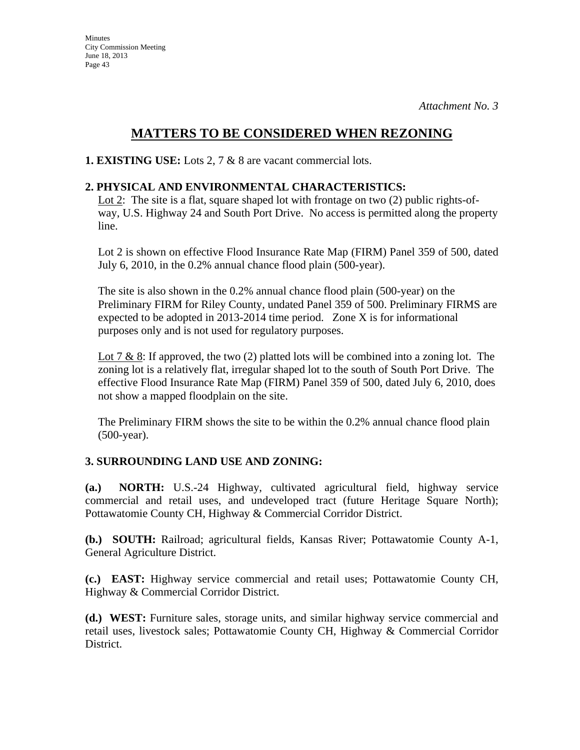*Attachment No. 3*

# MATTERS TO BE CONSIDERED WHEN REZONING

**1. EXISTING USE:** Lots 2, 7 & 8 are vacant commercial lots.

**2. PHYSICAL AND ENVIRONMENTAL CHARACTERISTICS:**

Lot 2: The site is a flat, square shaped lot with frontage on two (2) public rights-of-way, U.S. Highway 24 and South Port Drive. No access is permitted along the property line.

Lot 2 is shown on effective Flood Insurance Rate Map (FIRM) Panel 359 of 500, dated July 6, 2010, in the 0.2% annual chance flood plain (500-year).

The site is also shown in the 0.2% annual chance flood plain (500-year) on the Preliminary FIRM for Riley County, undated Panel 359 of 500. Preliminary FIRMS are expected to be adopted in 2013-2014 time period. Zone X is for informational purposes only and is not used for regulatory purposes.

Lot 7 & 8: If approved, the two (2) platted lots will be combined into a zoning lot. The zoning lot is a relatively flat, irregular shaped lot to the south of South Port Drive. The effective Flood Insurance Rate Map (FIRM) Panel 359 of 500, dated July 6, 2010, does not show a mapped floodplain on the site.

The Preliminary FIRM shows the site to be within the 0.2% annual chance flood plain (500-year).

**3. SURROUNDING LAND USE AND ZONING:**

**(a.) NORTH:** U.S.-24 Highway, cultivated agricultural field, highway service commercial and retail uses, and undeveloped tract (future Heritage Square North); Pottawatomie County CH, Highway & Commercial Corridor District.

**(b.) SOUTH:** Railroad; agricultural fields, Kansas River; Pottawatomie County A-1, General Agriculture District.

**(c.) EAST:** Highway service commercial and retail uses; Pottawatomie County CH, Highway & Commercial Corridor District.

**(d.) WEST:** Furniture sales, storage units, and similar highway service commercial and retail uses, livestock sales; Pottawatomie County CH, Highway & Commercial Corridor District.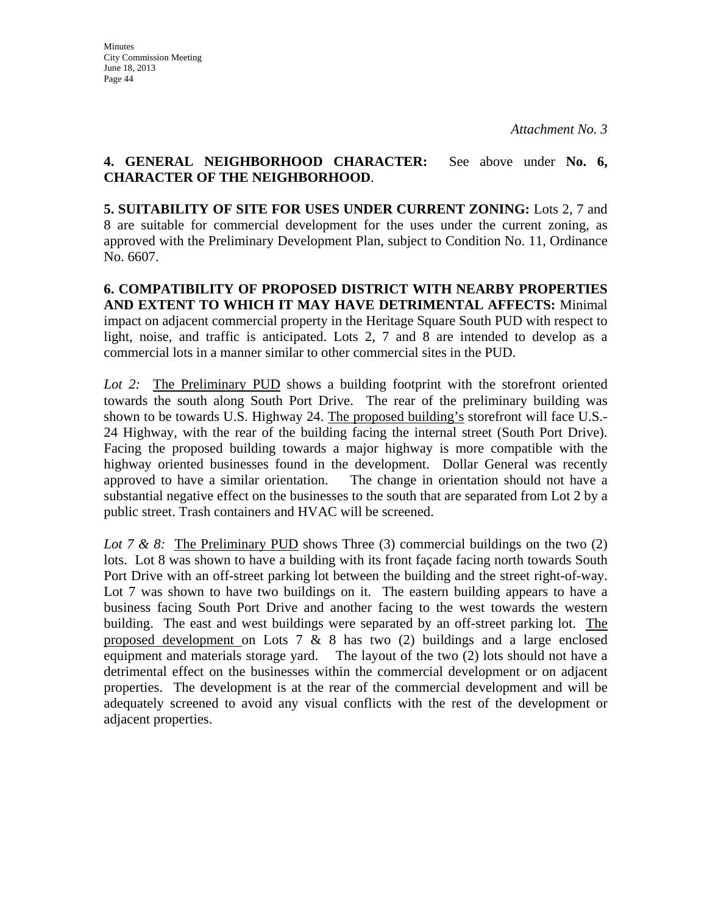*Attachment No. 3*

**4. GENERAL NEIGHBORHOOD CHARACTER:** See above under **No. 6, CHARACTER OF THE NEIGHBORHOOD**.

**5. SUITABILITY OF SITE FOR USES UNDER CURRENT ZONING:** Lots 2, 7 and 8 are suitable for commercial development for the uses under the current zoning, as approved with the Preliminary Development Plan, subject to Condition No. 11, Ordinance No. 6607.

**6. COMPATIBILITY OF PROPOSED DISTRICT WITH NEARBY PROPERTIES AND EXTENT TO WHICH IT MAY HAVE DETRIMENTAL AFFECTS:** Minimal impact on adjacent commercial property in the Heritage Square South PUD with respect to light, noise, and traffic is anticipated. Lots 2, 7 and 8 are intended to develop as a commercial lots in a manner similar to other commercial sites in the PUD.

*Lot 2:* The Preliminary PUD shows a building footprint with the storefront oriented towards the south along South Port Drive. The rear of the preliminary building was shown to be towards U.S. Highway 24. The proposed building's storefront will face U.S.-24 Highway, with the rear of the building facing the internal street (South Port Drive). Facing the proposed building towards a major highway is more compatible with the highway oriented businesses found in the development. Dollar General was recently approved to have a similar orientation. The change in orientation should not have a substantial negative effect on the businesses to the south that are separated from Lot 2 by a public street. Trash containers and HVAC will be screened.

*Lot 7 & 8:* The Preliminary PUD shows Three (3) commercial buildings on the two (2) lots. Lot 8 was shown to have a building with its front façade facing north towards South Port Drive with an off-street parking lot between the building and the street right-of-way. Lot 7 was shown to have two buildings on it. The eastern building appears to have a business facing South Port Drive and another facing to the west towards the western building. The east and west buildings were separated by an off-street parking lot. The proposed development on Lots 7 & 8 has two (2) buildings and a large enclosed equipment and materials storage yard. The layout of the two (2) lots should not have a detrimental effect on the businesses within the commercial development or on adjacent properties. The development is at the rear of the commercial development and will be adequately screened to avoid any visual conflicts with the rest of the development or adjacent properties.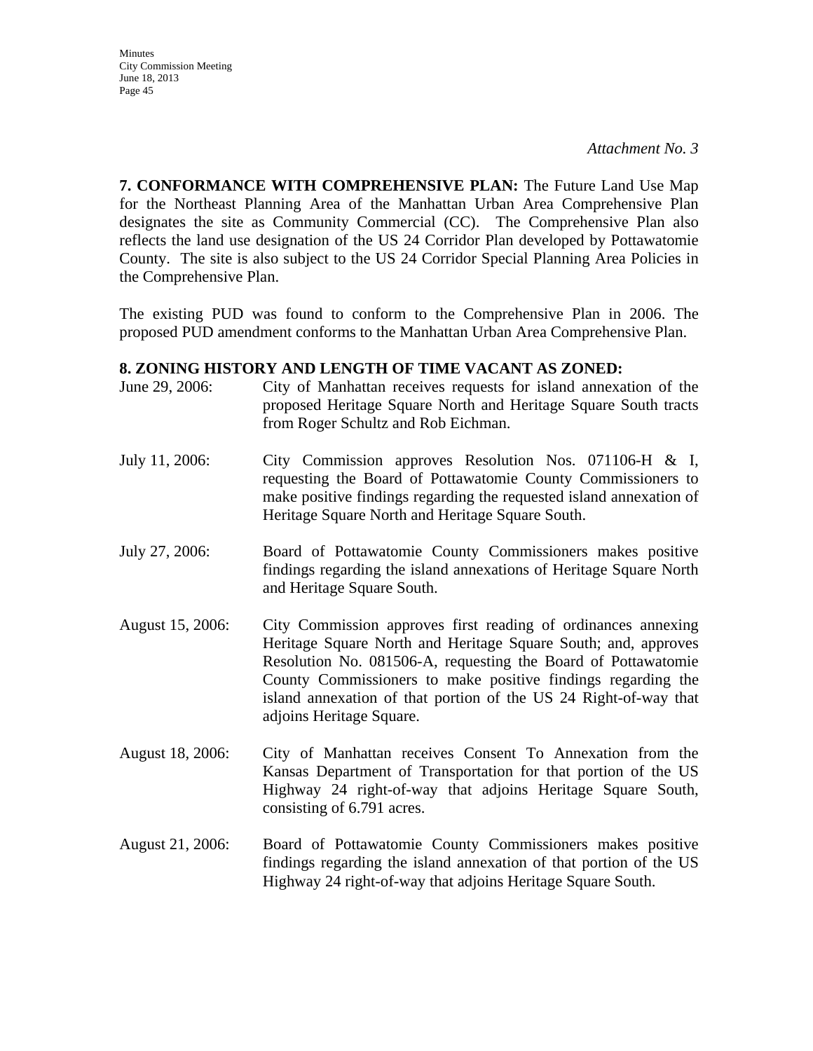*Attachment No. 3*

**7. CONFORMANCE WITH COMPREHENSIVE PLAN:** The Future Land Use Map for the Northeast Planning Area of the Manhattan Urban Area Comprehensive Plan designates the site as Community Commercial (CC). The Comprehensive Plan also reflects the land use designation of the US 24 Corridor Plan developed by Pottawatomie County. The site is also subject to the US 24 Corridor Special Planning Area Policies in the Comprehensive Plan.

The existing PUD was found to conform to the Comprehensive Plan in 2006. The proposed PUD amendment conforms to the Manhattan Urban Area Comprehensive Plan.

**8. ZONING HISTORY AND LENGTH OF TIME VACANT AS ZONED:**

June 29, 2006: City of Manhattan receives requests for island annexation of the proposed Heritage Square North and Heritage Square South tracts from Roger Schultz and Rob Eichman.

July 11, 2006: City Commission approves Resolution Nos. 071106-H & I, requesting the Board of Pottawatomie County Commissioners to make positive findings regarding the requested island annexation of Heritage Square North and Heritage Square South.

July 27, 2006: Board of Pottawatomie County Commissioners makes positive findings regarding the island annexations of Heritage Square North and Heritage Square South.

August 15, 2006: City Commission approves first reading of ordinances annexing Heritage Square North and Heritage Square South; and, approves Resolution No. 081506-A, requesting the Board of Pottawatomie County Commissioners to make positive findings regarding the island annexation of that portion of the US 24 Right-of-way that adjoins Heritage Square.

August 18, 2006: City of Manhattan receives Consent To Annexation from the Kansas Department of Transportation for that portion of the US Highway 24 right-of-way that adjoins Heritage Square South, consisting of 6.791 acres.

August 21, 2006: Board of Pottawatomie County Commissioners makes positive findings regarding the island annexation of that portion of the US Highway 24 right-of-way that adjoins Heritage Square South.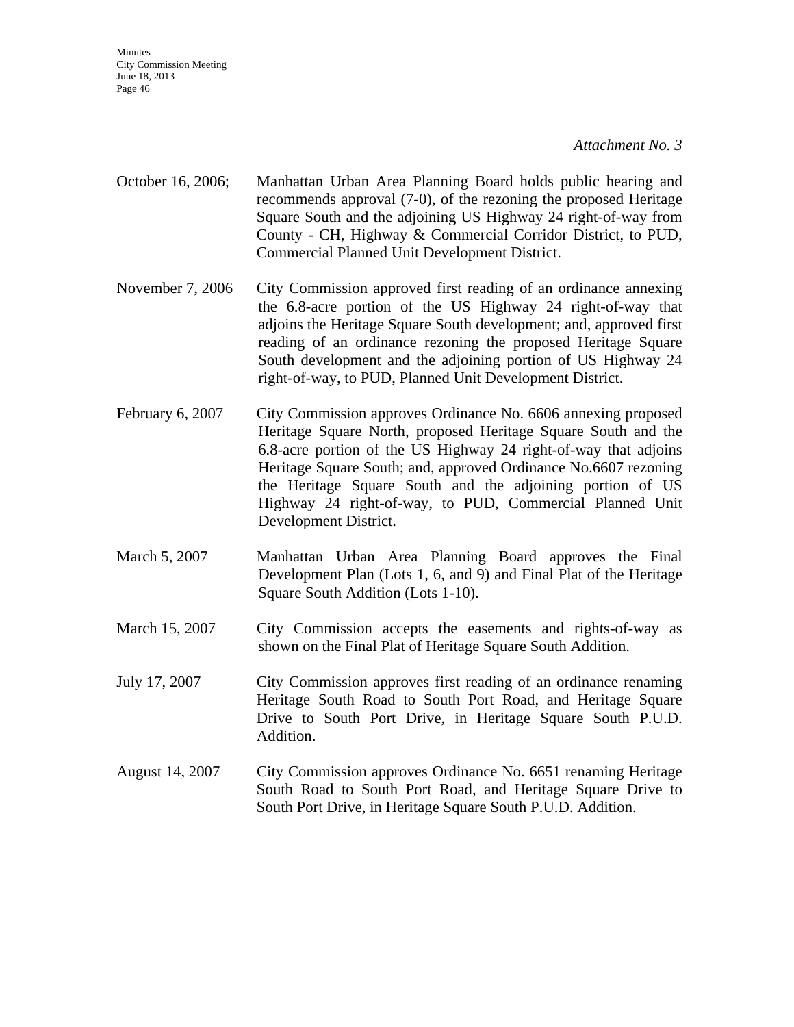*Attachment No. 3*

October 16, 2006; Manhattan Urban Area Planning Board holds public hearing and recommends approval (7-0), of the rezoning the proposed Heritage Square South and the adjoining US Highway 24 right-of-way from County - CH, Highway & Commercial Corridor District, to PUD, Commercial Planned Unit Development District.

November 7, 2006 City Commission approved first reading of an ordinance annexing the 6.8-acre portion of the US Highway 24 right-of-way that adjoins the Heritage Square South development; and, approved first reading of an ordinance rezoning the proposed Heritage Square South development and the adjoining portion of US Highway 24 right-of-way, to PUD, Planned Unit Development District.

February 6, 2007 City Commission approves Ordinance No. 6606 annexing proposed Heritage Square North, proposed Heritage Square South and the 6.8-acre portion of the US Highway 24 right-of-way that adjoins Heritage Square South; and, approved Ordinance No.6607 rezoning the Heritage Square South and the adjoining portion of US Highway 24 right-of-way, to PUD, Commercial Planned Unit Development District.

March 5, 2007 Manhattan Urban Area Planning Board approves the Final Development Plan (Lots 1, 6, and 9) and Final Plat of the Heritage Square South Addition (Lots 1-10).

March 15, 2007 City Commission accepts the easements and rights-of-way as shown on the Final Plat of Heritage Square South Addition.

July 17, 2007 City Commission approves first reading of an ordinance renaming Heritage South Road to South Port Road, and Heritage Square Drive to South Port Drive, in Heritage Square South P.U.D. Addition.

August 14, 2007 City Commission approves Ordinance No. 6651 renaming Heritage South Road to South Port Road, and Heritage Square Drive to South Port Drive, in Heritage Square South P.U.D. Addition.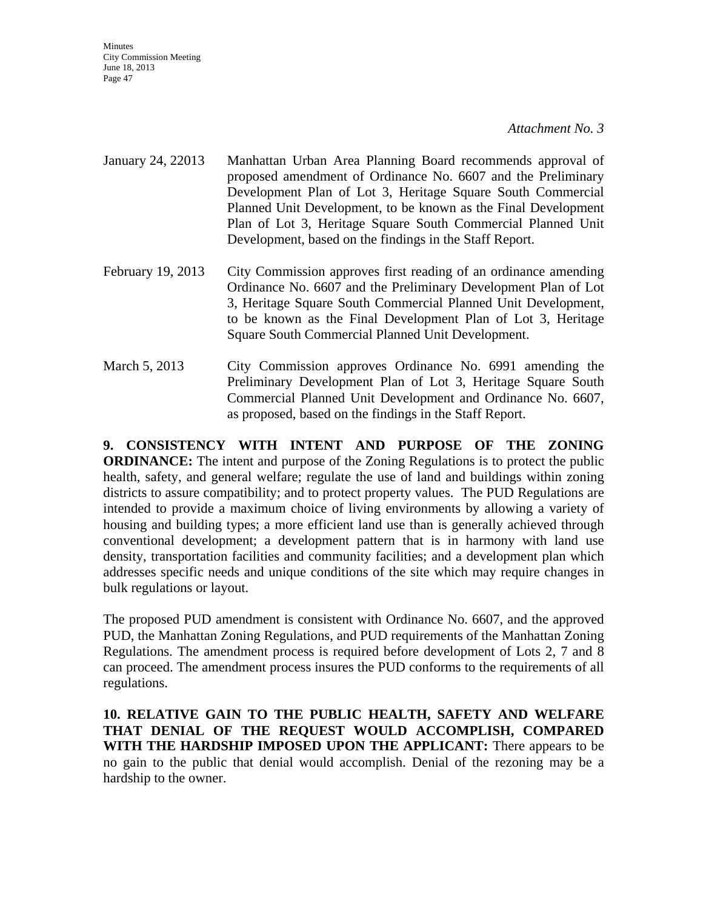*Attachment No. 3*

| | |
|---|---|
| January 24, 22013 | Manhattan Urban Area Planning Board recommends approval of proposed amendment of Ordinance No. 6607 and the Preliminary Development Plan of Lot 3, Heritage Square South Commercial Planned Unit Development, to be known as the Final Development Plan of Lot 3, Heritage Square South Commercial Planned Unit Development, based on the findings in the Staff Report. |
| February 19, 2013 | City Commission approves first reading of an ordinance amending Ordinance No. 6607 and the Preliminary Development Plan of Lot 3, Heritage Square South Commercial Planned Unit Development, to be known as the Final Development Plan of Lot 3, Heritage Square South Commercial Planned Unit Development. |
| March 5, 2013 | City Commission approves Ordinance No. 6991 amending the Preliminary Development Plan of Lot 3, Heritage Square South Commercial Planned Unit Development and Ordinance No. 6607, as proposed, based on the findings in the Staff Report. |

**9. CONSISTENCY WITH INTENT AND PURPOSE OF THE ZONING ORDINANCE:** The intent and purpose of the Zoning Regulations is to protect the public health, safety, and general welfare; regulate the use of land and buildings within zoning districts to assure compatibility; and to protect property values. The PUD Regulations are intended to provide a maximum choice of living environments by allowing a variety of housing and building types; a more efficient land use than is generally achieved through conventional development; a development pattern that is in harmony with land use density, transportation facilities and community facilities; and a development plan which addresses specific needs and unique conditions of the site which may require changes in bulk regulations or layout.

The proposed PUD amendment is consistent with Ordinance No. 6607, and the approved PUD, the Manhattan Zoning Regulations, and PUD requirements of the Manhattan Zoning Regulations. The amendment process is required before development of Lots 2, 7 and 8 can proceed. The amendment process insures the PUD conforms to the requirements of all regulations.

**10. RELATIVE GAIN TO THE PUBLIC HEALTH, SAFETY AND WELFARE THAT DENIAL OF THE REQUEST WOULD ACCOMPLISH, COMPARED WITH THE HARDSHIP IMPOSED UPON THE APPLICANT:** There appears to be no gain to the public that denial would accomplish. Denial of the rezoning may be a hardship to the owner.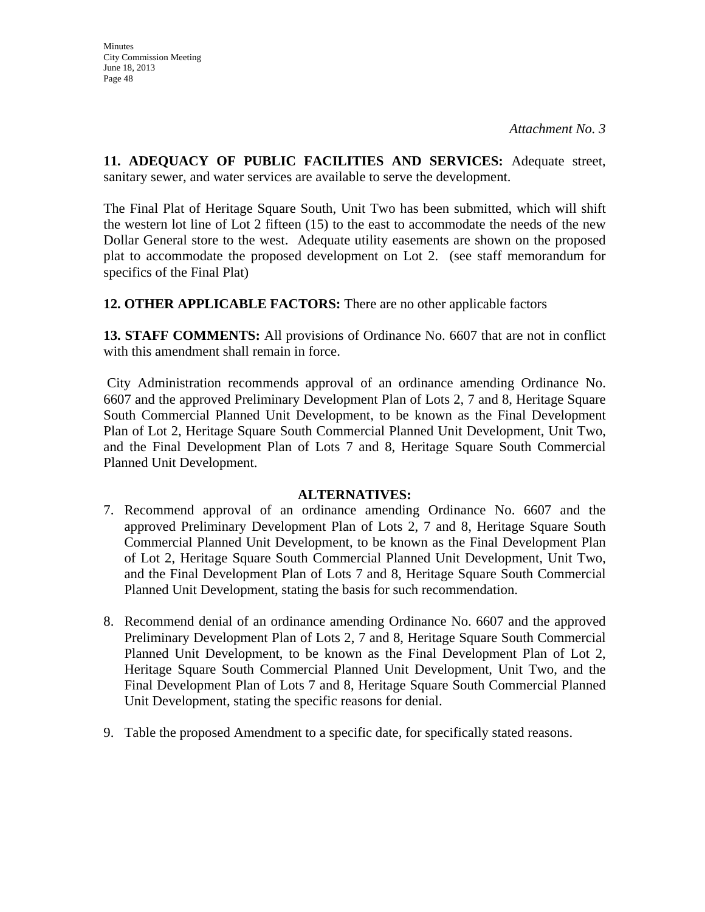*Attachment No. 3*

**11. ADEQUACY OF PUBLIC FACILITIES AND SERVICES:** Adequate street, sanitary sewer, and water services are available to serve the development.

The Final Plat of Heritage Square South, Unit Two has been submitted, which will shift the western lot line of Lot 2 fifteen (15) to the east to accommodate the needs of the new Dollar General store to the west. Adequate utility easements are shown on the proposed plat to accommodate the proposed development on Lot 2. (see staff memorandum for specifics of the Final Plat)

**12. OTHER APPLICABLE FACTORS:** There are no other applicable factors

**13. STAFF COMMENTS:** All provisions of Ordinance No. 6607 that are not in conflict with this amendment shall remain in force.

City Administration recommends approval of an ordinance amending Ordinance No. 6607 and the approved Preliminary Development Plan of Lots 2, 7 and 8, Heritage Square South Commercial Planned Unit Development, to be known as the Final Development Plan of Lot 2, Heritage Square South Commercial Planned Unit Development, Unit Two, and the Final Development Plan of Lots 7 and 8, Heritage Square South Commercial Planned Unit Development.

**ALTERNATIVES:**

7. Recommend approval of an ordinance amending Ordinance No. 6607 and the approved Preliminary Development Plan of Lots 2, 7 and 8, Heritage Square South Commercial Planned Unit Development, to be known as the Final Development Plan of Lot 2, Heritage Square South Commercial Planned Unit Development, Unit Two, and the Final Development Plan of Lots 7 and 8, Heritage Square South Commercial Planned Unit Development, stating the basis for such recommendation.

8. Recommend denial of an ordinance amending Ordinance No. 6607 and the approved Preliminary Development Plan of Lots 2, 7 and 8, Heritage Square South Commercial Planned Unit Development, to be known as the Final Development Plan of Lot 2, Heritage Square South Commercial Planned Unit Development, Unit Two, and the Final Development Plan of Lots 7 and 8, Heritage Square South Commercial Planned Unit Development, stating the specific reasons for denial.

9. Table the proposed Amendment to a specific date, for specifically stated reasons.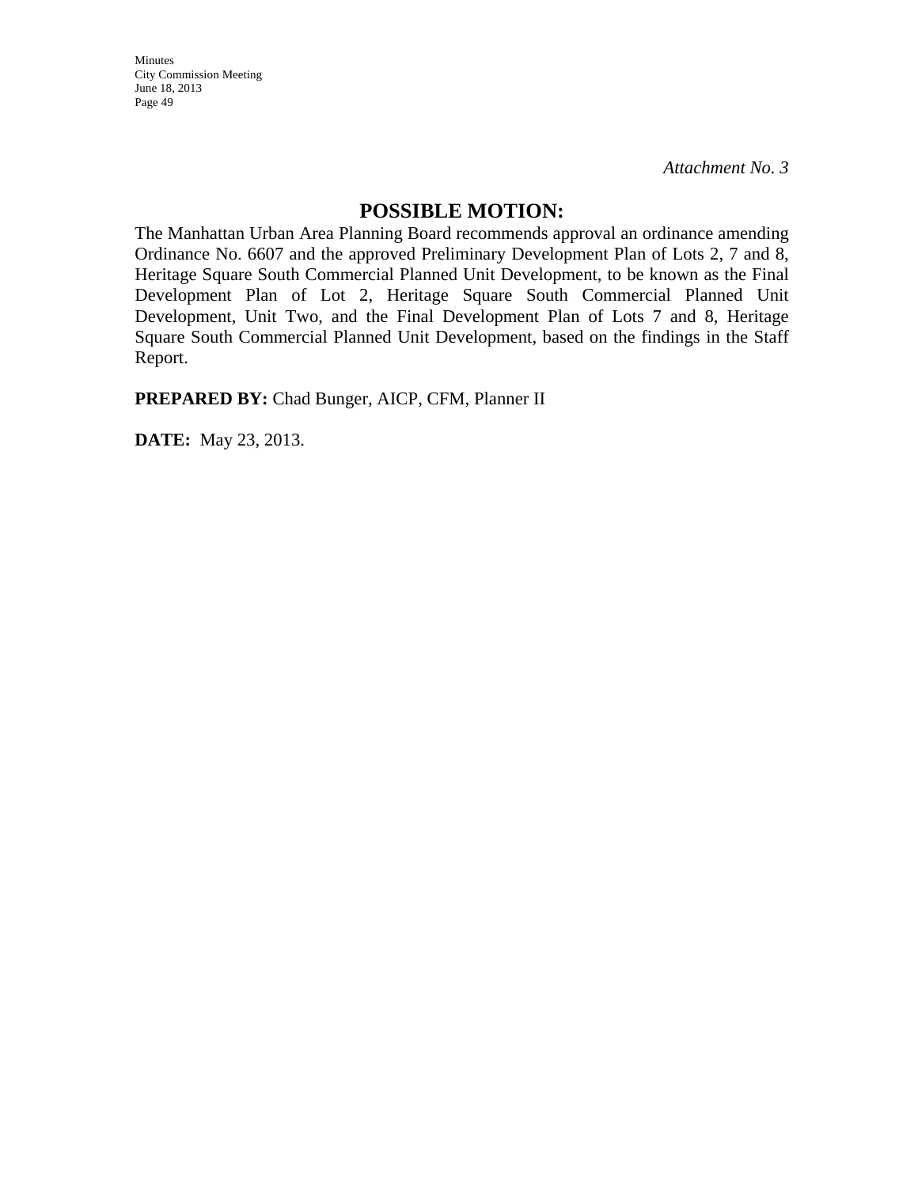*Attachment No. 3*

## POSSIBLE MOTION:

The Manhattan Urban Area Planning Board recommends approval an ordinance amending Ordinance No. 6607 and the approved Preliminary Development Plan of Lots 2, 7 and 8, Heritage Square South Commercial Planned Unit Development, to be known as the Final Development Plan of Lot 2, Heritage Square South Commercial Planned Unit Development, Unit Two, and the Final Development Plan of Lots 7 and 8, Heritage Square South Commercial Planned Unit Development, based on the findings in the Staff Report.

**PREPARED BY:** Chad Bunger, AICP, CFM, Planner II

**DATE:** May 23, 2013.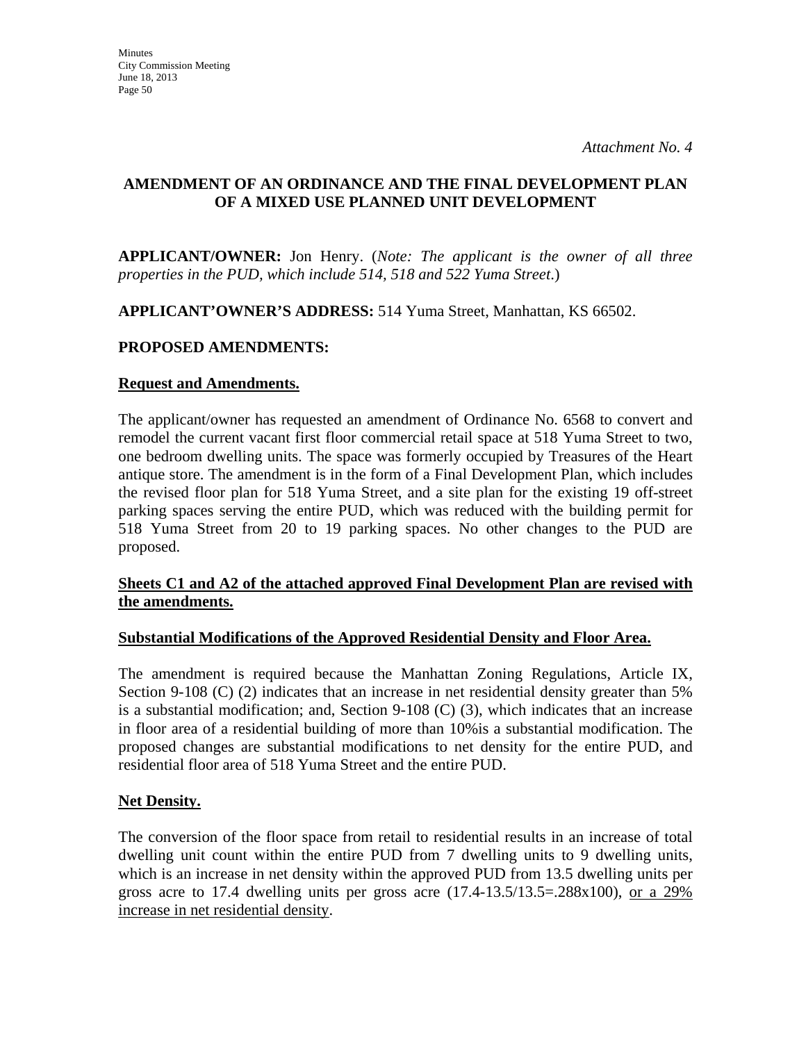*Attachment No. 4*

## AMENDMENT OF AN ORDINANCE AND THE FINAL DEVELOPMENT PLAN OF A MIXED USE PLANNED UNIT DEVELOPMENT

**APPLICANT/OWNER:** Jon Henry. (*Note: The applicant is the owner of all three properties in the PUD, which include 514, 518 and 522 Yuma Street*.)

**APPLICANT'OWNER'S ADDRESS:** 514 Yuma Street, Manhattan, KS 66502.

**PROPOSED AMENDMENTS:**

**Request and Amendments.**

The applicant/owner has requested an amendment of Ordinance No. 6568 to convert and remodel the current vacant first floor commercial retail space at 518 Yuma Street to two, one bedroom dwelling units. The space was formerly occupied by Treasures of the Heart antique store. The amendment is in the form of a Final Development Plan, which includes the revised floor plan for 518 Yuma Street, and a site plan for the existing 19 off-street parking spaces serving the entire PUD, which was reduced with the building permit for 518 Yuma Street from 20 to 19 parking spaces. No other changes to the PUD are proposed.

**Sheets C1 and A2 of the attached approved Final Development Plan are revised with the amendments.**

**Substantial Modifications of the Approved Residential Density and Floor Area.**

The amendment is required because the Manhattan Zoning Regulations, Article IX, Section 9-108 (C) (2) indicates that an increase in net residential density greater than 5% is a substantial modification; and, Section 9-108 (C) (3), which indicates that an increase in floor area of a residential building of more than 10%is a substantial modification. The proposed changes are substantial modifications to net density for the entire PUD, and residential floor area of 518 Yuma Street and the entire PUD.

**Net Density.**

The conversion of the floor space from retail to residential results in an increase of total dwelling unit count within the entire PUD from 7 dwelling units to 9 dwelling units, which is an increase in net density within the approved PUD from 13.5 dwelling units per gross acre to 17.4 dwelling units per gross acre (17.4-13.5/13.5=.288x100), <u>or a 29% increase in net residential density</u>.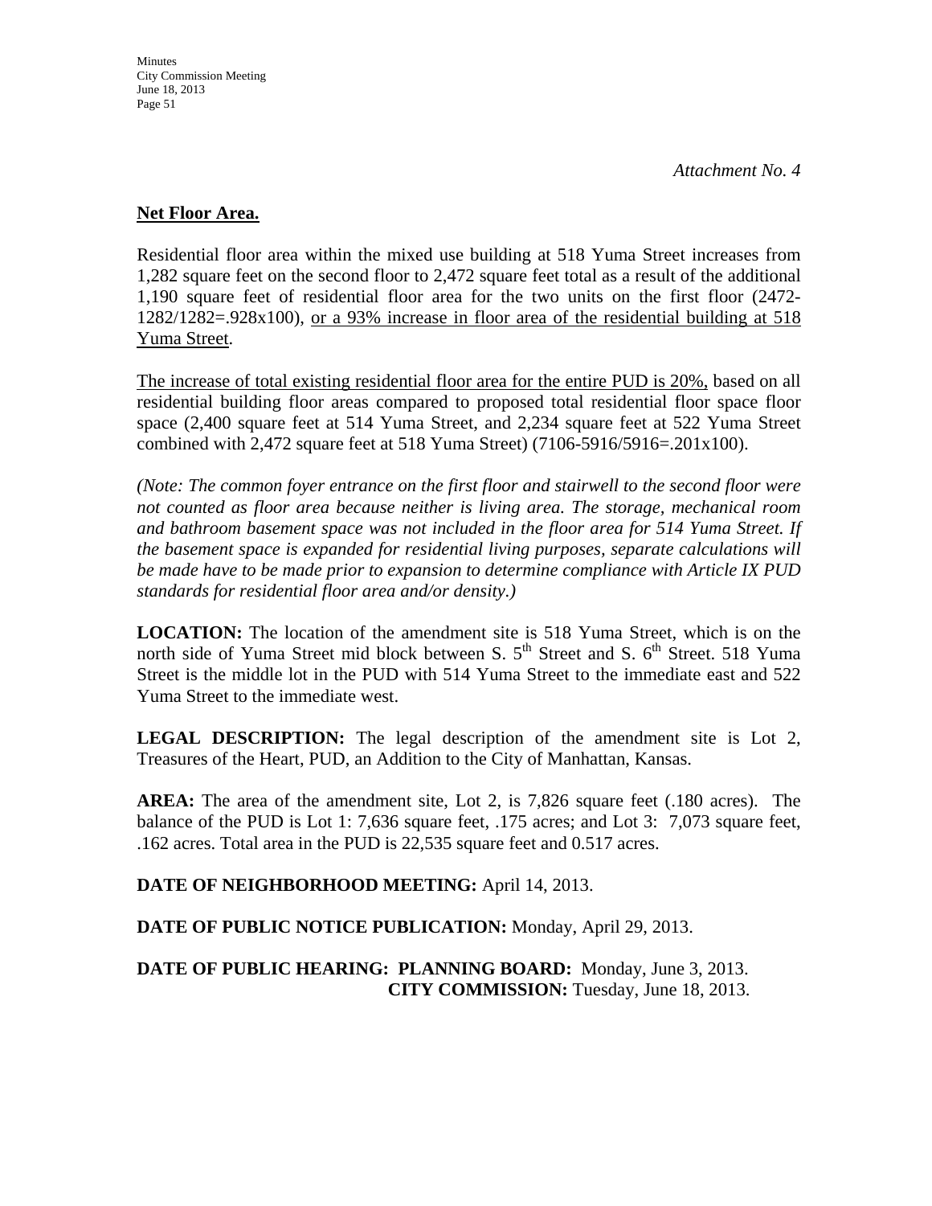*Attachment No. 4*

**Net Floor Area.**

Residential floor area within the mixed use building at 518 Yuma Street increases from 1,282 square feet on the second floor to 2,472 square feet total as a result of the additional 1,190 square feet of residential floor area for the two units on the first floor (2472-1282/1282=.928x100), <u>or a 93% increase in floor area of the residential building at 518 Yuma Street</u>.

<u>The increase of total existing residential floor area for the entire PUD is 20%,</u> based on all residential building floor areas compared to proposed total residential floor space floor space (2,400 square feet at 514 Yuma Street, and 2,234 square feet at 522 Yuma Street combined with 2,472 square feet at 518 Yuma Street) (7106-5916/5916=.201x100).

*(Note: The common foyer entrance on the first floor and stairwell to the second floor were not counted as floor area because neither is living area. The storage, mechanical room and bathroom basement space was not included in the floor area for 514 Yuma Street. If the basement space is expanded for residential living purposes, separate calculations will be made have to be made prior to expansion to determine compliance with Article IX PUD standards for residential floor area and/or density.)*

**LOCATION:** The location of the amendment site is 518 Yuma Street, which is on the north side of Yuma Street mid block between S. 5th Street and S. 6th Street. 518 Yuma Street is the middle lot in the PUD with 514 Yuma Street to the immediate east and 522 Yuma Street to the immediate west.

**LEGAL DESCRIPTION:** The legal description of the amendment site is Lot 2, Treasures of the Heart, PUD, an Addition to the City of Manhattan, Kansas.

**AREA:** The area of the amendment site, Lot 2, is 7,826 square feet (.180 acres). The balance of the PUD is Lot 1: 7,636 square feet, .175 acres; and Lot 3: 7,073 square feet, .162 acres. Total area in the PUD is 22,535 square feet and 0.517 acres.

**DATE OF NEIGHBORHOOD MEETING:** April 14, 2013.

**DATE OF PUBLIC NOTICE PUBLICATION:** Monday, April 29, 2013.

**DATE OF PUBLIC HEARING: PLANNING BOARD:** Monday, June 3, 2013.
**CITY COMMISSION:** Tuesday, June 18, 2013.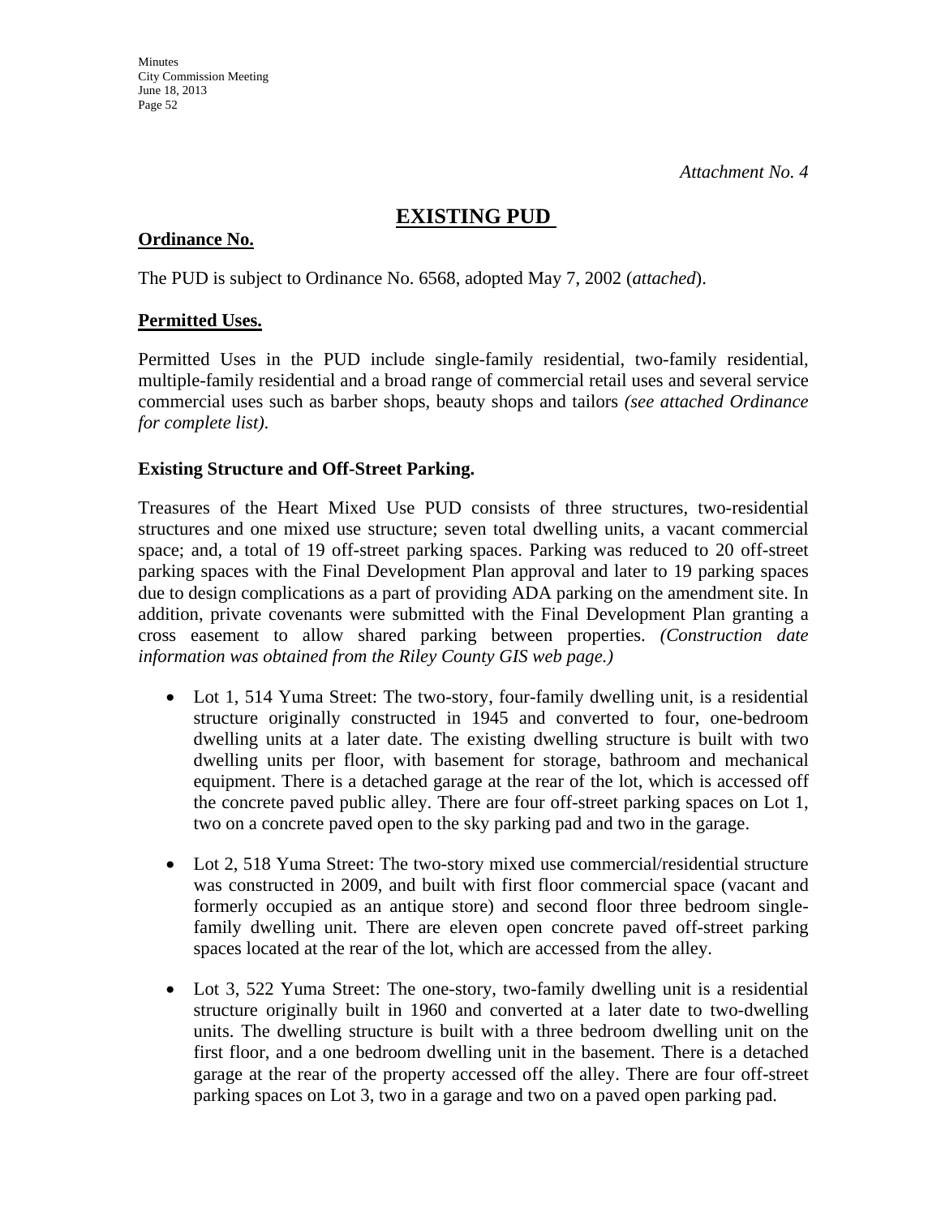*Attachment No. 4*

# EXISTING PUD

**Ordinance No.**

The PUD is subject to Ordinance No. 6568, adopted May 7, 2002 (*attached*).

**Permitted Uses.**

Permitted Uses in the PUD include single-family residential, two-family residential, multiple-family residential and a broad range of commercial retail uses and several service commercial uses such as barber shops, beauty shops and tailors *(see attached Ordinance for complete list).*

**Existing Structure and Off-Street Parking.**

Treasures of the Heart Mixed Use PUD consists of three structures, two-residential structures and one mixed use structure; seven total dwelling units, a vacant commercial space; and, a total of 19 off-street parking spaces. Parking was reduced to 20 off-street parking spaces with the Final Development Plan approval and later to 19 parking spaces due to design complications as a part of providing ADA parking on the amendment site. In addition, private covenants were submitted with the Final Development Plan granting a cross easement to allow shared parking between properties. *(Construction date information was obtained from the Riley County GIS web page.)*

- Lot 1, 514 Yuma Street: The two-story, four-family dwelling unit, is a residential structure originally constructed in 1945 and converted to four, one-bedroom dwelling units at a later date. The existing dwelling structure is built with two dwelling units per floor, with basement for storage, bathroom and mechanical equipment. There is a detached garage at the rear of the lot, which is accessed off the concrete paved public alley. There are four off-street parking spaces on Lot 1, two on a concrete paved open to the sky parking pad and two in the garage.

- Lot 2, 518 Yuma Street: The two-story mixed use commercial/residential structure was constructed in 2009, and built with first floor commercial space (vacant and formerly occupied as an antique store) and second floor three bedroom single-family dwelling unit. There are eleven open concrete paved off-street parking spaces located at the rear of the lot, which are accessed from the alley.

- Lot 3, 522 Yuma Street: The one-story, two-family dwelling unit is a residential structure originally built in 1960 and converted at a later date to two-dwelling units. The dwelling structure is built with a three bedroom dwelling unit on the first floor, and a one bedroom dwelling unit in the basement. There is a detached garage at the rear of the property accessed off the alley. There are four off-street parking spaces on Lot 3, two in a garage and two on a paved open parking pad.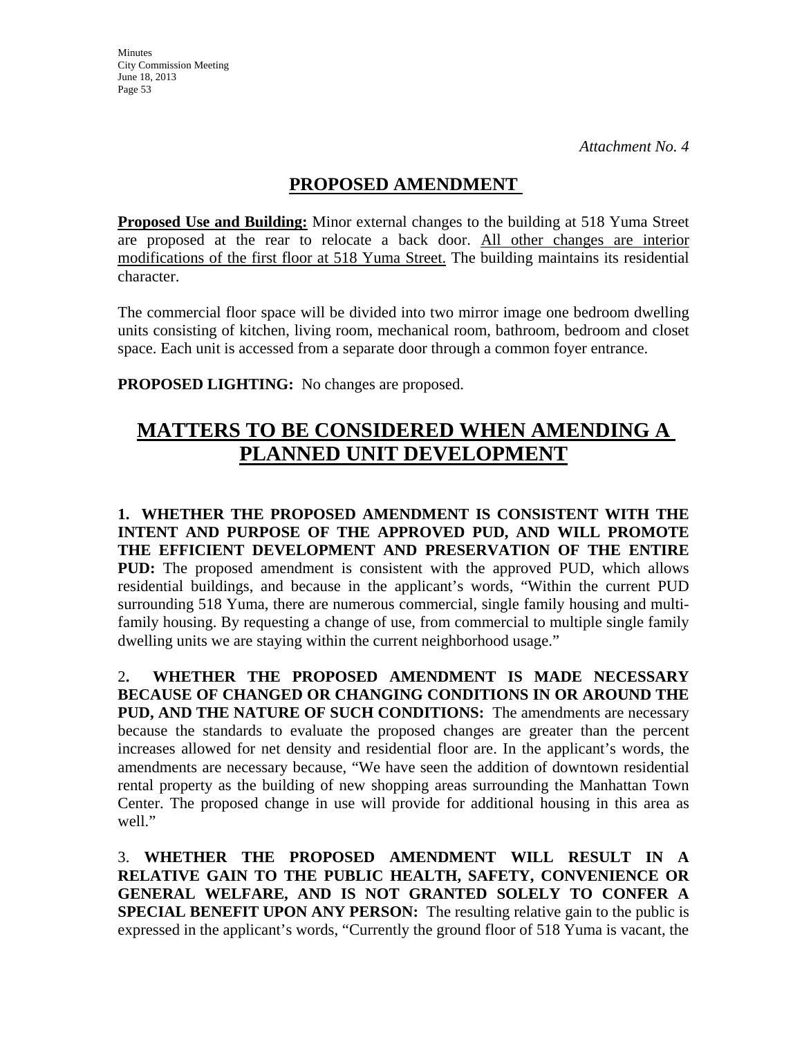*Attachment No. 4*

## PROPOSED AMENDMENT

**Proposed Use and Building:** Minor external changes to the building at 518 Yuma Street are proposed at the rear to relocate a back door. All other changes are interior modifications of the first floor at 518 Yuma Street. The building maintains its residential character.

The commercial floor space will be divided into two mirror image one bedroom dwelling units consisting of kitchen, living room, mechanical room, bathroom, bedroom and closet space. Each unit is accessed from a separate door through a common foyer entrance.

**PROPOSED LIGHTING:** No changes are proposed.

# MATTERS TO BE CONSIDERED WHEN AMENDING A PLANNED UNIT DEVELOPMENT

**1. WHETHER THE PROPOSED AMENDMENT IS CONSISTENT WITH THE INTENT AND PURPOSE OF THE APPROVED PUD, AND WILL PROMOTE THE EFFICIENT DEVELOPMENT AND PRESERVATION OF THE ENTIRE PUD:** The proposed amendment is consistent with the approved PUD, which allows residential buildings, and because in the applicant's words, "Within the current PUD surrounding 518 Yuma, there are numerous commercial, single family housing and multi-family housing. By requesting a change of use, from commercial to multiple single family dwelling units we are staying within the current neighborhood usage."

2**. WHETHER THE PROPOSED AMENDMENT IS MADE NECESSARY BECAUSE OF CHANGED OR CHANGING CONDITIONS IN OR AROUND THE PUD, AND THE NATURE OF SUCH CONDITIONS:** The amendments are necessary because the standards to evaluate the proposed changes are greater than the percent increases allowed for net density and residential floor are. In the applicant's words, the amendments are necessary because, "We have seen the addition of downtown residential rental property as the building of new shopping areas surrounding the Manhattan Town Center. The proposed change in use will provide for additional housing in this area as well."

3. **WHETHER THE PROPOSED AMENDMENT WILL RESULT IN A RELATIVE GAIN TO THE PUBLIC HEALTH, SAFETY, CONVENIENCE OR GENERAL WELFARE, AND IS NOT GRANTED SOLELY TO CONFER A SPECIAL BENEFIT UPON ANY PERSON:** The resulting relative gain to the public is expressed in the applicant's words, "Currently the ground floor of 518 Yuma is vacant, the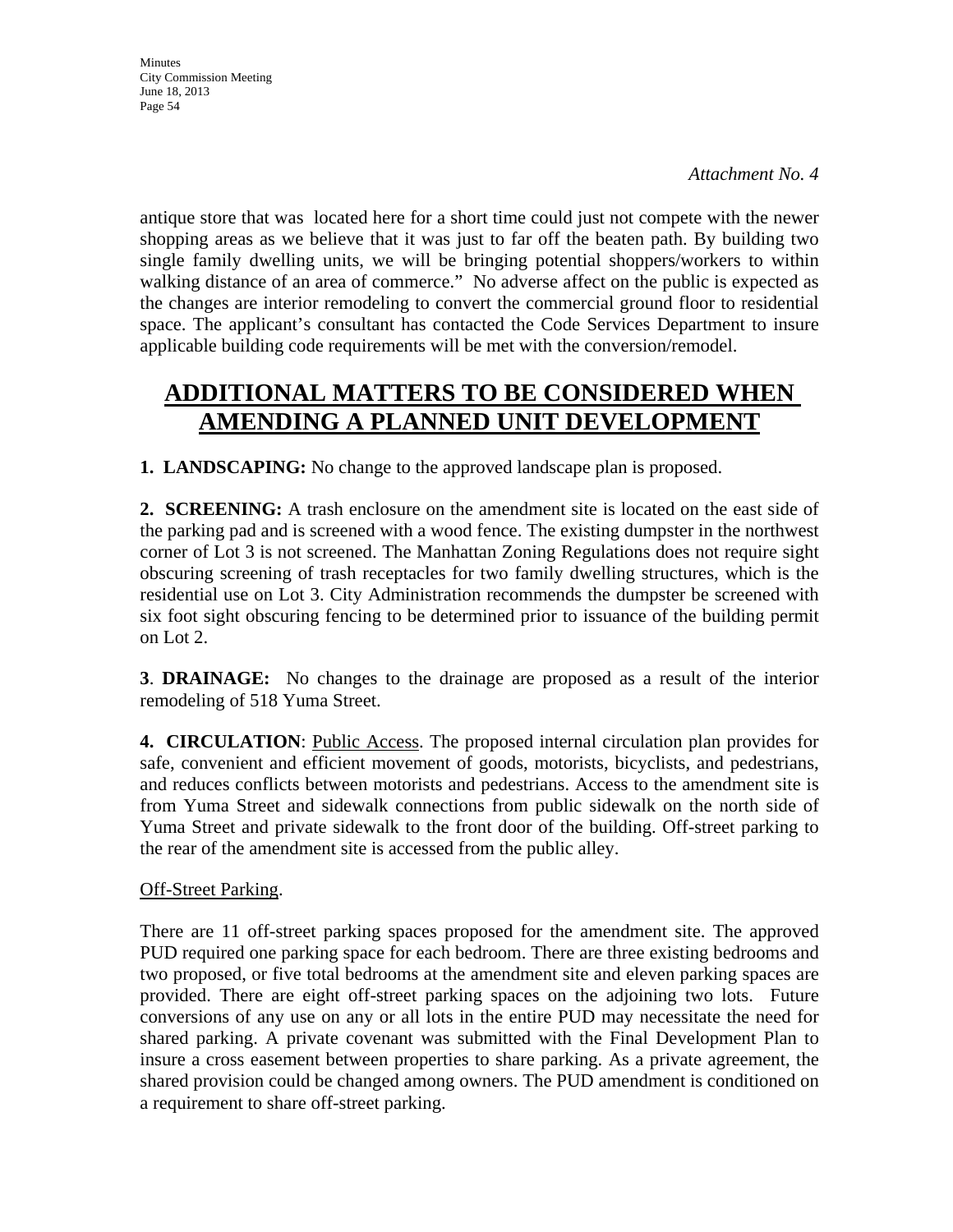*Attachment No. 4*

antique store that was  located here for a short time could just not compete with the newer shopping areas as we believe that it was just to far off the beaten path. By building two single family dwelling units, we will be bringing potential shoppers/workers to within walking distance of an area of commerce."  No adverse affect on the public is expected as the changes are interior remodeling to convert the commercial ground floor to residential space. The applicant's consultant has contacted the Code Services Department to insure applicable building code requirements will be met with the conversion/remodel.

# ADDITIONAL MATTERS TO BE CONSIDERED WHEN AMENDING A PLANNED UNIT DEVELOPMENT

**1.  LANDSCAPING:** No change to the approved landscape plan is proposed.

**2.  SCREENING:** A trash enclosure on the amendment site is located on the east side of the parking pad and is screened with a wood fence. The existing dumpster in the northwest corner of Lot 3 is not screened. The Manhattan Zoning Regulations does not require sight obscuring screening of trash receptacles for two family dwelling structures, which is the residential use on Lot 3. City Administration recommends the dumpster be screened with six foot sight obscuring fencing to be determined prior to issuance of the building permit on Lot 2.

**3**. **DRAINAGE:**  No changes to the drainage are proposed as a result of the interior remodeling of 518 Yuma Street.

**4.  CIRCULATION**: Public Access. The proposed internal circulation plan provides for safe, convenient and efficient movement of goods, motorists, bicyclists, and pedestrians, and reduces conflicts between motorists and pedestrians. Access to the amendment site is from Yuma Street and sidewalk connections from public sidewalk on the north side of Yuma Street and private sidewalk to the front door of the building. Off-street parking to the rear of the amendment site is accessed from the public alley.

Off-Street Parking.

There are 11 off-street parking spaces proposed for the amendment site. The approved PUD required one parking space for each bedroom. There are three existing bedrooms and two proposed, or five total bedrooms at the amendment site and eleven parking spaces are provided. There are eight off-street parking spaces on the adjoining two lots.  Future conversions of any use on any or all lots in the entire PUD may necessitate the need for shared parking. A private covenant was submitted with the Final Development Plan to insure a cross easement between properties to share parking. As a private agreement, the shared provision could be changed among owners. The PUD amendment is conditioned on a requirement to share off-street parking.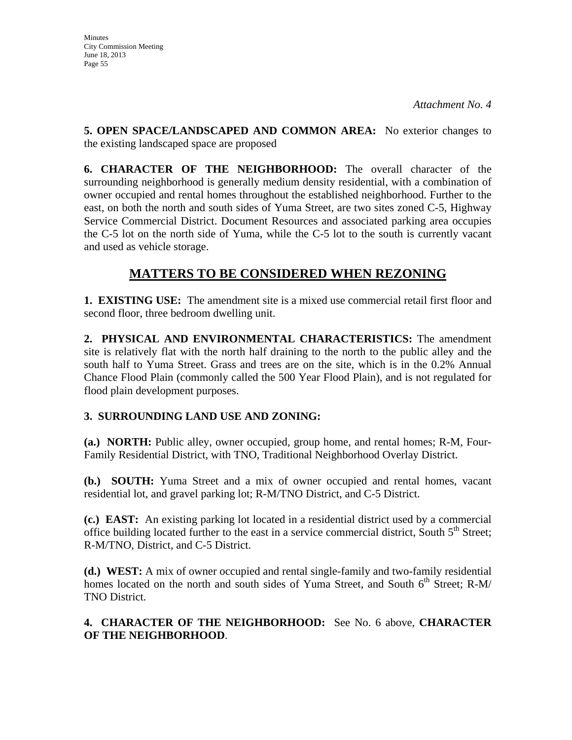*Attachment No. 4*

**5. OPEN SPACE/LANDSCAPED AND COMMON AREA:** No exterior changes to the existing landscaped space are proposed

**6. CHARACTER OF THE NEIGHBORHOOD:** The overall character of the surrounding neighborhood is generally medium density residential, with a combination of owner occupied and rental homes throughout the established neighborhood. Further to the east, on both the north and south sides of Yuma Street, are two sites zoned C-5, Highway Service Commercial District. Document Resources and associated parking area occupies the C-5 lot on the north side of Yuma, while the C-5 lot to the south is currently vacant and used as vehicle storage.

## MATTERS TO BE CONSIDERED WHEN REZONING

**1. EXISTING USE:** The amendment site is a mixed use commercial retail first floor and second floor, three bedroom dwelling unit.

**2. PHYSICAL AND ENVIRONMENTAL CHARACTERISTICS:** The amendment site is relatively flat with the north half draining to the north to the public alley and the south half to Yuma Street. Grass and trees are on the site, which is in the 0.2% Annual Chance Flood Plain (commonly called the 500 Year Flood Plain), and is not regulated for flood plain development purposes.

**3. SURROUNDING LAND USE AND ZONING:**

**(a.) NORTH:** Public alley, owner occupied, group home, and rental homes; R-M, Four-Family Residential District, with TNO, Traditional Neighborhood Overlay District.

**(b.) SOUTH:** Yuma Street and a mix of owner occupied and rental homes, vacant residential lot, and gravel parking lot; R-M/TNO District, and C-5 District.

**(c.) EAST:** An existing parking lot located in a residential district used by a commercial office building located further to the east in a service commercial district, South 5th Street; R-M/TNO, District, and C-5 District.

**(d.) WEST:** A mix of owner occupied and rental single-family and two-family residential homes located on the north and south sides of Yuma Street, and South 6th Street; R-M/ TNO District.

**4. CHARACTER OF THE NEIGHBORHOOD:** See No. 6 above, **CHARACTER OF THE NEIGHBORHOOD**.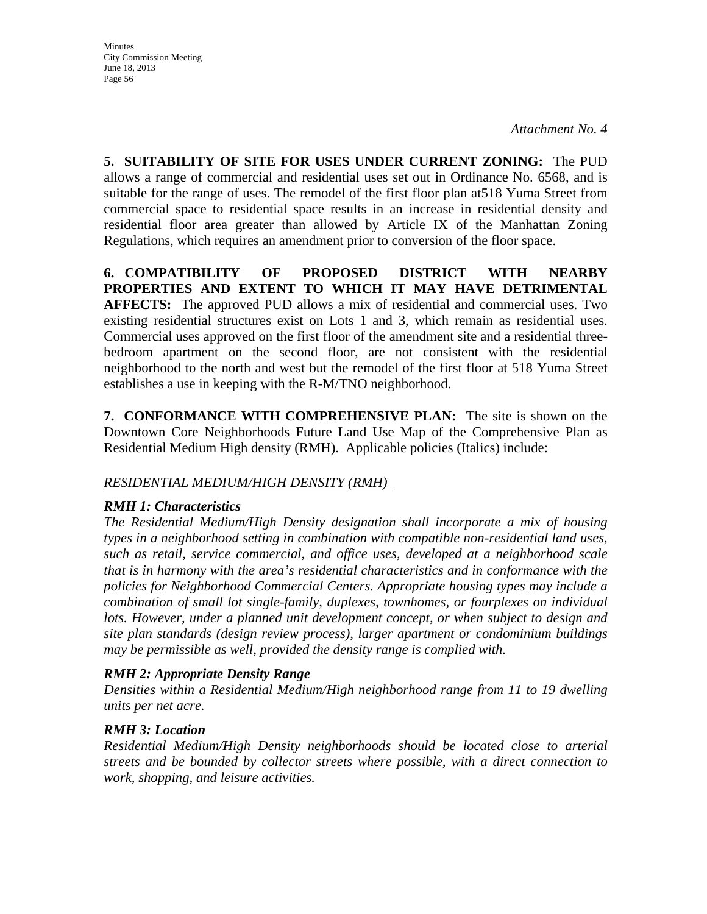*Attachment No. 4*

**5. SUITABILITY OF SITE FOR USES UNDER CURRENT ZONING:** The PUD allows a range of commercial and residential uses set out in Ordinance No. 6568, and is suitable for the range of uses. The remodel of the first floor plan at518 Yuma Street from commercial space to residential space results in an increase in residential density and residential floor area greater than allowed by Article IX of the Manhattan Zoning Regulations, which requires an amendment prior to conversion of the floor space.

**6. COMPATIBILITY OF PROPOSED DISTRICT WITH NEARBY PROPERTIES AND EXTENT TO WHICH IT MAY HAVE DETRIMENTAL AFFECTS:** The approved PUD allows a mix of residential and commercial uses. Two existing residential structures exist on Lots 1 and 3, which remain as residential uses. Commercial uses approved on the first floor of the amendment site and a residential three-bedroom apartment on the second floor, are not consistent with the residential neighborhood to the north and west but the remodel of the first floor at 518 Yuma Street establishes a use in keeping with the R-M/TNO neighborhood.

**7. CONFORMANCE WITH COMPREHENSIVE PLAN:** The site is shown on the Downtown Core Neighborhoods Future Land Use Map of the Comprehensive Plan as Residential Medium High density (RMH). Applicable policies (Italics) include:

*RESIDENTIAL MEDIUM/HIGH DENSITY (RMH)*

***RMH 1: Characteristics***

*The Residential Medium/High Density designation shall incorporate a mix of housing types in a neighborhood setting in combination with compatible non-residential land uses, such as retail, service commercial, and office uses, developed at a neighborhood scale that is in harmony with the area's residential characteristics and in conformance with the policies for Neighborhood Commercial Centers. Appropriate housing types may include a combination of small lot single-family, duplexes, townhomes, or fourplexes on individual lots. However, under a planned unit development concept, or when subject to design and site plan standards (design review process), larger apartment or condominium buildings may be permissible as well, provided the density range is complied with.*

***RMH 2: Appropriate Density Range***

*Densities within a Residential Medium/High neighborhood range from 11 to 19 dwelling units per net acre.*

***RMH 3: Location***

*Residential Medium/High Density neighborhoods should be located close to arterial streets and be bounded by collector streets where possible, with a direct connection to work, shopping, and leisure activities.*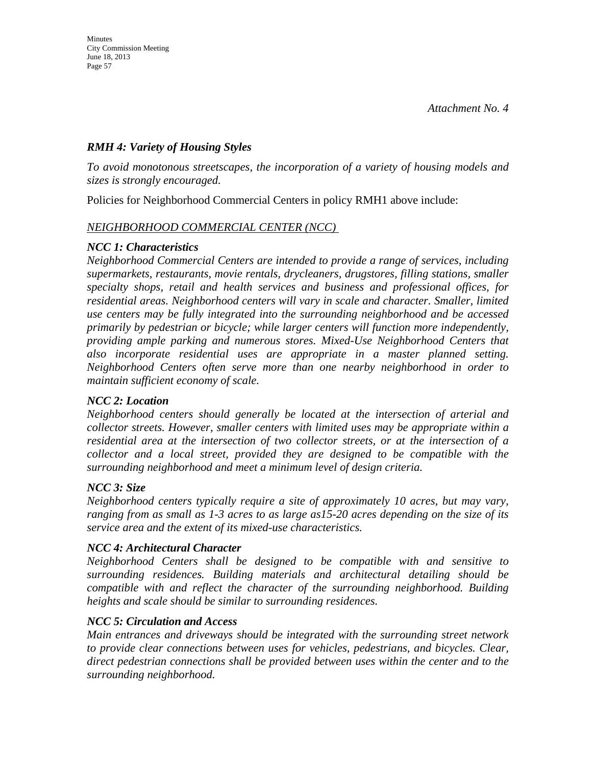*Attachment No. 4*

***RMH 4: Variety of Housing Styles***

*To avoid monotonous streetscapes, the incorporation of a variety of housing models and sizes is strongly encouraged.*

Policies for Neighborhood Commercial Centers in policy RMH1 above include:

*NEIGHBORHOOD COMMERCIAL CENTER (NCC)*

***NCC 1: Characteristics***

*Neighborhood Commercial Centers are intended to provide a range of services, including supermarkets, restaurants, movie rentals, drycleaners, drugstores, filling stations, smaller specialty shops, retail and health services and business and professional offices, for residential areas. Neighborhood centers will vary in scale and character. Smaller, limited use centers may be fully integrated into the surrounding neighborhood and be accessed primarily by pedestrian or bicycle; while larger centers will function more independently, providing ample parking and numerous stores. Mixed-Use Neighborhood Centers that also incorporate residential uses are appropriate in a master planned setting. Neighborhood Centers often serve more than one nearby neighborhood in order to maintain sufficient economy of scale.*

***NCC 2: Location***

*Neighborhood centers should generally be located at the intersection of arterial and collector streets. However, smaller centers with limited uses may be appropriate within a residential area at the intersection of two collector streets, or at the intersection of a collector and a local street, provided they are designed to be compatible with the surrounding neighborhood and meet a minimum level of design criteria.*

***NCC 3: Size***

*Neighborhood centers typically require a site of approximately 10 acres, but may vary, ranging from as small as 1-3 acres to as large as15-20 acres depending on the size of its service area and the extent of its mixed-use characteristics.*

***NCC 4: Architectural Character***

*Neighborhood Centers shall be designed to be compatible with and sensitive to surrounding residences. Building materials and architectural detailing should be compatible with and reflect the character of the surrounding neighborhood. Building heights and scale should be similar to surrounding residences.*

***NCC 5: Circulation and Access***

*Main entrances and driveways should be integrated with the surrounding street network to provide clear connections between uses for vehicles, pedestrians, and bicycles. Clear, direct pedestrian connections shall be provided between uses within the center and to the surrounding neighborhood.*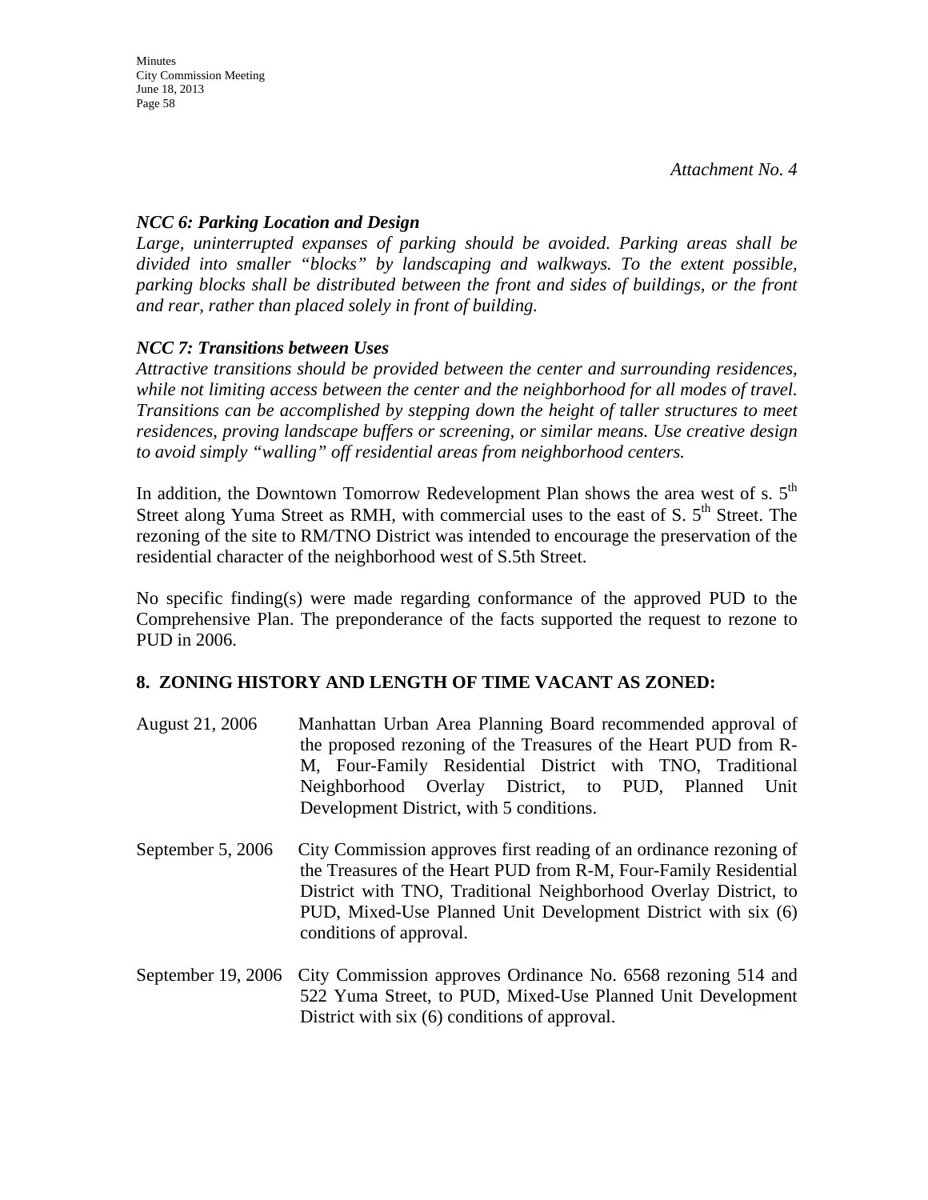*Attachment No. 4*

***NCC 6: Parking Location and Design***

*Large, uninterrupted expanses of parking should be avoided. Parking areas shall be divided into smaller "blocks" by landscaping and walkways. To the extent possible, parking blocks shall be distributed between the front and sides of buildings, or the front and rear, rather than placed solely in front of building.*

***NCC 7: Transitions between Uses***

*Attractive transitions should be provided between the center and surrounding residences, while not limiting access between the center and the neighborhood for all modes of travel. Transitions can be accomplished by stepping down the height of taller structures to meet residences, proving landscape buffers or screening, or similar means. Use creative design to avoid simply "walling" off residential areas from neighborhood centers.*

In addition, the Downtown Tomorrow Redevelopment Plan shows the area west of s. 5th Street along Yuma Street as RMH, with commercial uses to the east of S. 5th Street. The rezoning of the site to RM/TNO District was intended to encourage the preservation of the residential character of the neighborhood west of S.5th Street.

No specific finding(s) were made regarding conformance of the approved PUD to the Comprehensive Plan. The preponderance of the facts supported the request to rezone to PUD in 2006.

## 8. ZONING HISTORY AND LENGTH OF TIME VACANT AS ZONED:

August 21, 2006 — Manhattan Urban Area Planning Board recommended approval of the proposed rezoning of the Treasures of the Heart PUD from R-M, Four-Family Residential District with TNO, Traditional Neighborhood Overlay District, to PUD, Planned Unit Development District, with 5 conditions.

September 5, 2006 — City Commission approves first reading of an ordinance rezoning of the Treasures of the Heart PUD from R-M, Four-Family Residential District with TNO, Traditional Neighborhood Overlay District, to PUD, Mixed-Use Planned Unit Development District with six (6) conditions of approval.

September 19, 2006 — City Commission approves Ordinance No. 6568 rezoning 514 and 522 Yuma Street, to PUD, Mixed-Use Planned Unit Development District with six (6) conditions of approval.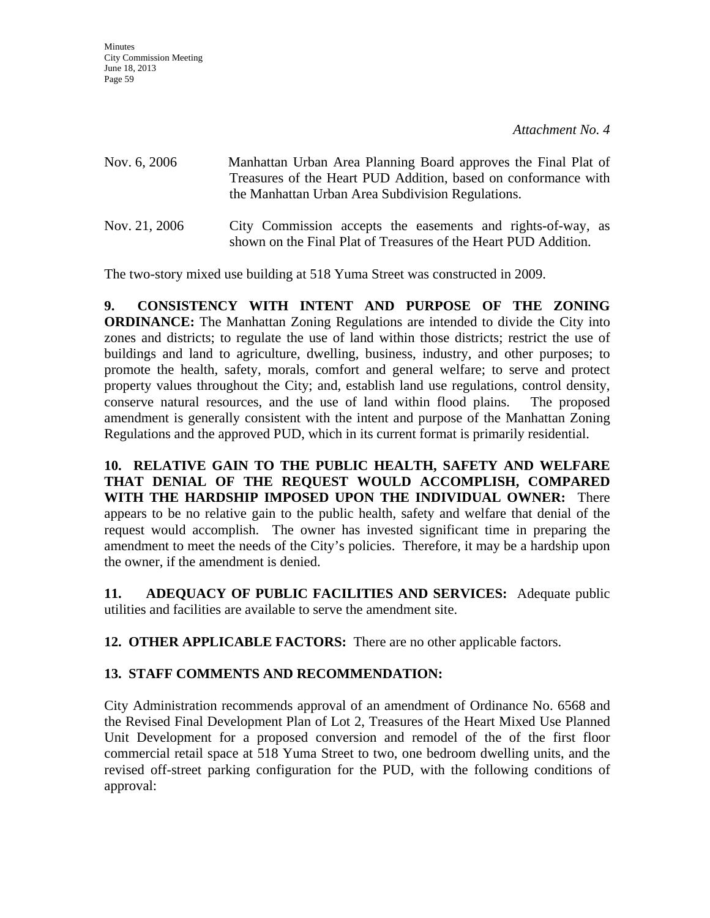*Attachment No. 4*

Nov. 6, 2006 Manhattan Urban Area Planning Board approves the Final Plat of Treasures of the Heart PUD Addition, based on conformance with the Manhattan Urban Area Subdivision Regulations.

Nov. 21, 2006 City Commission accepts the easements and rights-of-way, as shown on the Final Plat of Treasures of the Heart PUD Addition.

The two-story mixed use building at 518 Yuma Street was constructed in 2009.

**9. CONSISTENCY WITH INTENT AND PURPOSE OF THE ZONING ORDINANCE:** The Manhattan Zoning Regulations are intended to divide the City into zones and districts; to regulate the use of land within those districts; restrict the use of buildings and land to agriculture, dwelling, business, industry, and other purposes; to promote the health, safety, morals, comfort and general welfare; to serve and protect property values throughout the City; and, establish land use regulations, control density, conserve natural resources, and the use of land within flood plains. The proposed amendment is generally consistent with the intent and purpose of the Manhattan Zoning Regulations and the approved PUD, which in its current format is primarily residential.

**10. RELATIVE GAIN TO THE PUBLIC HEALTH, SAFETY AND WELFARE THAT DENIAL OF THE REQUEST WOULD ACCOMPLISH, COMPARED WITH THE HARDSHIP IMPOSED UPON THE INDIVIDUAL OWNER:** There appears to be no relative gain to the public health, safety and welfare that denial of the request would accomplish. The owner has invested significant time in preparing the amendment to meet the needs of the City's policies. Therefore, it may be a hardship upon the owner, if the amendment is denied.

**11. ADEQUACY OF PUBLIC FACILITIES AND SERVICES:** Adequate public utilities and facilities are available to serve the amendment site.

**12. OTHER APPLICABLE FACTORS:** There are no other applicable factors.

**13. STAFF COMMENTS AND RECOMMENDATION:**

City Administration recommends approval of an amendment of Ordinance No. 6568 and the Revised Final Development Plan of Lot 2, Treasures of the Heart Mixed Use Planned Unit Development for a proposed conversion and remodel of the of the first floor commercial retail space at 518 Yuma Street to two, one bedroom dwelling units, and the revised off-street parking configuration for the PUD, with the following conditions of approval: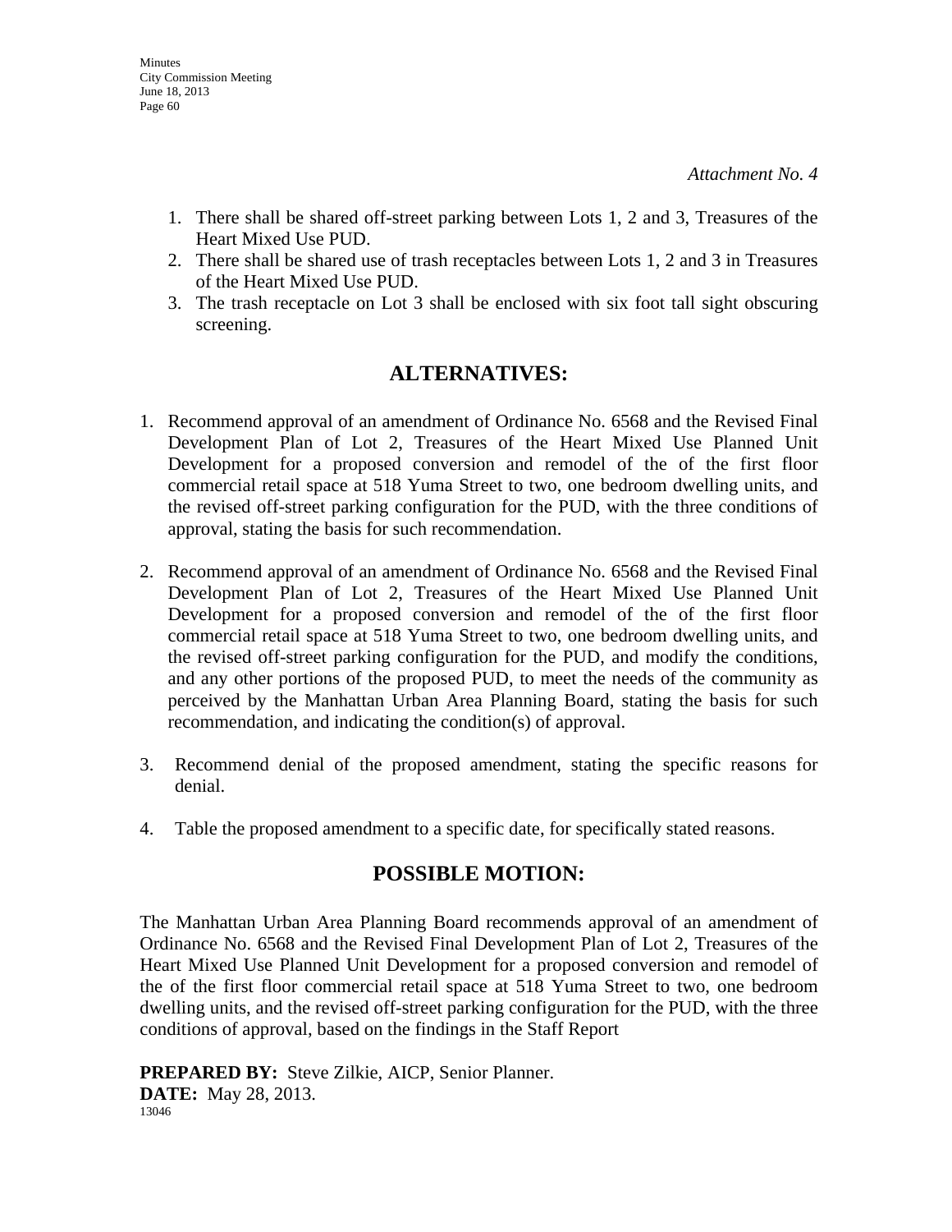*Attachment No. 4*

1. There shall be shared off-street parking between Lots 1, 2 and 3, Treasures of the Heart Mixed Use PUD.
2. There shall be shared use of trash receptacles between Lots 1, 2 and 3 in Treasures of the Heart Mixed Use PUD.
3. The trash receptacle on Lot 3 shall be enclosed with six foot tall sight obscuring screening.

## ALTERNATIVES:

1. Recommend approval of an amendment of Ordinance No. 6568 and the Revised Final Development Plan of Lot 2, Treasures of the Heart Mixed Use Planned Unit Development for a proposed conversion and remodel of the of the first floor commercial retail space at 518 Yuma Street to two, one bedroom dwelling units, and the revised off-street parking configuration for the PUD, with the three conditions of approval, stating the basis for such recommendation.

2. Recommend approval of an amendment of Ordinance No. 6568 and the Revised Final Development Plan of Lot 2, Treasures of the Heart Mixed Use Planned Unit Development for a proposed conversion and remodel of the of the first floor commercial retail space at 518 Yuma Street to two, one bedroom dwelling units, and the revised off-street parking configuration for the PUD, and modify the conditions, and any other portions of the proposed PUD, to meet the needs of the community as perceived by the Manhattan Urban Area Planning Board, stating the basis for such recommendation, and indicating the condition(s) of approval.

3. Recommend denial of the proposed amendment, stating the specific reasons for denial.

4. Table the proposed amendment to a specific date, for specifically stated reasons.

## POSSIBLE MOTION:

The Manhattan Urban Area Planning Board recommends approval of an amendment of Ordinance No. 6568 and the Revised Final Development Plan of Lot 2, Treasures of the Heart Mixed Use Planned Unit Development for a proposed conversion and remodel of the of the first floor commercial retail space at 518 Yuma Street to two, one bedroom dwelling units, and the revised off-street parking configuration for the PUD, with the three conditions of approval, based on the findings in the Staff Report

**PREPARED BY:** Steve Zilkie, AICP, Senior Planner.
**DATE:** May 28, 2013.
13046